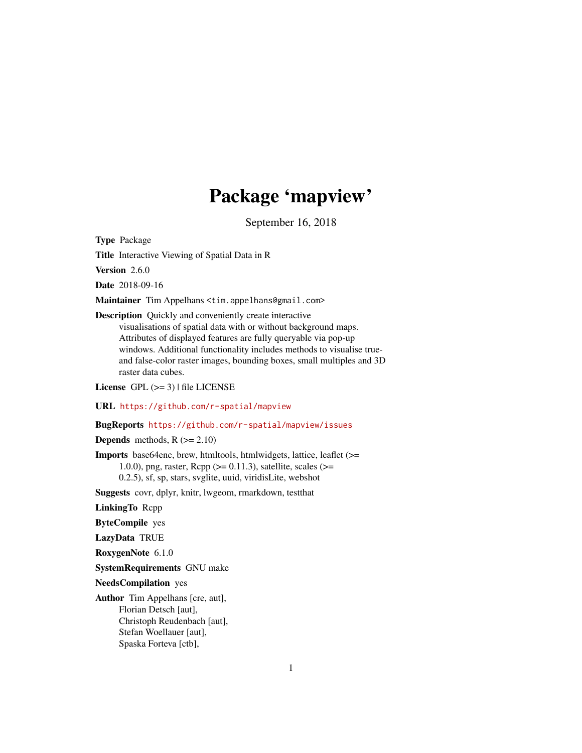# Package 'mapview'

September 16, 2018

**Type** Package

**Title** Interactive Viewing of Spatial Data in R

**Version** 2.6.0

**Date** 2018-09-16

**Maintainer** Tim Appelhans <tim.appelhans@gmail.com>

**Description** Quickly and conveniently create interactive visualisations of spatial data with or without background maps. Attributes of displayed features are fully queryable via pop-up windows. Additional functionality includes methods to visualise true- and false-color raster images, bounding boxes, small multiples and 3D raster data cubes.

**License** GPL (>= 3) | file LICENSE

**URL** https://github.com/r-spatial/mapview

**BugReports** https://github.com/r-spatial/mapview/issues

**Depends** methods, R (>= 2.10)

**Imports** base64enc, brew, htmltools, htmlwidgets, lattice, leaflet (>= 1.0.0), png, raster, Rcpp (>= 0.11.3), satellite, scales (>= 0.2.5), sf, sp, stars, svglite, uuid, viridisLite, webshot

**Suggests** covr, dplyr, knitr, lwgeom, rmarkdown, testthat

**LinkingTo** Rcpp

**ByteCompile** yes

**LazyData** TRUE

**RoxygenNote** 6.1.0

**SystemRequirements** GNU make

**NeedsCompilation** yes

**Author** Tim Appelhans [cre, aut],
Florian Detsch [aut],
Christoph Reudenbach [aut],
Stefan Woellauer [aut],
Spaska Forteva [ctb],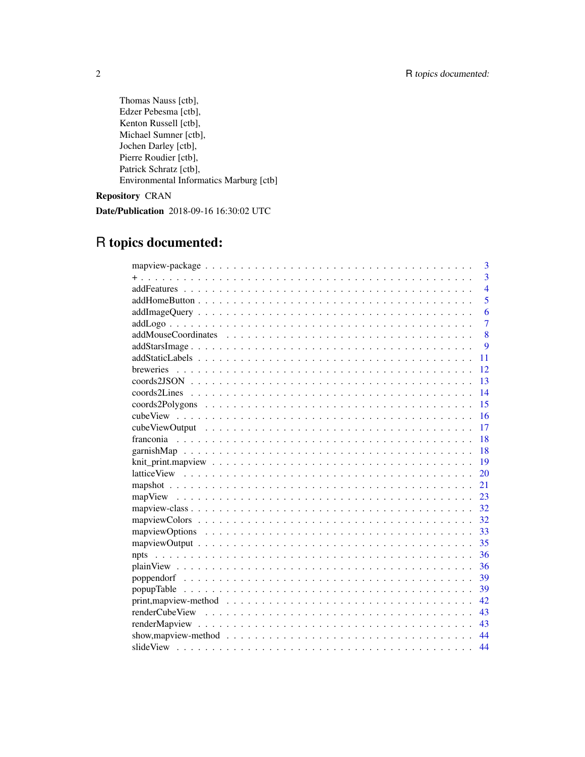Thomas Nauss [ctb],
Edzer Pebesma [ctb],
Kenton Russell [ctb],
Michael Sumner [ctb],
Jochen Darley [ctb],
Pierre Roudier [ctb],
Patrick Schratz [ctb],
Environmental Informatics Marburg [ctb]

**Repository** CRAN

**Date/Publication** 2018-09-16 16:30:02 UTC

# R topics documented:

| | |
|---|---|
| mapview-package | 3 |
| + | 3 |
| addFeatures | 4 |
| addHomeButton | 5 |
| addImageQuery | 6 |
| addLogo | 7 |
| addMouseCoordinates | 8 |
| addStarsImage | 9 |
| addStaticLabels | 11 |
| breweries | 12 |
| coords2JSON | 13 |
| coords2Lines | 14 |
| coords2Polygons | 15 |
| cubeView | 16 |
| cubeViewOutput | 17 |
| franconia | 18 |
| garnishMap | 18 |
| knit_print.mapview | 19 |
| latticeView | 20 |
| mapshot | 21 |
| mapView | 23 |
| mapview-class | 32 |
| mapviewColors | 32 |
| mapviewOptions | 33 |
| mapviewOutput | 35 |
| npts | 36 |
| plainView | 36 |
| poppendorf | 39 |
| popupTable | 39 |
| print,mapview-method | 42 |
| renderCubeView | 43 |
| renderMapview | 43 |
| show,mapview-method | 44 |
| slideView | 44 |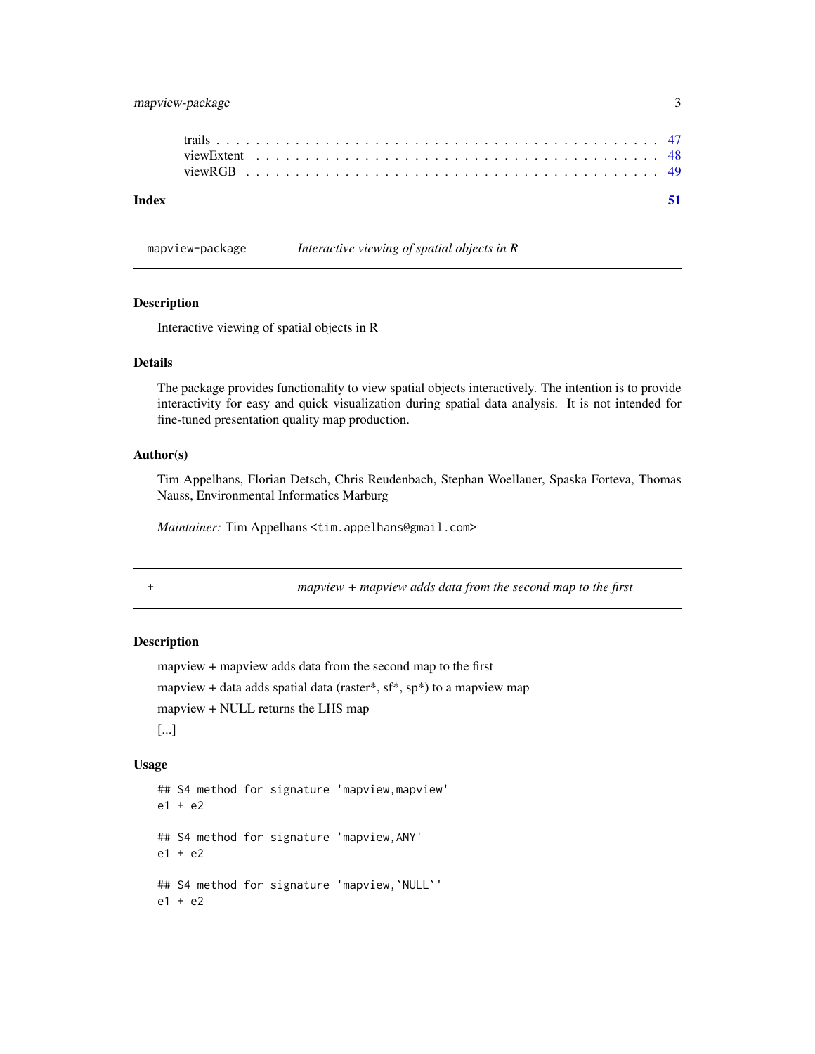trails . . . . . . . . . . . . . . . . . . . . . . . . . . . . . . . . . . . . . . . . . . 47
viewExtent . . . . . . . . . . . . . . . . . . . . . . . . . . . . . . . . . . . . . . . 48
viewRGB . . . . . . . . . . . . . . . . . . . . . . . . . . . . . . . . . . . . . . . . 49

**Index** **51**

---

## mapview-package — *Interactive viewing of spatial objects in R*

### Description

Interactive viewing of spatial objects in R

### Details

The package provides functionality to view spatial objects interactively. The intention is to provide interactivity for easy and quick visualization during spatial data analysis. It is not intended for fine-tuned presentation quality map production.

### Author(s)

Tim Appelhans, Florian Detsch, Chris Reudenbach, Stephan Woellauer, Spaska Forteva, Thomas Nauss, Environmental Informatics Marburg

*Maintainer:* Tim Appelhans <tim.appelhans@gmail.com>

---

## + — *mapview + mapview adds data from the second map to the first*

### Description

mapview + mapview adds data from the second map to the first

mapview + data adds spatial data (raster*, sf*, sp*) to a mapview map

mapview + NULL returns the LHS map

[...]

### Usage

```
## S4 method for signature 'mapview,mapview'
e1 + e2

## S4 method for signature 'mapview,ANY'
e1 + e2

## S4 method for signature 'mapview,`NULL`'
e1 + e2
```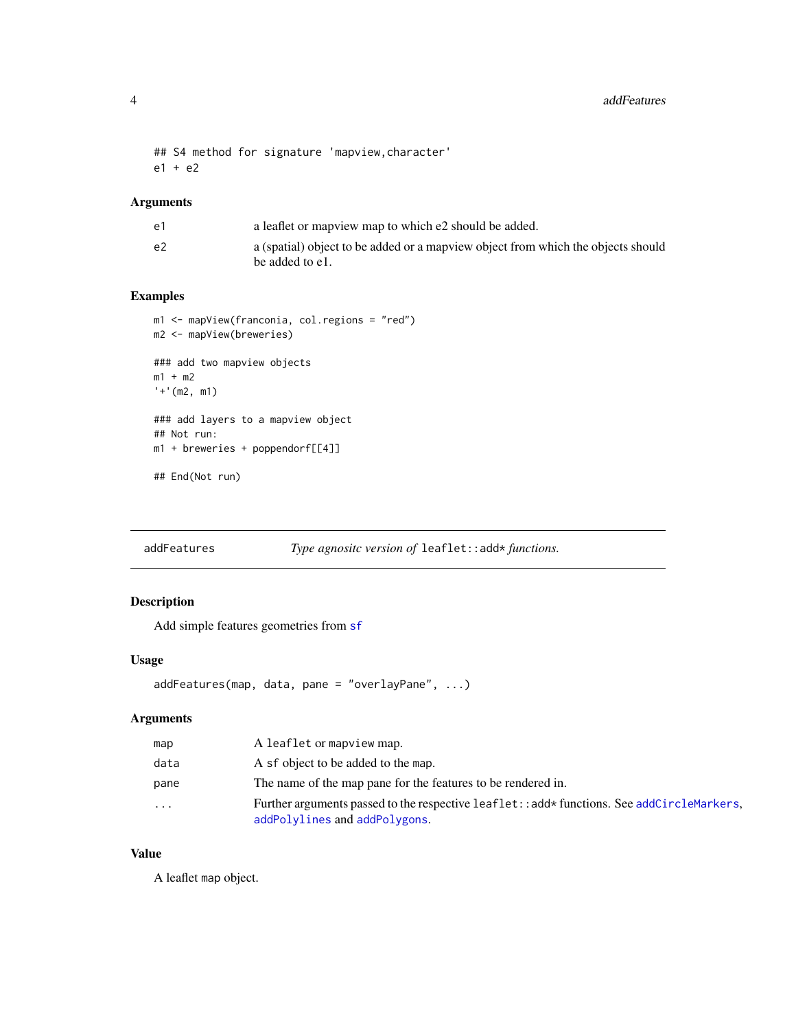```
## S4 method for signature 'mapview,character'
e1 + e2
```

### Arguments

| | |
|---|---|
| e1 | a leaflet or mapview map to which e2 should be added. |
| e2 | a (spatial) object to be added or a mapview object from which the objects should be added to e1. |

### Examples

```
m1 <- mapView(franconia, col.regions = "red")
m2 <- mapView(breweries)

### add two mapview objects
m1 + m2
'+'(m2, m1)

### add layers to a mapview object
## Not run:
m1 + breweries + poppendorf[[4]]

## End(Not run)
```

---

## addFeatures — *Type agnositc version of* `leaflet::add*` *functions.*

### Description

Add simple features geometries from sf

### Usage

```
addFeatures(map, data, pane = "overlayPane", ...)
```

### Arguments

| | |
|---|---|
| map | A `leaflet` or `mapview` map. |
| data | A `sf` object to be added to the `map`. |
| pane | The name of the map pane for the features to be rendered in. |
| ... | Further arguments passed to the respective `leaflet::add*` functions. See `addCircleMarkers`, `addPolylines` and `addPolygons`. |

### Value

A leaflet `map` object.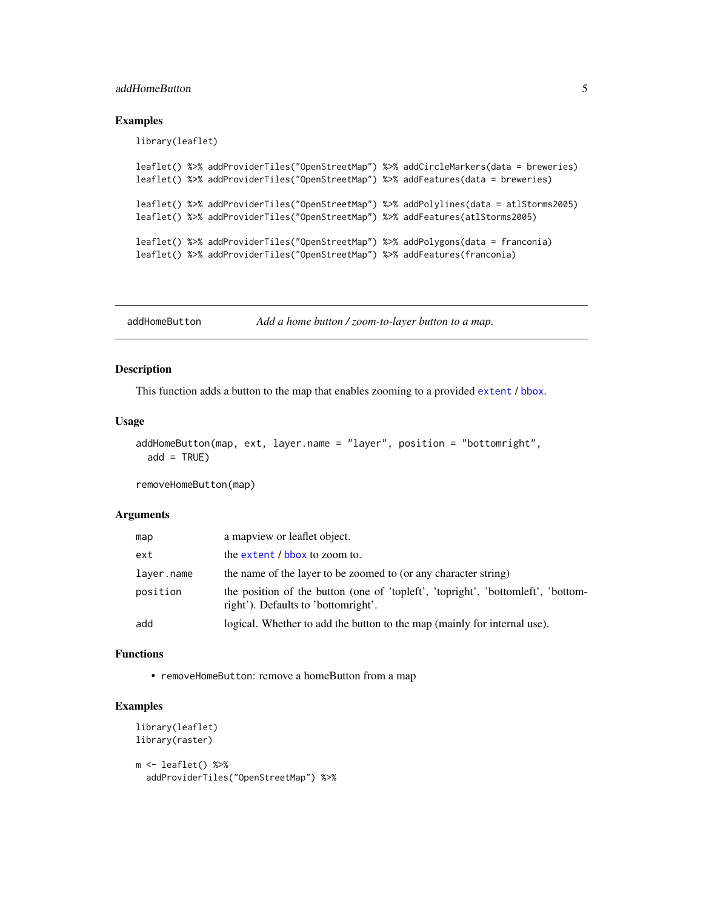### Examples

```
library(leaflet)

leaflet() %>% addProviderTiles("OpenStreetMap") %>% addCircleMarkers(data = breweries)
leaflet() %>% addProviderTiles("OpenStreetMap") %>% addFeatures(data = breweries)

leaflet() %>% addProviderTiles("OpenStreetMap") %>% addPolylines(data = atlStorms2005)
leaflet() %>% addProviderTiles("OpenStreetMap") %>% addFeatures(atlStorms2005)

leaflet() %>% addProviderTiles("OpenStreetMap") %>% addPolygons(data = franconia)
leaflet() %>% addProviderTiles("OpenStreetMap") %>% addFeatures(franconia)
```

---

## addHomeButton — *Add a home button / zoom-to-layer button to a map.*

---

### Description

This function adds a button to the map that enables zooming to a provided extent / bbox.

### Usage

```
addHomeButton(map, ext, layer.name = "layer", position = "bottomright",
  add = TRUE)

removeHomeButton(map)
```

### Arguments

| | |
|---|---|
| map | a mapview or leaflet object. |
| ext | the extent / bbox to zoom to. |
| layer.name | the name of the layer to be zoomed to (or any character string) |
| position | the position of the button (one of 'topleft', 'topright', 'bottomleft', 'bottomright'). Defaults to 'bottomright'. |
| add | logical. Whether to add the button to the map (mainly for internal use). |

### Functions

- removeHomeButton: remove a homeButton from a map

### Examples

```
library(leaflet)
library(raster)

m <- leaflet() %>%
  addProviderTiles("OpenStreetMap") %>%
```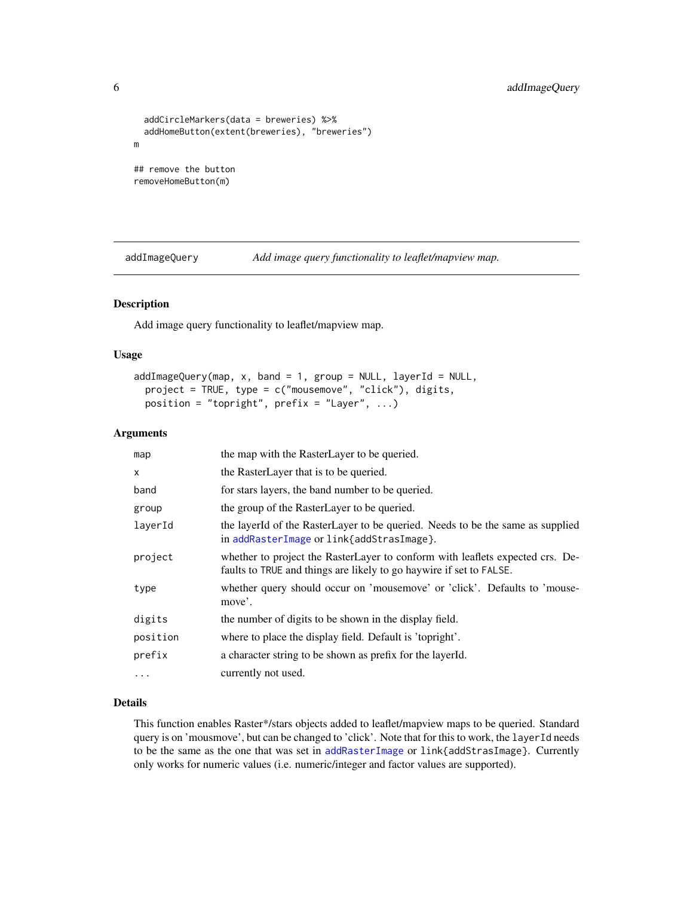```
  addCircleMarkers(data = breweries) %>%
  addHomeButton(extent(breweries), "breweries")
m

## remove the button
removeHomeButton(m)
```

## addImageQuery — *Add image query functionality to leaflet/mapview map.*

### Description

Add image query functionality to leaflet/mapview map.

### Usage

```
addImageQuery(map, x, band = 1, group = NULL, layerId = NULL,
  project = TRUE, type = c("mousemove", "click"), digits,
  position = "topright", prefix = "Layer", ...)
```

### Arguments

| | |
|---|---|
| `map` | the map with the RasterLayer to be queried. |
| `x` | the RasterLayer that is to be queried. |
| `band` | for stars layers, the band number to be queried. |
| `group` | the group of the RasterLayer to be queried. |
| `layerId` | the layerId of the RasterLayer to be queried. Needs to be the same as supplied in addRasterImage or `link{addStrasImage}`. |
| `project` | whether to project the RasterLayer to conform with leaflets expected crs. Defaults to `TRUE` and things are likely to go haywire if set to `FALSE`. |
| `type` | whether query should occur on 'mousemove' or 'click'. Defaults to 'mousemove'. |
| `digits` | the number of digits to be shown in the display field. |
| `position` | where to place the display field. Default is 'topright'. |
| `prefix` | a character string to be shown as prefix for the layerId. |
| `...` | currently not used. |

### Details

This function enables Raster*/stars objects added to leaflet/mapview maps to be queried. Standard query is on 'mousmove', but can be changed to 'click'. Note that for this to work, the `layerId` needs to be the same as the one that was set in addRasterImage or `link{addStrasImage}`. Currently only works for numeric values (i.e. numeric/integer and factor values are supported).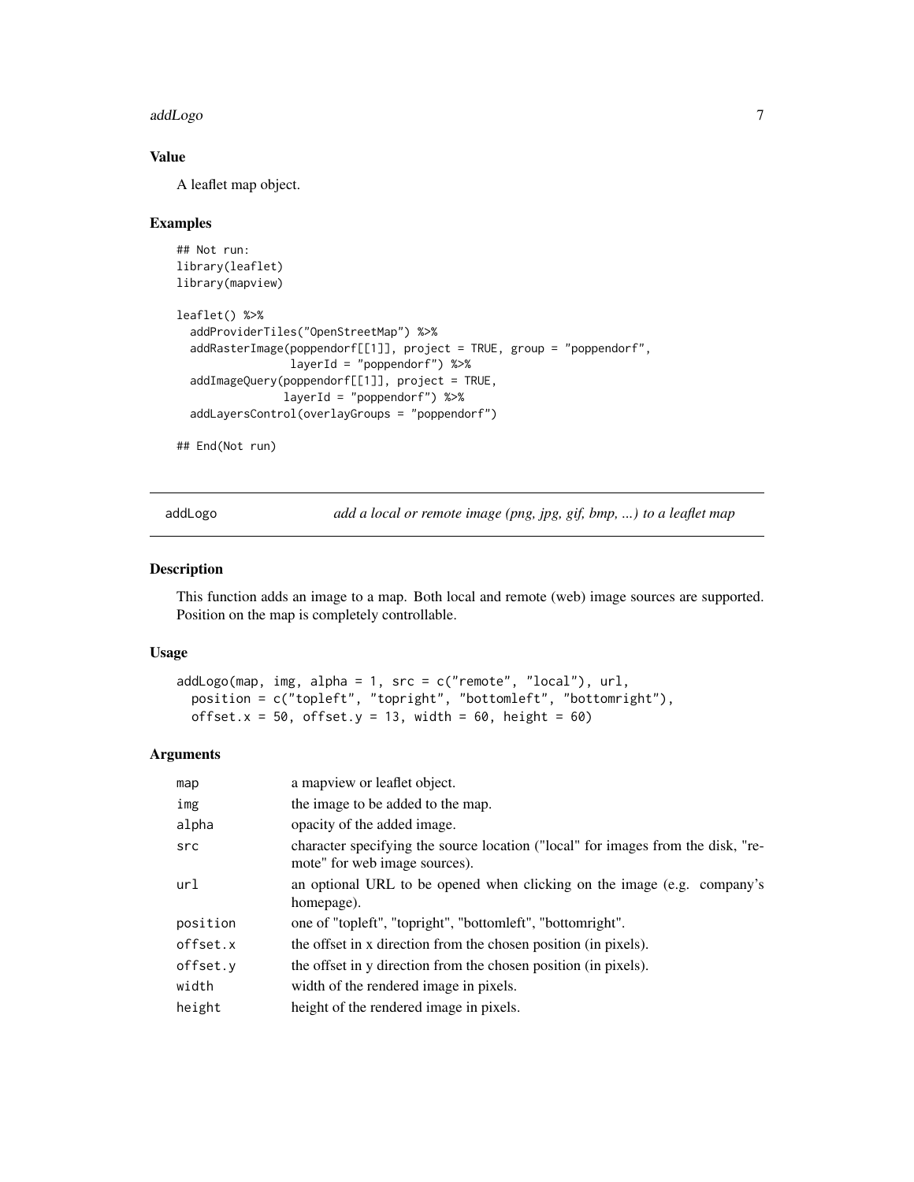### Value

A leaflet map object.

### Examples

```
## Not run:
library(leaflet)
library(mapview)

leaflet() %>%
  addProviderTiles("OpenStreetMap") %>%
  addRasterImage(poppendorf[[1]], project = TRUE, group = "poppendorf",
                 layerId = "poppendorf") %>%
  addImageQuery(poppendorf[[1]], project = TRUE,
                layerId = "poppendorf") %>%
  addLayersControl(overlayGroups = "poppendorf")

## End(Not run)
```

---

## addLogo — *add a local or remote image (png, jpg, gif, bmp, ...) to a leaflet map*

### Description

This function adds an image to a map. Both local and remote (web) image sources are supported. Position on the map is completely controllable.

### Usage

```
addLogo(map, img, alpha = 1, src = c("remote", "local"), url,
  position = c("topleft", "topright", "bottomleft", "bottomright"),
  offset.x = 50, offset.y = 13, width = 60, height = 60)
```

### Arguments

| | |
|---|---|
| `map` | a mapview or leaflet object. |
| `img` | the image to be added to the map. |
| `alpha` | opacity of the added image. |
| `src` | character specifying the source location ("local" for images from the disk, "remote" for web image sources). |
| `url` | an optional URL to be opened when clicking on the image (e.g. company's homepage). |
| `position` | one of "topleft", "topright", "bottomleft", "bottomright". |
| `offset.x` | the offset in x direction from the chosen position (in pixels). |
| `offset.y` | the offset in y direction from the chosen position (in pixels). |
| `width` | width of the rendered image in pixels. |
| `height` | height of the rendered image in pixels. |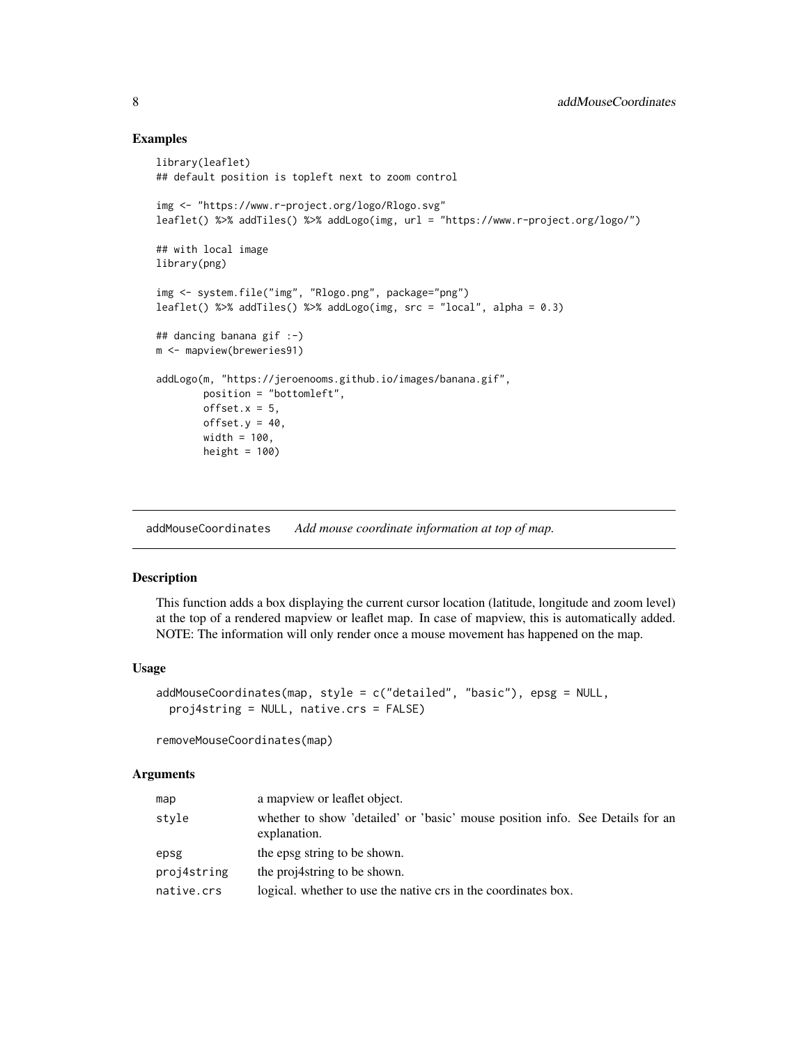### Examples

```
library(leaflet)
## default position is topleft next to zoom control

img <- "https://www.r-project.org/logo/Rlogo.svg"
leaflet() %>% addTiles() %>% addLogo(img, url = "https://www.r-project.org/logo/")

## with local image
library(png)

img <- system.file("img", "Rlogo.png", package="png")
leaflet() %>% addTiles() %>% addLogo(img, src = "local", alpha = 0.3)

## dancing banana gif :-)
m <- mapview(breweries91)

addLogo(m, "https://jeroenooms.github.io/images/banana.gif",
        position = "bottomleft",
        offset.x = 5,
        offset.y = 40,
        width = 100,
        height = 100)
```

## addMouseCoordinates *Add mouse coordinate information at top of map.*

### Description

This function adds a box displaying the current cursor location (latitude, longitude and zoom level) at the top of a rendered mapview or leaflet map. In case of mapview, this is automatically added. NOTE: The information will only render once a mouse movement has happened on the map.

### Usage

```
addMouseCoordinates(map, style = c("detailed", "basic"), epsg = NULL,
  proj4string = NULL, native.crs = FALSE)

removeMouseCoordinates(map)
```

### Arguments

| | |
|---|---|
| map | a mapview or leaflet object. |
| style | whether to show 'detailed' or 'basic' mouse position info. See Details for an explanation. |
| epsg | the epsg string to be shown. |
| proj4string | the proj4string to be shown. |
| native.crs | logical. whether to use the native crs in the coordinates box. |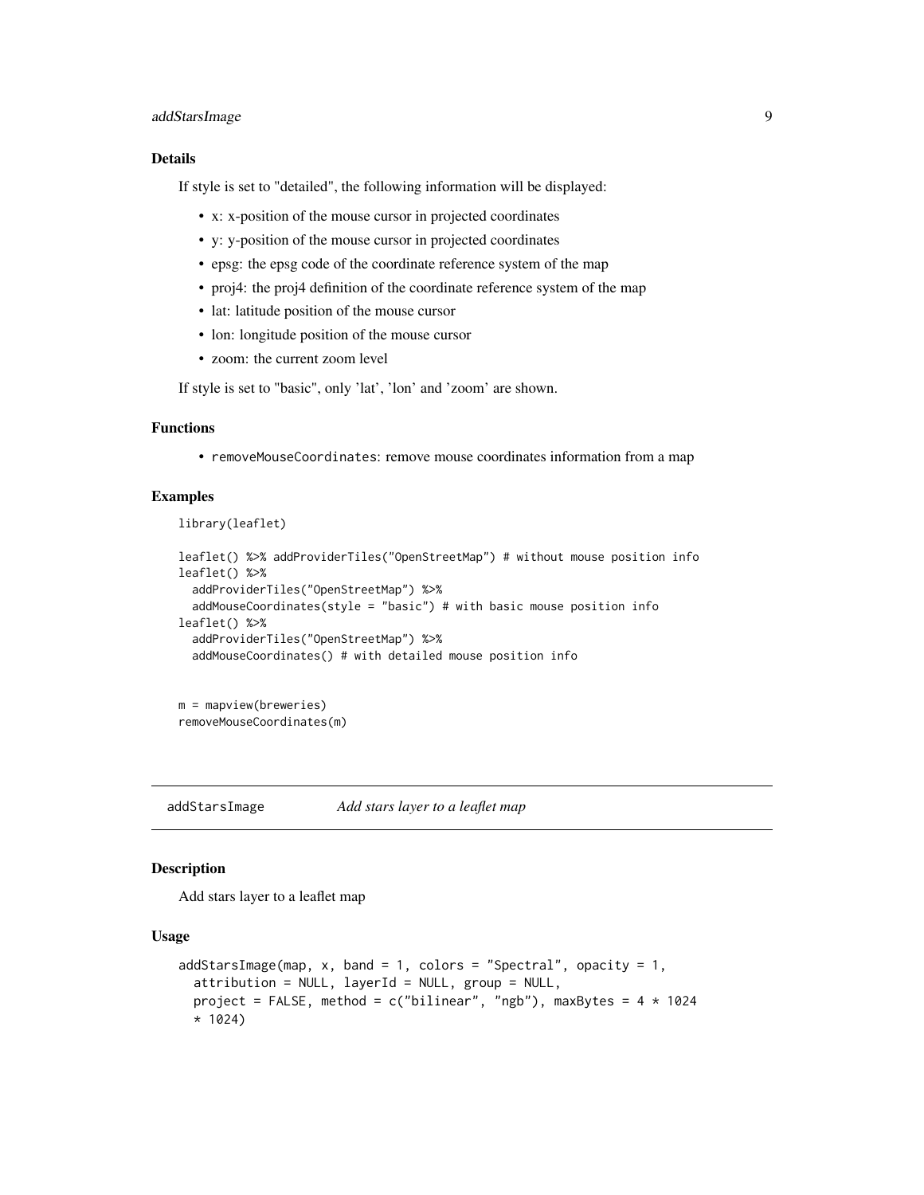### Details

If style is set to "detailed", the following information will be displayed:

- x: x-position of the mouse cursor in projected coordinates
- y: y-position of the mouse cursor in projected coordinates
- epsg: the epsg code of the coordinate reference system of the map
- proj4: the proj4 definition of the coordinate reference system of the map
- lat: latitude position of the mouse cursor
- lon: longitude position of the mouse cursor
- zoom: the current zoom level

If style is set to "basic", only 'lat', 'lon' and 'zoom' are shown.

### Functions

- `removeMouseCoordinates`: remove mouse coordinates information from a map

### Examples

```
library(leaflet)

leaflet() %>% addProviderTiles("OpenStreetMap") # without mouse position info
leaflet() %>%
  addProviderTiles("OpenStreetMap") %>%
  addMouseCoordinates(style = "basic") # with basic mouse position info
leaflet() %>%
  addProviderTiles("OpenStreetMap") %>%
  addMouseCoordinates() # with detailed mouse position info


m = mapview(breweries)
removeMouseCoordinates(m)
```

---

## addStarsImage *Add stars layer to a leaflet map*

---

### Description

Add stars layer to a leaflet map

### Usage

```
addStarsImage(map, x, band = 1, colors = "Spectral", opacity = 1,
  attribution = NULL, layerId = NULL, group = NULL,
  project = FALSE, method = c("bilinear", "ngb"), maxBytes = 4 * 1024
  * 1024)
```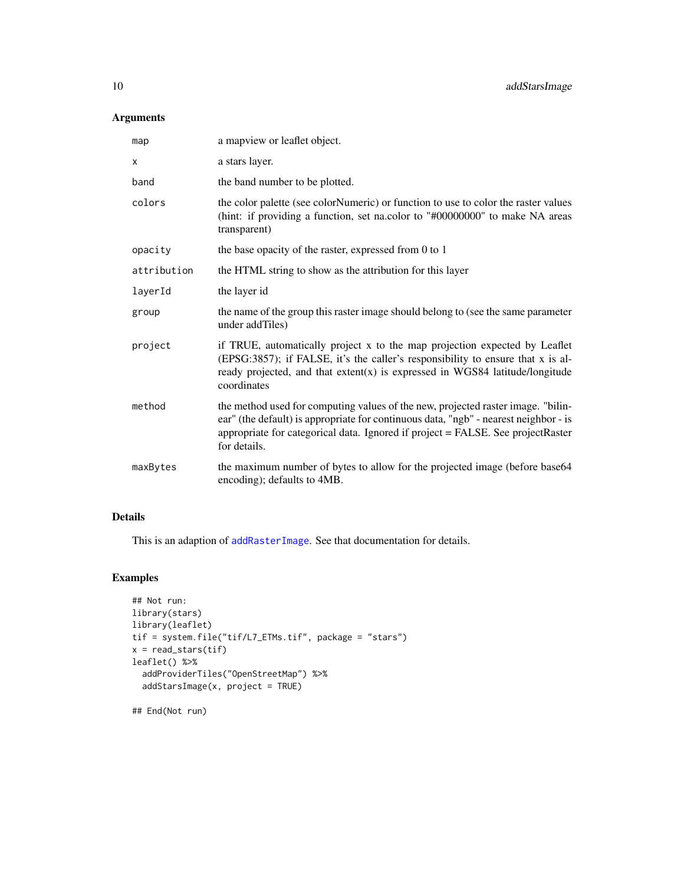## Arguments

| | |
|---|---|
| map | a mapview or leaflet object. |
| x | a stars layer. |
| band | the band number to be plotted. |
| colors | the color palette (see colorNumeric) or function to use to color the raster values (hint: if providing a function, set na.color to "#00000000" to make NA areas transparent) |
| opacity | the base opacity of the raster, expressed from 0 to 1 |
| attribution | the HTML string to show as the attribution for this layer |
| layerId | the layer id |
| group | the name of the group this raster image should belong to (see the same parameter under addTiles) |
| project | if TRUE, automatically project x to the map projection expected by Leaflet (EPSG:3857); if FALSE, it's the caller's responsibility to ensure that x is already projected, and that extent(x) is expressed in WGS84 latitude/longitude coordinates |
| method | the method used for computing values of the new, projected raster image. "bilinear" (the default) is appropriate for continuous data, "ngb" - nearest neighbor - is appropriate for categorical data. Ignored if project = FALSE. See projectRaster for details. |
| maxBytes | the maximum number of bytes to allow for the projected image (before base64 encoding); defaults to 4MB. |

## Details

This is an adaption of addRasterImage. See that documentation for details.

## Examples

```
## Not run:
library(stars)
library(leaflet)
tif = system.file("tif/L7_ETMs.tif", package = "stars")
x = read_stars(tif)
leaflet() %>%
  addProviderTiles("OpenStreetMap") %>%
  addStarsImage(x, project = TRUE)

## End(Not run)
```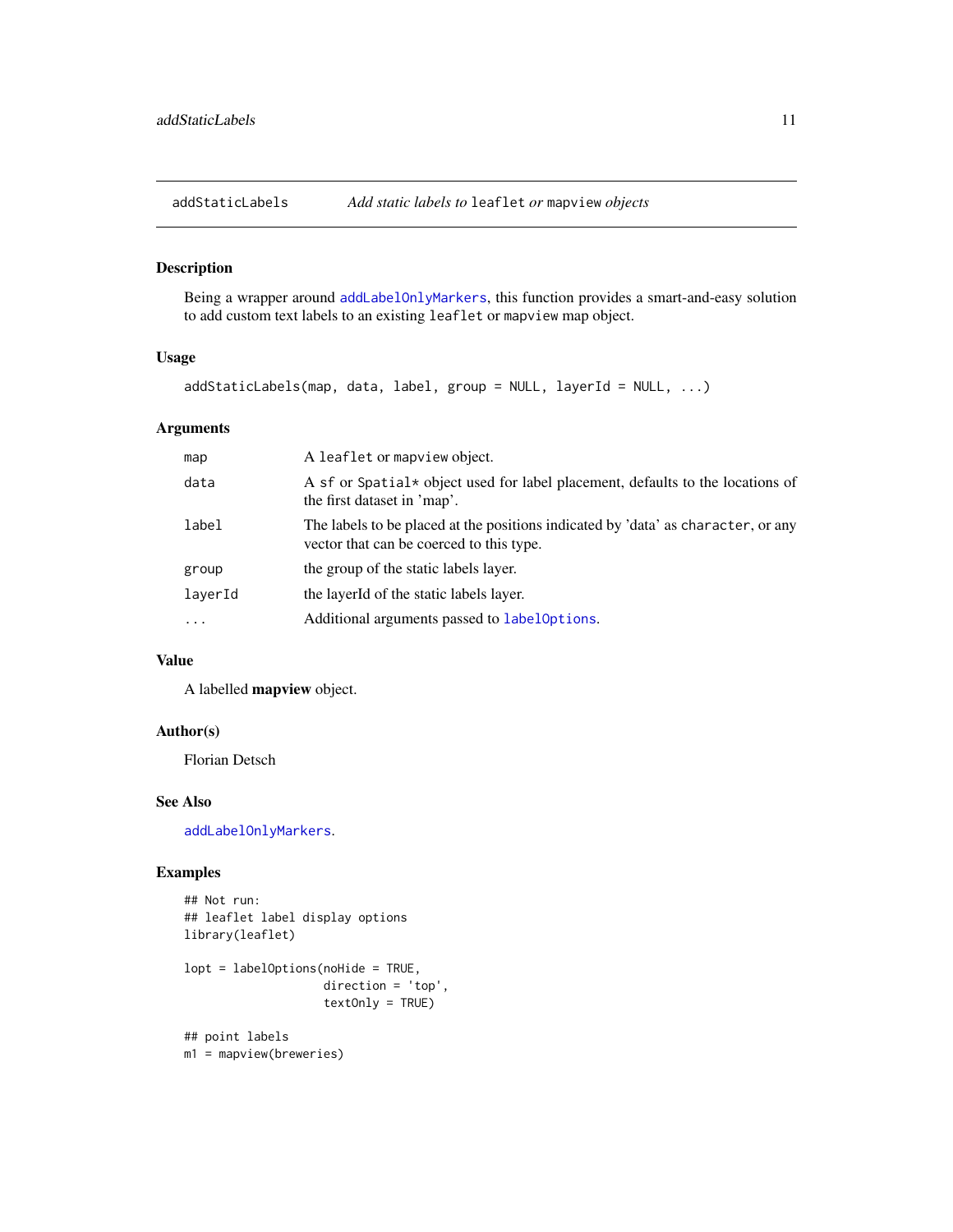## addStaticLabels — *Add static labels to* `leaflet` *or* `mapview` *objects*

### Description

Being a wrapper around `addLabelOnlyMarkers`, this function provides a smart-and-easy solution to add custom text labels to an existing `leaflet` or `mapview` map object.

### Usage

```
addStaticLabels(map, data, label, group = NULL, layerId = NULL, ...)
```

### Arguments

| | |
|---|---|
| `map` | A `leaflet` or `mapview` object. |
| `data` | A `sf` or `Spatial*` object used for label placement, defaults to the locations of the first dataset in 'map'. |
| `label` | The labels to be placed at the positions indicated by 'data' as `character`, or any vector that can be coerced to this type. |
| `group` | the group of the static labels layer. |
| `layerId` | the layerId of the static labels layer. |
| `...` | Additional arguments passed to `labelOptions`. |

### Value

A labelled **mapview** object.

### Author(s)

Florian Detsch

### See Also

`addLabelOnlyMarkers`.

### Examples

```
## Not run:
## leaflet label display options
library(leaflet)

lopt = labelOptions(noHide = TRUE,
                    direction = 'top',
                    textOnly = TRUE)

## point labels
m1 = mapview(breweries)
```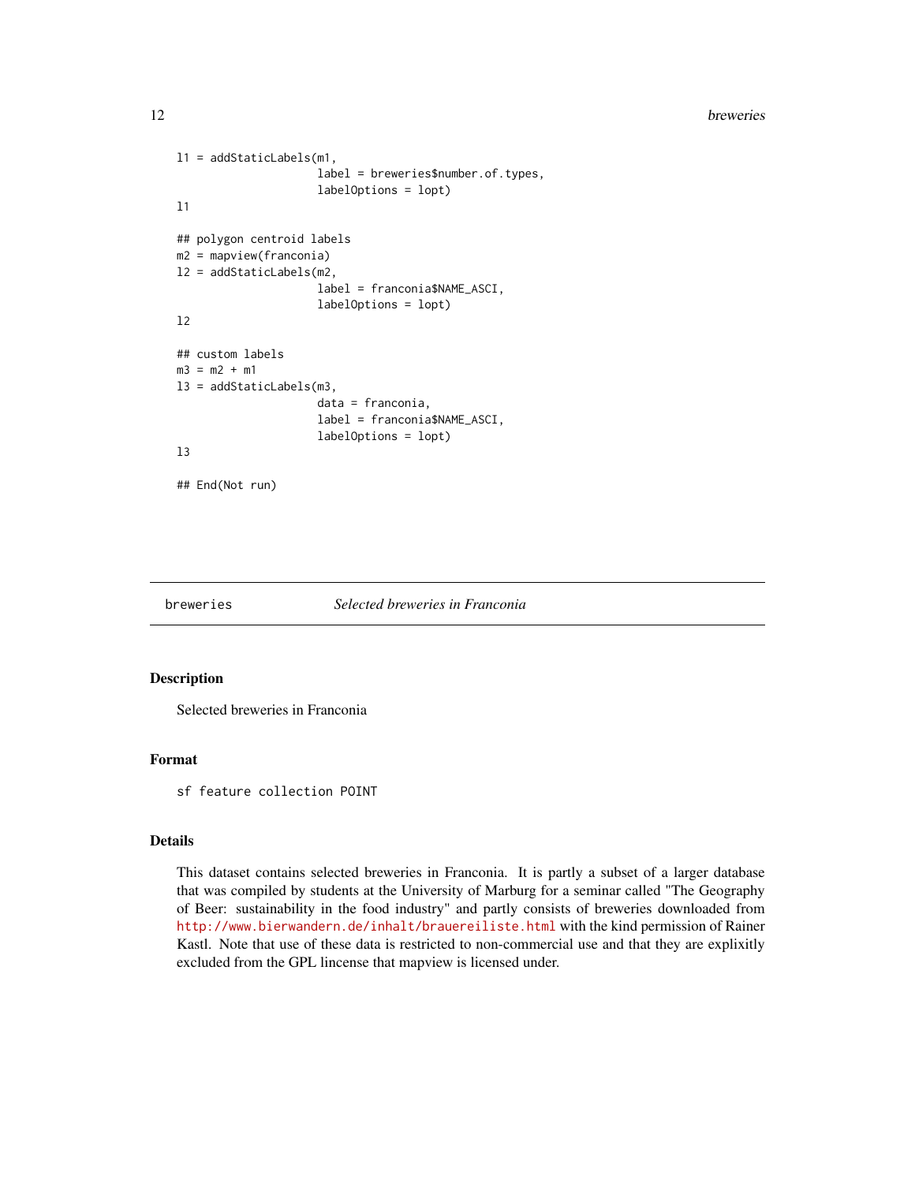```
l1 = addStaticLabels(m1,
                     label = breweries$number.of.types,
                     labelOptions = lopt)
l1

## polygon centroid labels
m2 = mapview(franconia)
l2 = addStaticLabels(m2,
                     label = franconia$NAME_ASCI,
                     labelOptions = lopt)
l2

## custom labels
m3 = m2 + m1
l3 = addStaticLabels(m3,
                     data = franconia,
                     label = franconia$NAME_ASCI,
                     labelOptions = lopt)
l3

## End(Not run)
```

---

breweries &nbsp;&nbsp;&nbsp;&nbsp; *Selected breweries in Franconia*

---

## Description

Selected breweries in Franconia

## Format

```
sf feature collection POINT
```

## Details

This dataset contains selected breweries in Franconia. It is partly a subset of a larger database that was compiled by students at the University of Marburg for a seminar called "The Geography of Beer: sustainability in the food industry" and partly consists of breweries downloaded from http://www.bierwandern.de/inhalt/brauereiliste.html with the kind permission of Rainer Kastl. Note that use of these data is restricted to non-commercial use and that they are explixitly excluded from the GPL lincense that mapview is licensed under.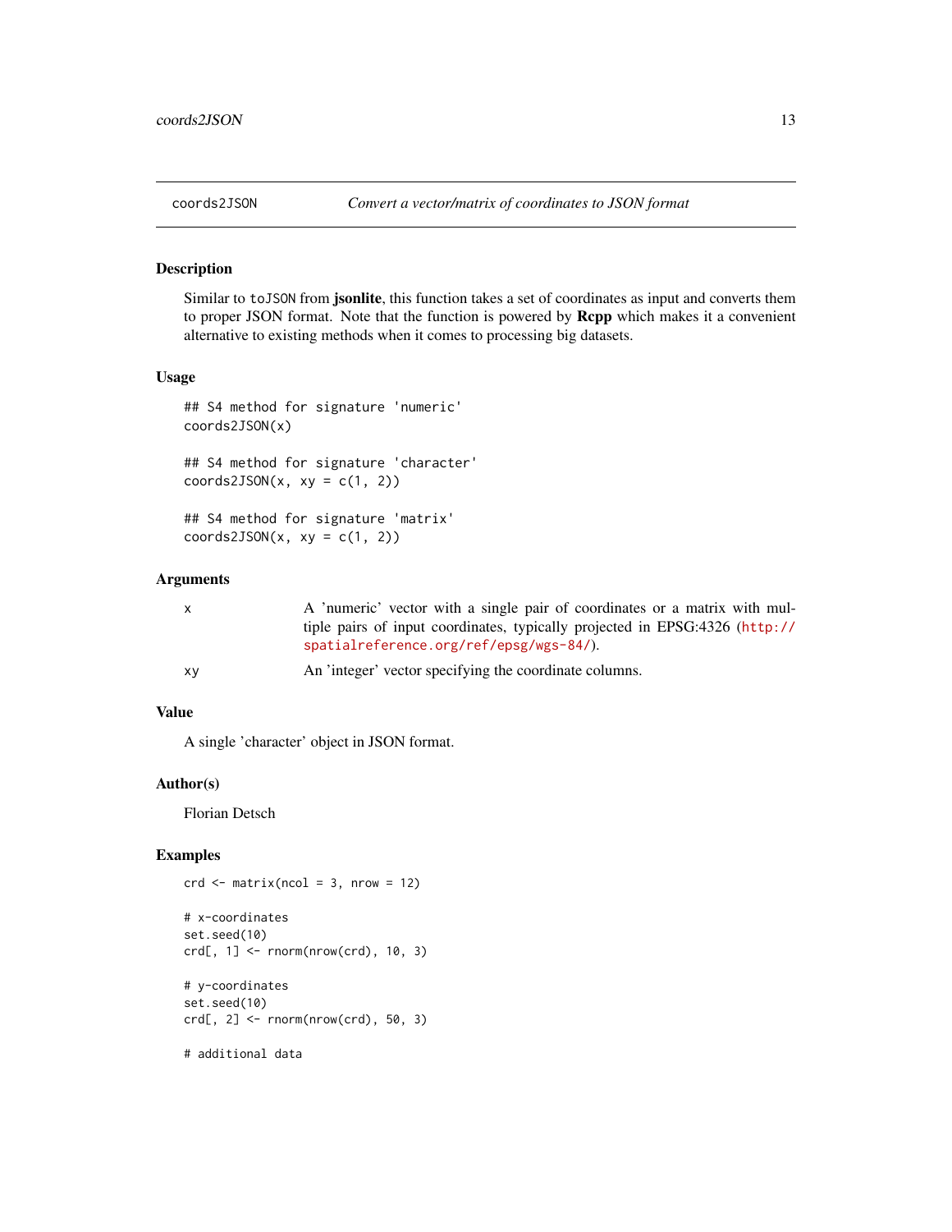## coords2JSON — *Convert a vector/matrix of coordinates to JSON format*

### Description

Similar to `toJSON` from **jsonlite**, this function takes a set of coordinates as input and converts them to proper JSON format. Note that the function is powered by **Rcpp** which makes it a convenient alternative to existing methods when it comes to processing big datasets.

### Usage

```
## S4 method for signature 'numeric'
coords2JSON(x)

## S4 method for signature 'character'
coords2JSON(x, xy = c(1, 2))

## S4 method for signature 'matrix'
coords2JSON(x, xy = c(1, 2))
```

### Arguments

| | |
|---|---|
| x | A 'numeric' vector with a single pair of coordinates or a matrix with multiple pairs of input coordinates, typically projected in EPSG:4326 (http://spatialreference.org/ref/epsg/wgs-84/). |
| xy | An 'integer' vector specifying the coordinate columns. |

### Value

A single 'character' object in JSON format.

### Author(s)

Florian Detsch

### Examples

```
crd <- matrix(ncol = 3, nrow = 12)

# x-coordinates
set.seed(10)
crd[, 1] <- rnorm(nrow(crd), 10, 3)

# y-coordinates
set.seed(10)
crd[, 2] <- rnorm(nrow(crd), 50, 3)

# additional data
```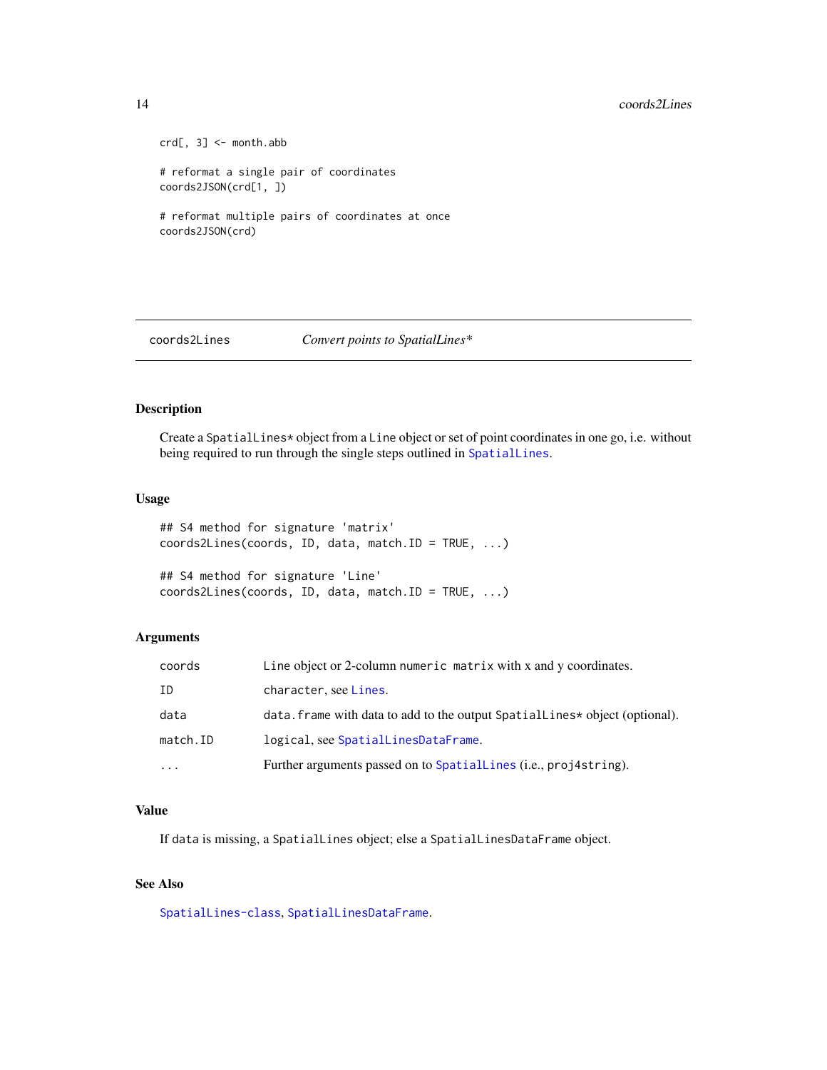```
crd[, 3] <- month.abb

# reformat a single pair of coordinates
coords2JSON(crd[1, ])

# reformat multiple pairs of coordinates at once
coords2JSON(crd)
```

---

## coords2Lines — *Convert points to SpatialLines**

### Description

Create a `SpatialLines*` object from a `Line` object or set of point coordinates in one go, i.e. without being required to run through the single steps outlined in `SpatialLines`.

### Usage

```
## S4 method for signature 'matrix'
coords2Lines(coords, ID, data, match.ID = TRUE, ...)

## S4 method for signature 'Line'
coords2Lines(coords, ID, data, match.ID = TRUE, ...)
```

### Arguments

| | |
|---|---|
| `coords` | `Line` object or 2-column `numeric matrix` with x and y coordinates. |
| `ID` | `character`, see `Lines`. |
| `data` | `data.frame` with data to add to the output `SpatialLines*` object (optional). |
| `match.ID` | `logical`, see `SpatialLinesDataFrame`. |
| `...` | Further arguments passed on to `SpatialLines` (i.e., `proj4string`). |

### Value

If `data` is missing, a `SpatialLines` object; else a `SpatialLinesDataFrame` object.

### See Also

`SpatialLines-class`, `SpatialLinesDataFrame`.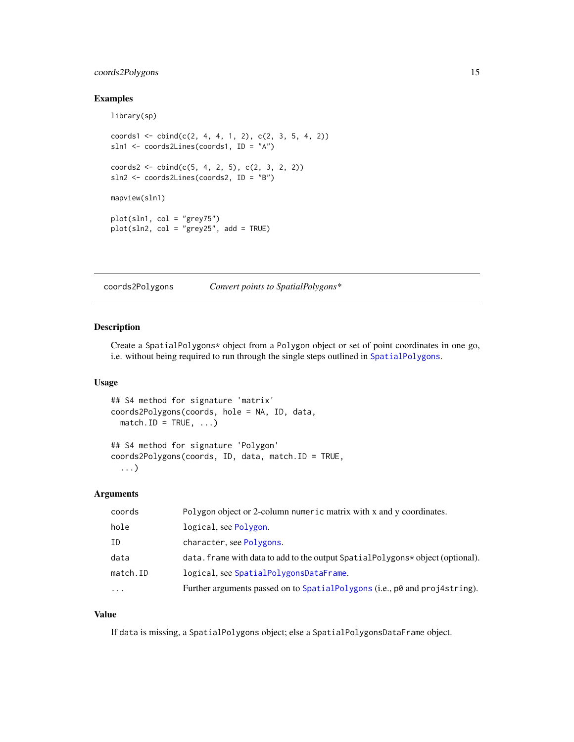## Examples

```
library(sp)

coords1 <- cbind(c(2, 4, 4, 1, 2), c(2, 3, 5, 4, 2))
sln1 <- coords2Lines(coords1, ID = "A")

coords2 <- cbind(c(5, 4, 2, 5), c(2, 3, 2, 2))
sln2 <- coords2Lines(coords2, ID = "B")

mapview(sln1)

plot(sln1, col = "grey75")
plot(sln2, col = "grey25", add = TRUE)
```

---

# coords2Polygons — *Convert points to SpatialPolygons**

## Description

Create a `SpatialPolygons*` object from a `Polygon` object or set of point coordinates in one go, i.e. without being required to run through the single steps outlined in `SpatialPolygons`.

## Usage

```
## S4 method for signature 'matrix'
coords2Polygons(coords, hole = NA, ID, data,
  match.ID = TRUE, ...)

## S4 method for signature 'Polygon'
coords2Polygons(coords, ID, data, match.ID = TRUE,
  ...)
```

## Arguments

| | |
|---|---|
| `coords` | `Polygon` object or 2-column `numeric` matrix with x and y coordinates. |
| `hole` | `logical`, see `Polygon`. |
| `ID` | `character`, see `Polygons`. |
| `data` | `data.frame` with data to add to the output `SpatialPolygons*` object (optional). |
| `match.ID` | `logical`, see `SpatialPolygonsDataFrame`. |
| `...` | Further arguments passed on to `SpatialPolygons` (i.e., `p0` and `proj4string`). |

## Value

If `data` is missing, a `SpatialPolygons` object; else a `SpatialPolygonsDataFrame` object.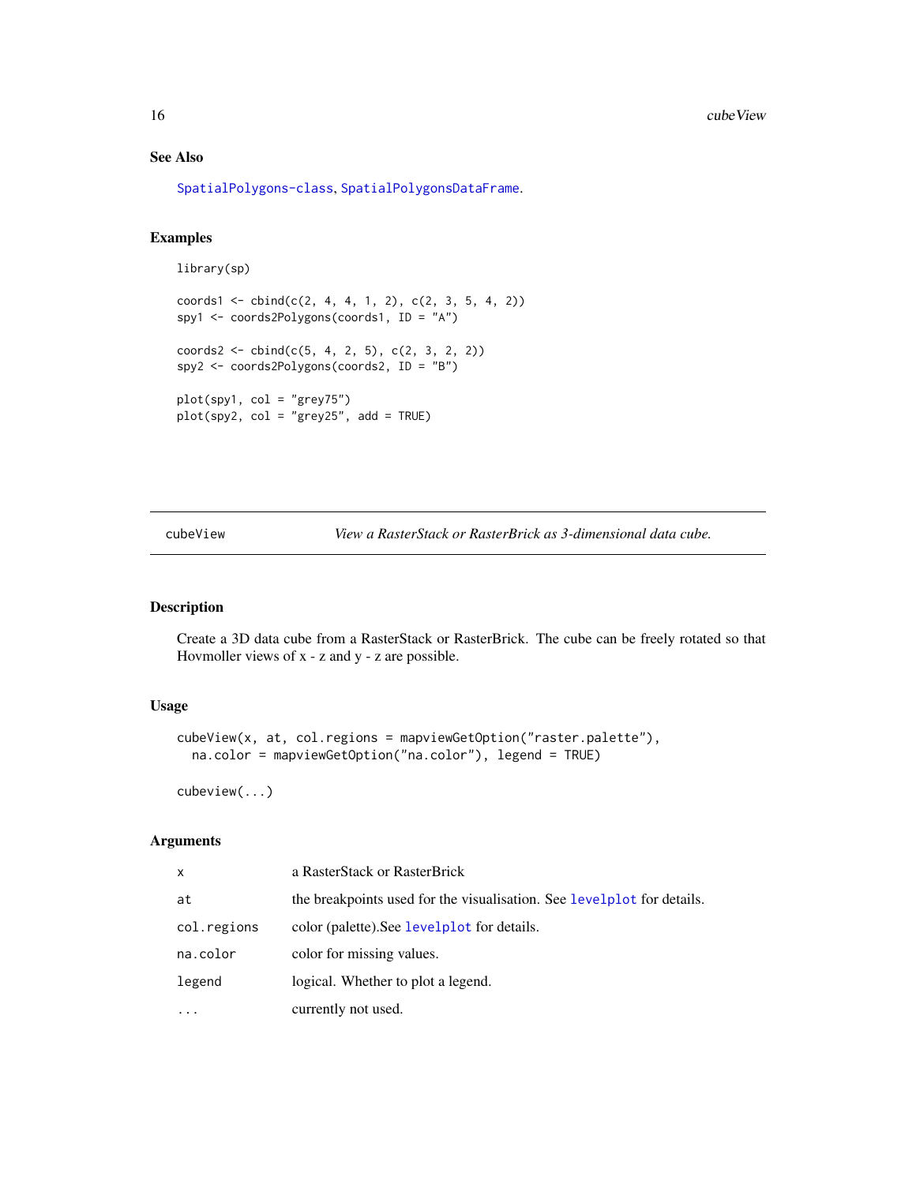### See Also

SpatialPolygons-class, SpatialPolygonsDataFrame.

### Examples

```
library(sp)

coords1 <- cbind(c(2, 4, 4, 1, 2), c(2, 3, 5, 4, 2))
spy1 <- coords2Polygons(coords1, ID = "A")

coords2 <- cbind(c(5, 4, 2, 5), c(2, 3, 2, 2))
spy2 <- coords2Polygons(coords2, ID = "B")

plot(spy1, col = "grey75")
plot(spy2, col = "grey25", add = TRUE)
```

---

## cubeView — *View a RasterStack or RasterBrick as 3-dimensional data cube.*

### Description

Create a 3D data cube from a RasterStack or RasterBrick. The cube can be freely rotated so that Hovmoller views of x - z and y - z are possible.

### Usage

```
cubeView(x, at, col.regions = mapviewGetOption("raster.palette"),
  na.color = mapviewGetOption("na.color"), legend = TRUE)

cubeview(...)
```

### Arguments

| | |
|---|---|
| x | a RasterStack or RasterBrick |
| at | the breakpoints used for the visualisation. See levelplot for details. |
| col.regions | color (palette).See levelplot for details. |
| na.color | color for missing values. |
| legend | logical. Whether to plot a legend. |
| ... | currently not used. |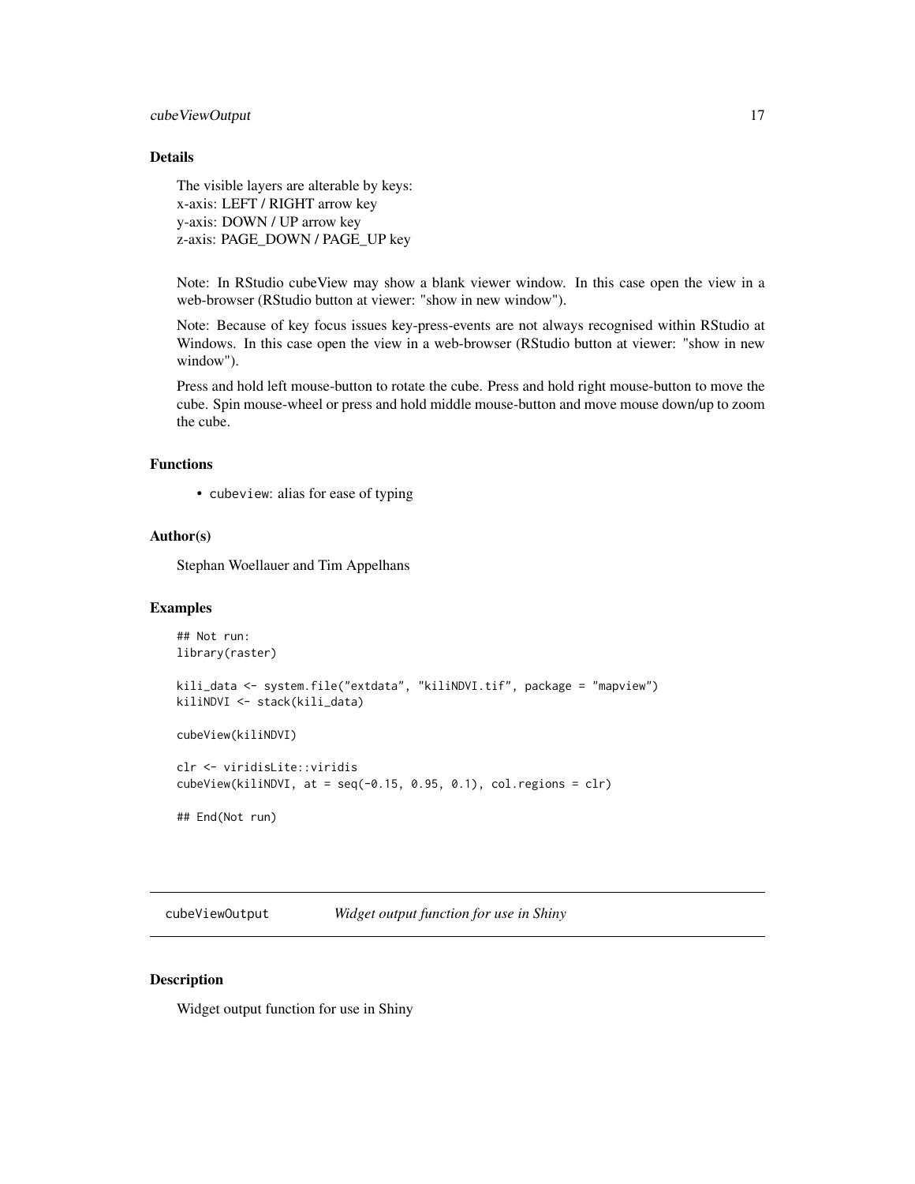### Details

The visible layers are alterable by keys:
x-axis: LEFT / RIGHT arrow key
y-axis: DOWN / UP arrow key
z-axis: PAGE_DOWN / PAGE_UP key

Note: In RStudio cubeView may show a blank viewer window. In this case open the view in a web-browser (RStudio button at viewer: "show in new window").

Note: Because of key focus issues key-press-events are not always recognised within RStudio at Windows. In this case open the view in a web-browser (RStudio button at viewer: "show in new window").

Press and hold left mouse-button to rotate the cube. Press and hold right mouse-button to move the cube. Spin mouse-wheel or press and hold middle mouse-button and move mouse down/up to zoom the cube.

### Functions

- `cubeview`: alias for ease of typing

### Author(s)

Stephan Woellauer and Tim Appelhans

### Examples

```
## Not run:
library(raster)

kili_data <- system.file("extdata", "kiliNDVI.tif", package = "mapview")
kiliNDVI <- stack(kili_data)

cubeView(kiliNDVI)

clr <- viridisLite::viridis
cubeView(kiliNDVI, at = seq(-0.15, 0.95, 0.1), col.regions = clr)

## End(Not run)
```

---

## `cubeViewOutput` *Widget output function for use in Shiny*

---

### Description

Widget output function for use in Shiny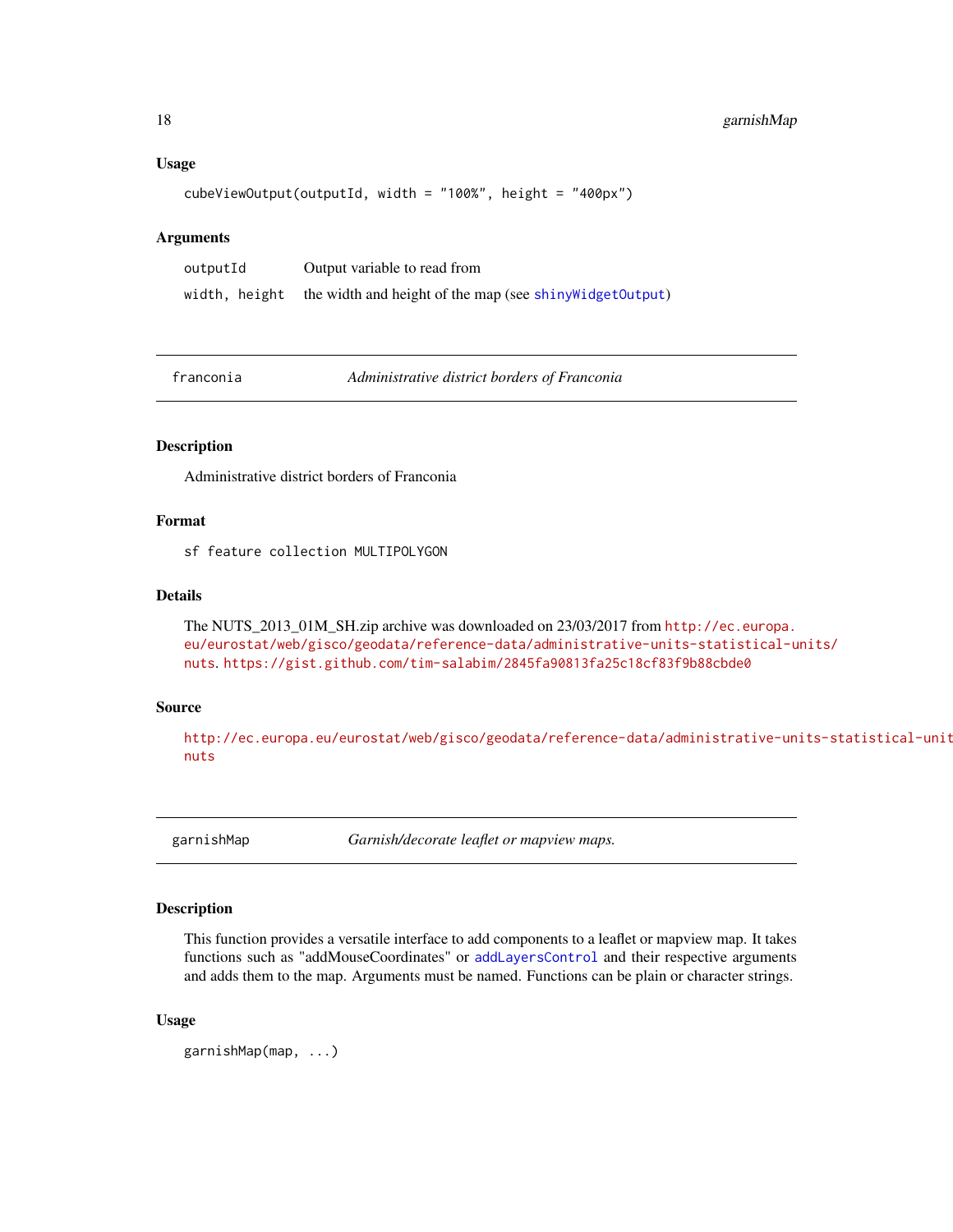### Usage

```
cubeViewOutput(outputId, width = "100%", height = "400px")
```

### Arguments

| | |
|---|---|
| outputId | Output variable to read from |
| width, height | the width and height of the map (see shinyWidgetOutput) |

---

## franconia — *Administrative district borders of Franconia*

### Description

Administrative district borders of Franconia

### Format

sf feature collection MULTIPOLYGON

### Details

The NUTS_2013_01M_SH.zip archive was downloaded on 23/03/2017 from http://ec.europa.eu/eurostat/web/gisco/geodata/reference-data/administrative-units-statistical-units/nuts. https://gist.github.com/tim-salabim/2845fa90813fa25c18cf83f9b88cbde0

### Source

http://ec.europa.eu/eurostat/web/gisco/geodata/reference-data/administrative-units-statistical-units/nuts

---

## garnishMap — *Garnish/decorate leaflet or mapview maps.*

### Description

This function provides a versatile interface to add components to a leaflet or mapview map. It takes functions such as "addMouseCoordinates" or addLayersControl and their respective arguments and adds them to the map. Arguments must be named. Functions can be plain or character strings.

### Usage

```
garnishMap(map, ...)
```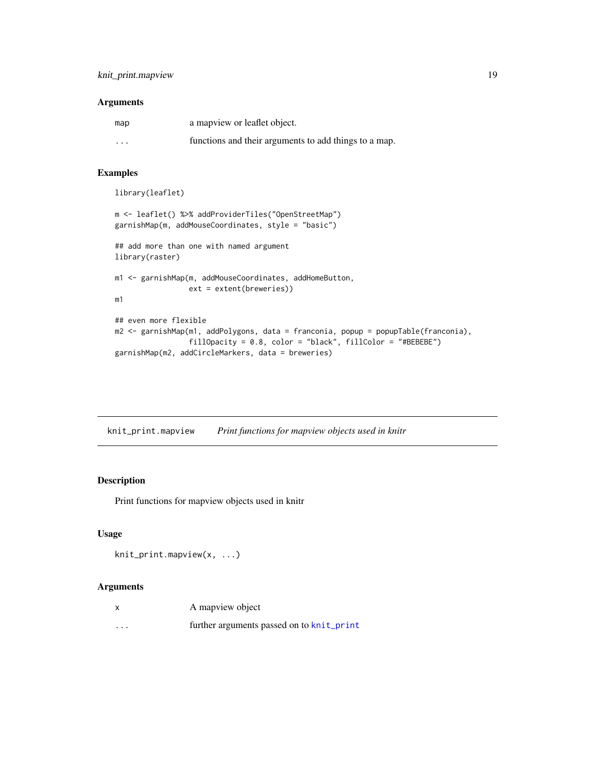### Arguments

| | |
|---|---|
| map | a mapview or leaflet object. |
| ... | functions and their arguments to add things to a map. |

### Examples

```
library(leaflet)

m <- leaflet() %>% addProviderTiles("OpenStreetMap")
garnishMap(m, addMouseCoordinates, style = "basic")

## add more than one with named argument
library(raster)

m1 <- garnishMap(m, addMouseCoordinates, addHomeButton,
                 ext = extent(breweries))
m1

## even more flexible
m2 <- garnishMap(m1, addPolygons, data = franconia, popup = popupTable(franconia),
                 fillOpacity = 0.8, color = "black", fillColor = "#BEBEBE")
garnishMap(m2, addCircleMarkers, data = breweries)
```

## knit_print.mapview *Print functions for mapview objects used in knitr*

### Description

Print functions for mapview objects used in knitr

### Usage

```
knit_print.mapview(x, ...)
```

### Arguments

| | |
|---|---|
| x | A mapview object |
| ... | further arguments passed on to knit_print |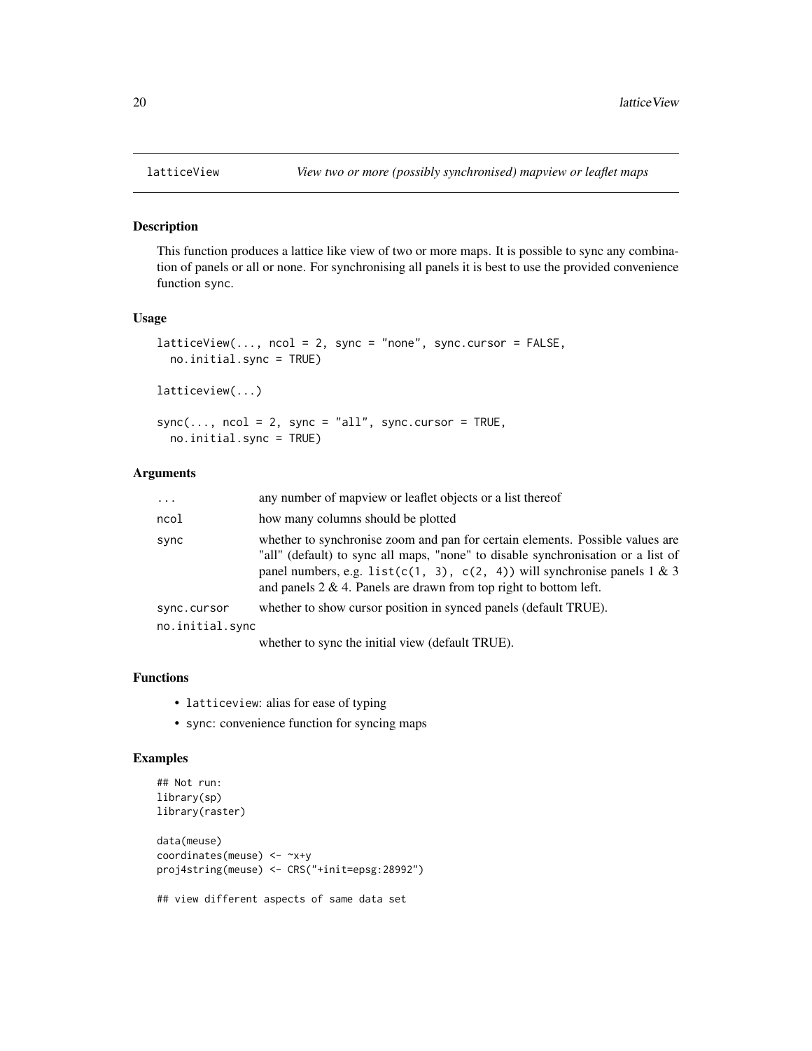## latticeView — *View two or more (possibly synchronised) mapview or leaflet maps*

### Description

This function produces a lattice like view of two or more maps. It is possible to sync any combination of panels or all or none. For synchronising all panels it is best to use the provided convenience function `sync`.

### Usage

```
latticeView(..., ncol = 2, sync = "none", sync.cursor = FALSE,
  no.initial.sync = TRUE)

latticeview(...)

sync(..., ncol = 2, sync = "all", sync.cursor = TRUE,
  no.initial.sync = TRUE)
```

### Arguments

| | |
|---|---|
| `...` | any number of mapview or leaflet objects or a list thereof |
| `ncol` | how many columns should be plotted |
| `sync` | whether to synchronise zoom and pan for certain elements. Possible values are "all" (default) to sync all maps, "none" to disable synchronisation or a list of panel numbers, e.g. `list(c(1, 3), c(2, 4))` will synchronise panels 1 & 3 and panels 2 & 4. Panels are drawn from top right to bottom left. |
| `sync.cursor` | whether to show cursor position in synced panels (default TRUE). |
| `no.initial.sync` | whether to sync the initial view (default TRUE). |

### Functions

- `latticeview`: alias for ease of typing
- `sync`: convenience function for syncing maps

### Examples

```
## Not run:
library(sp)
library(raster)

data(meuse)
coordinates(meuse) <- ~x+y
proj4string(meuse) <- CRS("+init=epsg:28992")

## view different aspects of same data set
```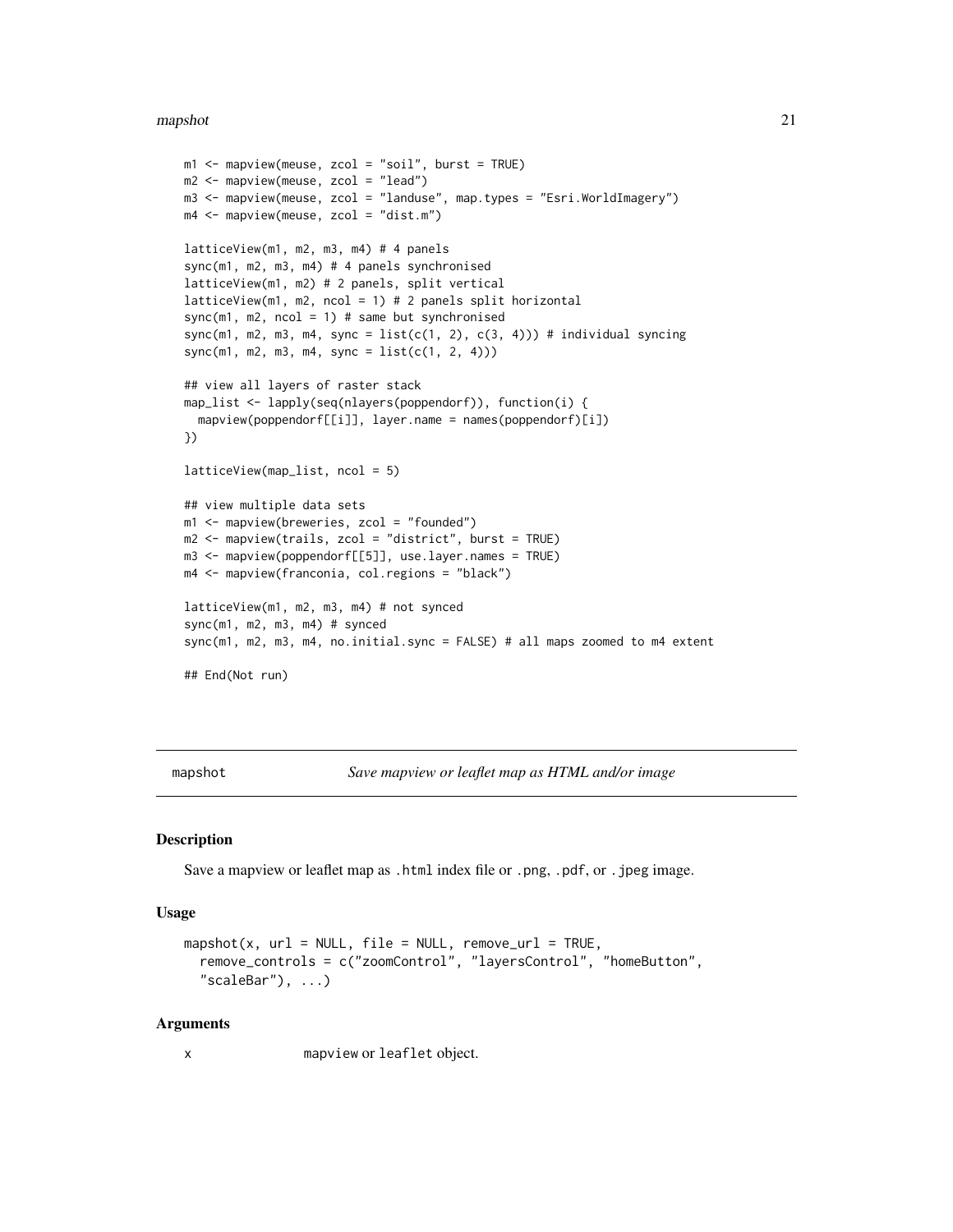```
m1 <- mapview(meuse, zcol = "soil", burst = TRUE)
m2 <- mapview(meuse, zcol = "lead")
m3 <- mapview(meuse, zcol = "landuse", map.types = "Esri.WorldImagery")
m4 <- mapview(meuse, zcol = "dist.m")

latticeView(m1, m2, m3, m4) # 4 panels
sync(m1, m2, m3, m4) # 4 panels synchronised
latticeView(m1, m2) # 2 panels, split vertical
latticeView(m1, m2, ncol = 1) # 2 panels split horizontal
sync(m1, m2, ncol = 1) # same but synchronised
sync(m1, m2, m3, m4, sync = list(c(1, 2), c(3, 4))) # individual syncing
sync(m1, m2, m3, m4, sync = list(c(1, 2, 4)))

## view all layers of raster stack
map_list <- lapply(seq(nlayers(poppendorf)), function(i) {
  mapview(poppendorf[[i]], layer.name = names(poppendorf)[i])
})

latticeView(map_list, ncol = 5)

## view multiple data sets
m1 <- mapview(breweries, zcol = "founded")
m2 <- mapview(trails, zcol = "district", burst = TRUE)
m3 <- mapview(poppendorf[[5]], use.layer.names = TRUE)
m4 <- mapview(franconia, col.regions = "black")

latticeView(m1, m2, m3, m4) # not synced
sync(m1, m2, m3, m4) # synced
sync(m1, m2, m3, m4, no.initial.sync = FALSE) # all maps zoomed to m4 extent

## End(Not run)
```

---

## mapshot — *Save mapview or leaflet map as HTML and/or image*

### Description

Save a mapview or leaflet map as `.html` index file or `.png`, `.pdf`, or `.jpeg` image.

### Usage

```
mapshot(x, url = NULL, file = NULL, remove_url = TRUE,
  remove_controls = c("zoomControl", "layersControl", "homeButton",
  "scaleBar"), ...)
```

### Arguments

| | |
|---|---|
| x | `mapview` or `leaflet` object. |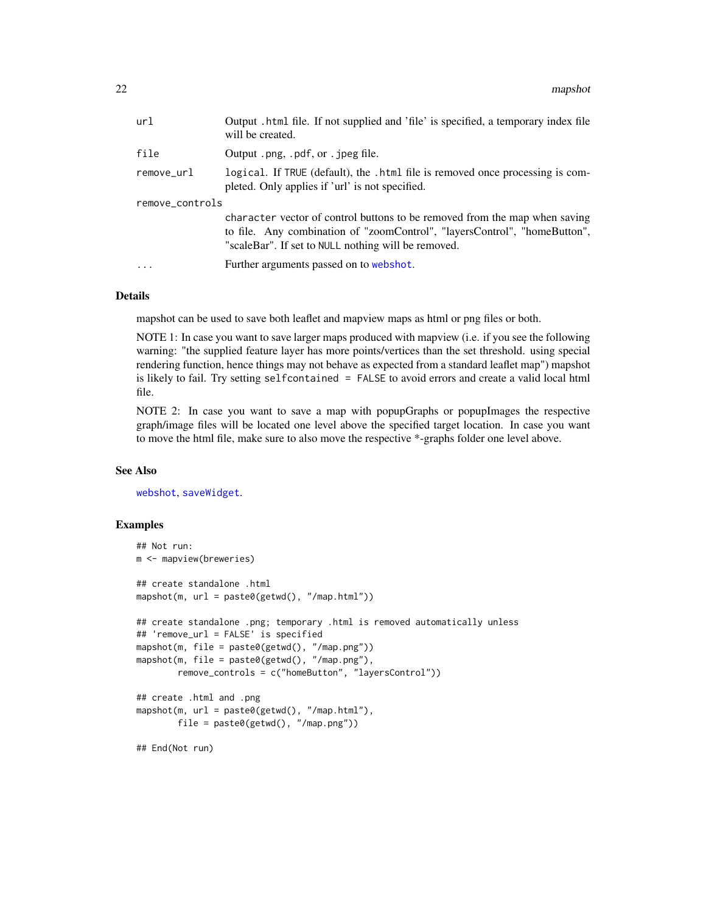| | |
|---|---|
| `url` | Output `.html` file. If not supplied and 'file' is specified, a temporary index file will be created. |
| `file` | Output `.png`, `.pdf`, or `.jpeg` file. |
| `remove_url` | `logical`. If `TRUE` (default), the `.html` file is removed once processing is completed. Only applies if 'url' is not specified. |
| `remove_controls` | `character` vector of control buttons to be removed from the map when saving to file. Any combination of "zoomControl", "layersControl", "homeButton", "scaleBar". If set to `NULL` nothing will be removed. |
| `...` | Further arguments passed on to `webshot`. |

## Details

mapshot can be used to save both leaflet and mapview maps as html or png files or both.

NOTE 1: In case you want to save larger maps produced with mapview (i.e. if you see the following warning: "the supplied feature layer has more points/vertices than the set threshold. using special rendering function, hence things may not behave as expected from a standard leaflet map") mapshot is likely to fail. Try setting `selfcontained = FALSE` to avoid errors and create a valid local html file.

NOTE 2: In case you want to save a map with popupGraphs or popupImages the respective graph/image files will be located one level above the specified target location. In case you want to move the html file, make sure to also move the respective *-graphs folder one level above.

## See Also

`webshot`, `saveWidget`.

## Examples

```
## Not run:
m <- mapview(breweries)

## create standalone .html
mapshot(m, url = paste0(getwd(), "/map.html"))

## create standalone .png; temporary .html is removed automatically unless
## 'remove_url = FALSE' is specified
mapshot(m, file = paste0(getwd(), "/map.png"))
mapshot(m, file = paste0(getwd(), "/map.png"),
        remove_controls = c("homeButton", "layersControl"))

## create .html and .png
mapshot(m, url = paste0(getwd(), "/map.html"),
        file = paste0(getwd(), "/map.png"))

## End(Not run)
```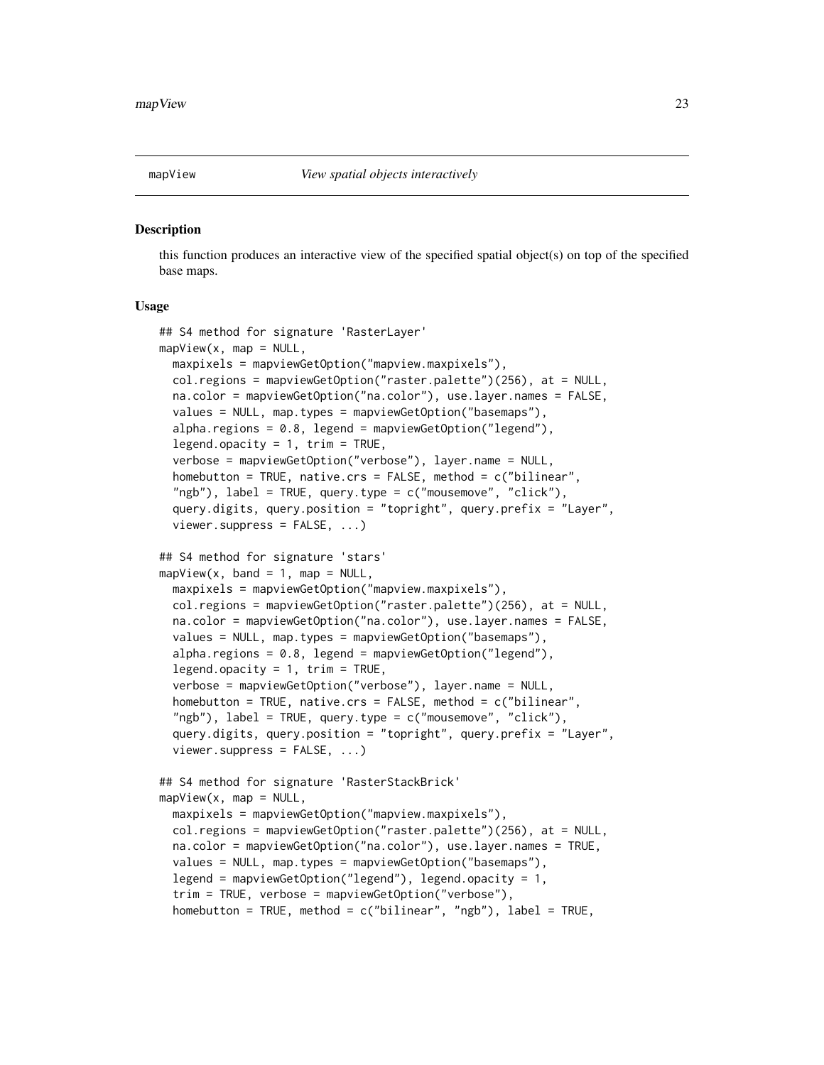## mapView — *View spatial objects interactively*

### Description

this function produces an interactive view of the specified spatial object(s) on top of the specified base maps.

### Usage

```
## S4 method for signature 'RasterLayer'
mapView(x, map = NULL,
  maxpixels = mapviewGetOption("mapview.maxpixels"),
  col.regions = mapviewGetOption("raster.palette")(256), at = NULL,
  na.color = mapviewGetOption("na.color"), use.layer.names = FALSE,
  values = NULL, map.types = mapviewGetOption("basemaps"),
  alpha.regions = 0.8, legend = mapviewGetOption("legend"),
  legend.opacity = 1, trim = TRUE,
  verbose = mapviewGetOption("verbose"), layer.name = NULL,
  homebutton = TRUE, native.crs = FALSE, method = c("bilinear",
  "ngb"), label = TRUE, query.type = c("mousemove", "click"),
  query.digits, query.position = "topright", query.prefix = "Layer",
  viewer.suppress = FALSE, ...)

## S4 method for signature 'stars'
mapView(x, band = 1, map = NULL,
  maxpixels = mapviewGetOption("mapview.maxpixels"),
  col.regions = mapviewGetOption("raster.palette")(256), at = NULL,
  na.color = mapviewGetOption("na.color"), use.layer.names = FALSE,
  values = NULL, map.types = mapviewGetOption("basemaps"),
  alpha.regions = 0.8, legend = mapviewGetOption("legend"),
  legend.opacity = 1, trim = TRUE,
  verbose = mapviewGetOption("verbose"), layer.name = NULL,
  homebutton = TRUE, native.crs = FALSE, method = c("bilinear",
  "ngb"), label = TRUE, query.type = c("mousemove", "click"),
  query.digits, query.position = "topright", query.prefix = "Layer",
  viewer.suppress = FALSE, ...)

## S4 method for signature 'RasterStackBrick'
mapView(x, map = NULL,
  maxpixels = mapviewGetOption("mapview.maxpixels"),
  col.regions = mapviewGetOption("raster.palette")(256), at = NULL,
  na.color = mapviewGetOption("na.color"), use.layer.names = TRUE,
  values = NULL, map.types = mapviewGetOption("basemaps"),
  legend = mapviewGetOption("legend"), legend.opacity = 1,
  trim = TRUE, verbose = mapviewGetOption("verbose"),
  homebutton = TRUE, method = c("bilinear", "ngb"), label = TRUE,
```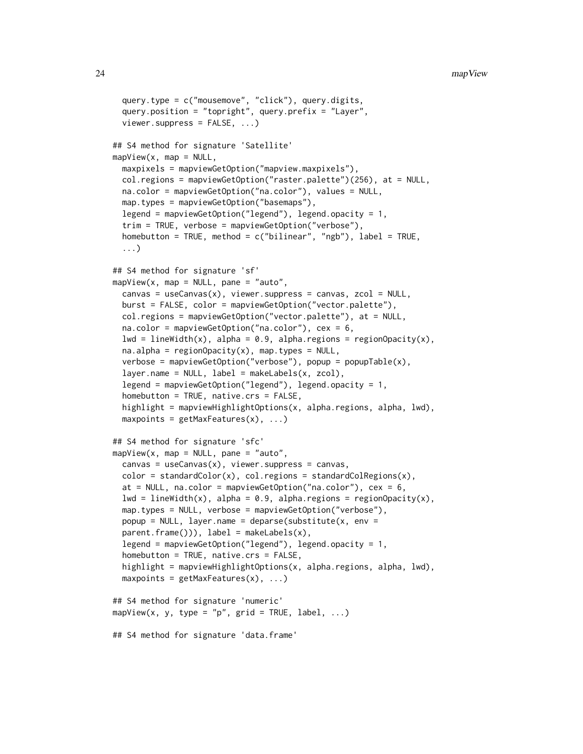```
  query.type = c("mousemove", "click"), query.digits,
  query.position = "topright", query.prefix = "Layer",
  viewer.suppress = FALSE, ...)

## S4 method for signature 'Satellite'
mapView(x, map = NULL,
  maxpixels = mapviewGetOption("mapview.maxpixels"),
  col.regions = mapviewGetOption("raster.palette")(256), at = NULL,
  na.color = mapviewGetOption("na.color"), values = NULL,
  map.types = mapviewGetOption("basemaps"),
  legend = mapviewGetOption("legend"), legend.opacity = 1,
  trim = TRUE, verbose = mapviewGetOption("verbose"),
  homebutton = TRUE, method = c("bilinear", "ngb"), label = TRUE,
  ...)

## S4 method for signature 'sf'
mapView(x, map = NULL, pane = "auto",
  canvas = useCanvas(x), viewer.suppress = canvas, zcol = NULL,
  burst = FALSE, color = mapviewGetOption("vector.palette"),
  col.regions = mapviewGetOption("vector.palette"), at = NULL,
  na.color = mapviewGetOption("na.color"), cex = 6,
  lwd = lineWidth(x), alpha = 0.9, alpha.regions = regionOpacity(x),
  na.alpha = regionOpacity(x), map.types = NULL,
  verbose = mapviewGetOption("verbose"), popup = popupTable(x),
  layer.name = NULL, label = makeLabels(x, zcol),
  legend = mapviewGetOption("legend"), legend.opacity = 1,
  homebutton = TRUE, native.crs = FALSE,
  highlight = mapviewHighlightOptions(x, alpha.regions, alpha, lwd),
  maxpoints = getMaxFeatures(x), ...)

## S4 method for signature 'sfc'
mapView(x, map = NULL, pane = "auto",
  canvas = useCanvas(x), viewer.suppress = canvas,
  color = standardColor(x), col.regions = standardColRegions(x),
  at = NULL, na.color = mapviewGetOption("na.color"), cex = 6,
  lwd = lineWidth(x), alpha = 0.9, alpha.regions = regionOpacity(x),
  map.types = NULL, verbose = mapviewGetOption("verbose"),
  popup = NULL, layer.name = deparse(substitute(x, env =
  parent.frame())), label = makeLabels(x),
  legend = mapviewGetOption("legend"), legend.opacity = 1,
  homebutton = TRUE, native.crs = FALSE,
  highlight = mapviewHighlightOptions(x, alpha.regions, alpha, lwd),
  maxpoints = getMaxFeatures(x), ...)

## S4 method for signature 'numeric'
mapView(x, y, type = "p", grid = TRUE, label, ...)

## S4 method for signature 'data.frame'
```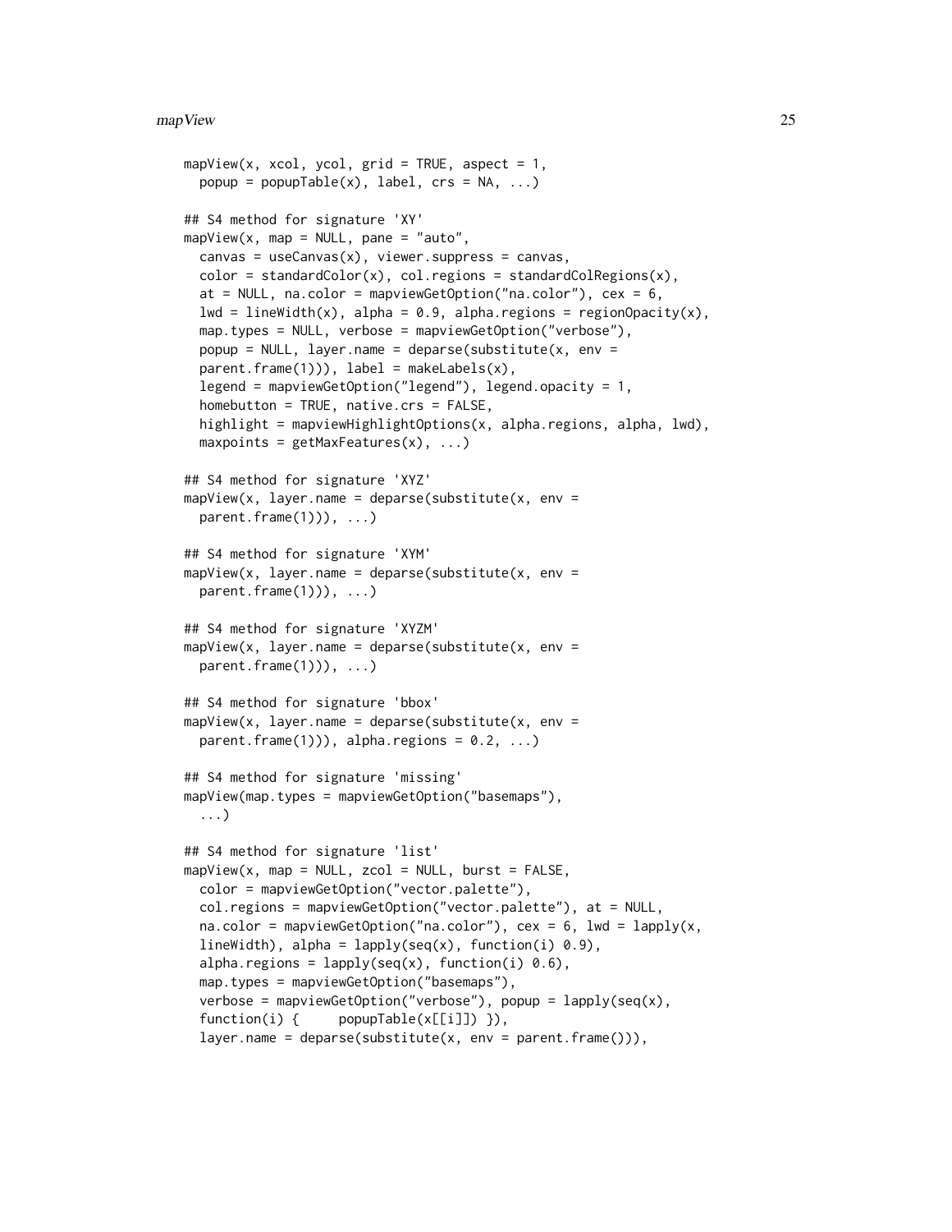```
mapView(x, xcol, ycol, grid = TRUE, aspect = 1,
  popup = popupTable(x), label, crs = NA, ...)

## S4 method for signature 'XY'
mapView(x, map = NULL, pane = "auto",
  canvas = useCanvas(x), viewer.suppress = canvas,
  color = standardColor(x), col.regions = standardColRegions(x),
  at = NULL, na.color = mapviewGetOption("na.color"), cex = 6,
  lwd = lineWidth(x), alpha = 0.9, alpha.regions = regionOpacity(x),
  map.types = NULL, verbose = mapviewGetOption("verbose"),
  popup = NULL, layer.name = deparse(substitute(x, env =
  parent.frame(1))), label = makeLabels(x),
  legend = mapviewGetOption("legend"), legend.opacity = 1,
  homebutton = TRUE, native.crs = FALSE,
  highlight = mapviewHighlightOptions(x, alpha.regions, alpha, lwd),
  maxpoints = getMaxFeatures(x), ...)

## S4 method for signature 'XYZ'
mapView(x, layer.name = deparse(substitute(x, env =
  parent.frame(1))), ...)

## S4 method for signature 'XYM'
mapView(x, layer.name = deparse(substitute(x, env =
  parent.frame(1))), ...)

## S4 method for signature 'XYZM'
mapView(x, layer.name = deparse(substitute(x, env =
  parent.frame(1))), ...)

## S4 method for signature 'bbox'
mapView(x, layer.name = deparse(substitute(x, env =
  parent.frame(1))), alpha.regions = 0.2, ...)

## S4 method for signature 'missing'
mapView(map.types = mapviewGetOption("basemaps"),
  ...)

## S4 method for signature 'list'
mapView(x, map = NULL, zcol = NULL, burst = FALSE,
  color = mapviewGetOption("vector.palette"),
  col.regions = mapviewGetOption("vector.palette"), at = NULL,
  na.color = mapviewGetOption("na.color"), cex = 6, lwd = lapply(x,
  lineWidth), alpha = lapply(seq(x), function(i) 0.9),
  alpha.regions = lapply(seq(x), function(i) 0.6),
  map.types = mapviewGetOption("basemaps"),
  verbose = mapviewGetOption("verbose"), popup = lapply(seq(x),
  function(i) {      popupTable(x[[i]]) }),
  layer.name = deparse(substitute(x, env = parent.frame())),
```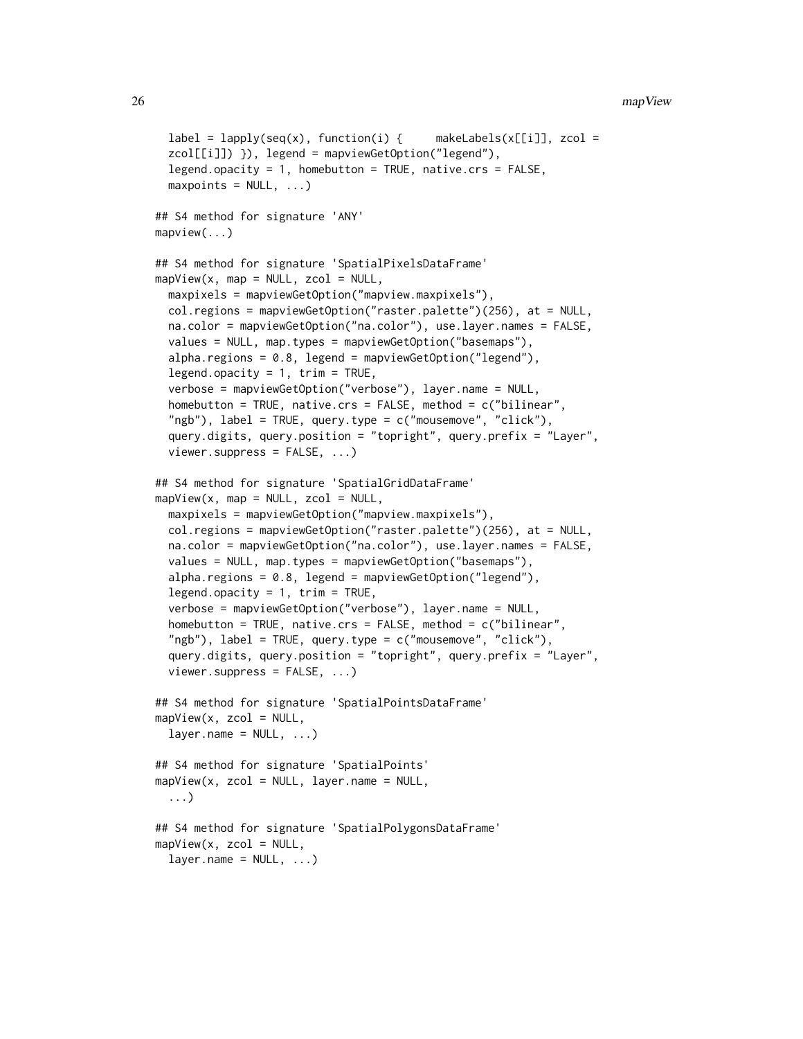```
  label = lapply(seq(x), function(i) {     makeLabels(x[[i]], zcol =
  zcol[[i]]) }), legend = mapviewGetOption("legend"),
  legend.opacity = 1, homebutton = TRUE, native.crs = FALSE,
  maxpoints = NULL, ...)

## S4 method for signature 'ANY'
mapview(...)

## S4 method for signature 'SpatialPixelsDataFrame'
mapView(x, map = NULL, zcol = NULL,
  maxpixels = mapviewGetOption("mapview.maxpixels"),
  col.regions = mapviewGetOption("raster.palette")(256), at = NULL,
  na.color = mapviewGetOption("na.color"), use.layer.names = FALSE,
  values = NULL, map.types = mapviewGetOption("basemaps"),
  alpha.regions = 0.8, legend = mapviewGetOption("legend"),
  legend.opacity = 1, trim = TRUE,
  verbose = mapviewGetOption("verbose"), layer.name = NULL,
  homebutton = TRUE, native.crs = FALSE, method = c("bilinear",
  "ngb"), label = TRUE, query.type = c("mousemove", "click"),
  query.digits, query.position = "topright", query.prefix = "Layer",
  viewer.suppress = FALSE, ...)

## S4 method for signature 'SpatialGridDataFrame'
mapView(x, map = NULL, zcol = NULL,
  maxpixels = mapviewGetOption("mapview.maxpixels"),
  col.regions = mapviewGetOption("raster.palette")(256), at = NULL,
  na.color = mapviewGetOption("na.color"), use.layer.names = FALSE,
  values = NULL, map.types = mapviewGetOption("basemaps"),
  alpha.regions = 0.8, legend = mapviewGetOption("legend"),
  legend.opacity = 1, trim = TRUE,
  verbose = mapviewGetOption("verbose"), layer.name = NULL,
  homebutton = TRUE, native.crs = FALSE, method = c("bilinear",
  "ngb"), label = TRUE, query.type = c("mousemove", "click"),
  query.digits, query.position = "topright", query.prefix = "Layer",
  viewer.suppress = FALSE, ...)

## S4 method for signature 'SpatialPointsDataFrame'
mapView(x, zcol = NULL,
  layer.name = NULL, ...)

## S4 method for signature 'SpatialPoints'
mapView(x, zcol = NULL, layer.name = NULL,
  ...)

## S4 method for signature 'SpatialPolygonsDataFrame'
mapView(x, zcol = NULL,
  layer.name = NULL, ...)
```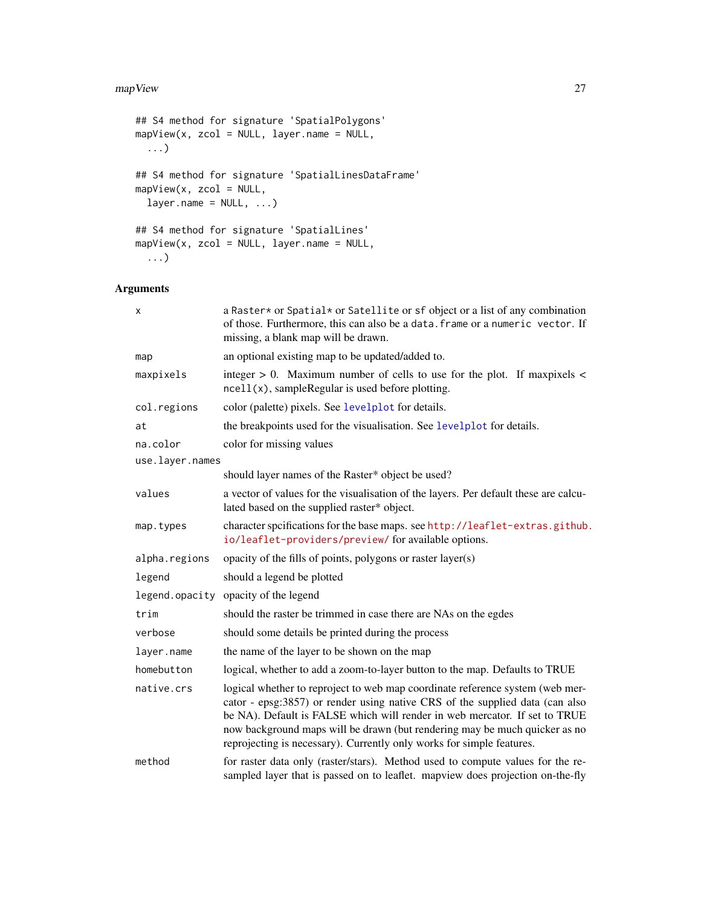```
## S4 method for signature 'SpatialPolygons'
mapView(x, zcol = NULL, layer.name = NULL,
  ...)

## S4 method for signature 'SpatialLinesDataFrame'
mapView(x, zcol = NULL,
  layer.name = NULL, ...)

## S4 method for signature 'SpatialLines'
mapView(x, zcol = NULL, layer.name = NULL,
  ...)
```

## Arguments

| | |
|---|---|
| `x` | a `Raster*` or `Spatial*` or `Satellite` or `sf` object or a list of any combination of those. Furthermore, this can also be a `data.frame` or a `numeric vector`. If missing, a blank map will be drawn. |
| `map` | an optional existing map to be updated/added to. |
| `maxpixels` | integer > 0. Maximum number of cells to use for the plot. If maxpixels < `ncell(x)`, sampleRegular is used before plotting. |
| `col.regions` | color (palette) pixels. See `levelplot` for details. |
| `at` | the breakpoints used for the visualisation. See `levelplot` for details. |
| `na.color` | color for missing values |
| `use.layer.names` | should layer names of the Raster* object be used? |
| `values` | a vector of values for the visualisation of the layers. Per default these are calculated based on the supplied raster* object. |
| `map.types` | character spcifications for the base maps. see `http://leaflet-extras.github.io/leaflet-providers/preview/` for available options. |
| `alpha.regions` | opacity of the fills of points, polygons or raster layer(s) |
| `legend` | should a legend be plotted |
| `legend.opacity` | opacity of the legend |
| `trim` | should the raster be trimmed in case there are NAs on the egdes |
| `verbose` | should some details be printed during the process |
| `layer.name` | the name of the layer to be shown on the map |
| `homebutton` | logical, whether to add a zoom-to-layer button to the map. Defaults to TRUE |
| `native.crs` | logical whether to reproject to web map coordinate reference system (web mercator - epsg:3857) or render using native CRS of the supplied data (can also be NA). Default is FALSE which will render in web mercator. If set to TRUE now background maps will be drawn (but rendering may be much quicker as no reprojecting is necessary). Currently only works for simple features. |
| `method` | for raster data only (raster/stars). Method used to compute values for the resampled layer that is passed on to leaflet. mapview does projection on-the-fly |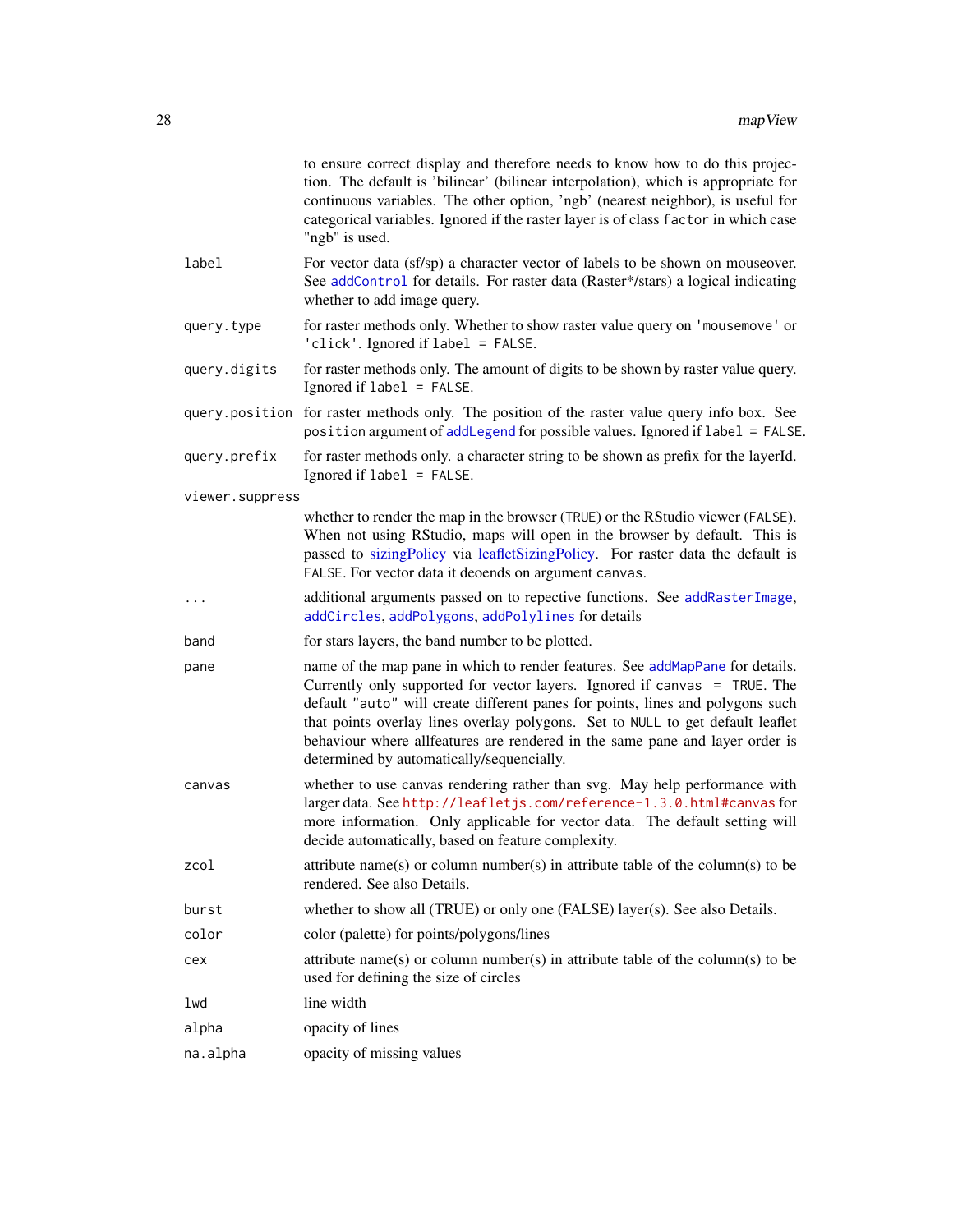to ensure correct display and therefore needs to know how to do this projection. The default is 'bilinear' (bilinear interpolation), which is appropriate for continuous variables. The other option, 'ngb' (nearest neighbor), is useful for categorical variables. Ignored if the raster layer is of class `factor` in which case "ngb" is used.

| | |
|---|---|
| `label` | For vector data (sf/sp) a character vector of labels to be shown on mouseover. See `addControl` for details. For raster data (Raster*/stars) a logical indicating whether to add image query. |
| `query.type` | for raster methods only. Whether to show raster value query on `'mousemove'` or `'click'`. Ignored if `label = FALSE`. |
| `query.digits` | for raster methods only. The amount of digits to be shown by raster value query. Ignored if `label = FALSE`. |
| `query.position` | for raster methods only. The position of the raster value query info box. See `position` argument of `addLegend` for possible values. Ignored if `label = FALSE`. |
| `query.prefix` | for raster methods only. a character string to be shown as prefix for the layerId. Ignored if `label = FALSE`. |
| `viewer.suppress` | whether to render the map in the browser (`TRUE`) or the RStudio viewer (`FALSE`). When not using RStudio, maps will open in the browser by default. This is passed to sizingPolicy via leafletSizingPolicy. For raster data the default is `FALSE`. For vector data it deoends on argument `canvas`. |
| `...` | additional arguments passed on to repective functions. See `addRasterImage`, `addCircles`, `addPolygons`, `addPolylines` for details |
| `band` | for stars layers, the band number to be plotted. |
| `pane` | name of the map pane in which to render features. See `addMapPane` for details. Currently only supported for vector layers. Ignored if `canvas = TRUE`. The default `"auto"` will create different panes for points, lines and polygons such that points overlay lines overlay polygons. Set to `NULL` to get default leaflet behaviour where allfeatures are rendered in the same pane and layer order is determined by automatically/sequencially. |
| `canvas` | whether to use canvas rendering rather than svg. May help performance with larger data. See `http://leafletjs.com/reference-1.3.0.html#canvas` for more information. Only applicable for vector data. The default setting will decide automatically, based on feature complexity. |
| `zcol` | attribute name(s) or column number(s) in attribute table of the column(s) to be rendered. See also Details. |
| `burst` | whether to show all (TRUE) or only one (FALSE) layer(s). See also Details. |
| `color` | color (palette) for points/polygons/lines |
| `cex` | attribute name(s) or column number(s) in attribute table of the column(s) to be used for defining the size of circles |
| `lwd` | line width |
| `alpha` | opacity of lines |
| `na.alpha` | opacity of missing values |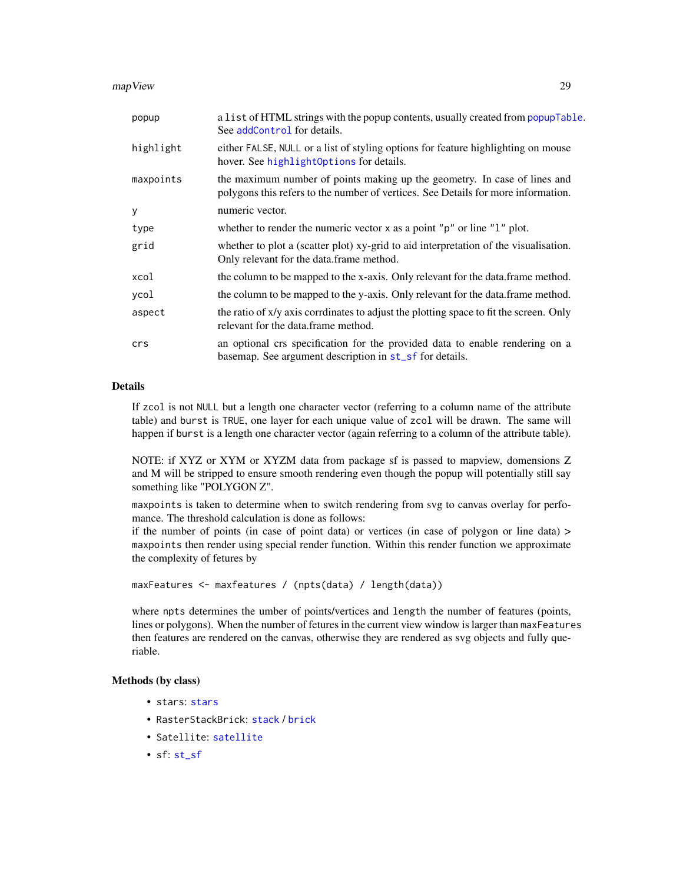| | |
|---|---|
| popup | a `list` of HTML strings with the popup contents, usually created from `popupTable`. See `addControl` for details. |
| highlight | either `FALSE`, `NULL` or a list of styling options for feature highlighting on mouse hover. See `highlightOptions` for details. |
| maxpoints | the maximum number of points making up the geometry. In case of lines and polygons this refers to the number of vertices. See Details for more information. |
| y | numeric vector. |
| type | whether to render the numeric vector x as a point "p" or line "l" plot. |
| grid | whether to plot a (scatter plot) xy-grid to aid interpretation of the visualisation. Only relevant for the data.frame method. |
| xcol | the column to be mapped to the x-axis. Only relevant for the data.frame method. |
| ycol | the column to be mapped to the y-axis. Only relevant for the data.frame method. |
| aspect | the ratio of x/y axis corrdinates to adjust the plotting space to fit the screen. Only relevant for the data.frame method. |
| crs | an optional crs specification for the provided data to enable rendering on a basemap. See argument description in `st_sf` for details. |

## Details

If `zcol` is not `NULL` but a length one character vector (referring to a column name of the attribute table) and `burst` is `TRUE`, one layer for each unique value of `zcol` will be drawn. The same will happen if `burst` is a length one character vector (again referring to a column of the attribute table).

NOTE: if XYZ or XYM or XYZM data from package sf is passed to mapview, dimensions Z and M will be stripped to ensure smooth rendering even though the popup will potentially still say something like "POLYGON Z".

`maxpoints` is taken to determine when to switch rendering from svg to canvas overlay for perfomance. The threshold calculation is done as follows:
if the number of points (in case of point data) or vertices (in case of polygon or line data) > `maxpoints` then render using special render function. Within this render function we approximate the complexity of fetures by

```
maxFeatures <- maxfeatures / (npts(data) / length(data))
```

where `npts` determines the umber of points/vertices and `length` the number of features (points, lines or polygons). When the number of fetures in the current view window is larger than `maxFeatures` then features are rendered on the canvas, otherwise they are rendered as svg objects and fully queriable.

## Methods (by class)

- `stars`: `stars`
- `RasterStackBrick`: `stack` / `brick`
- `Satellite`: `satellite`
- `sf`: `st_sf`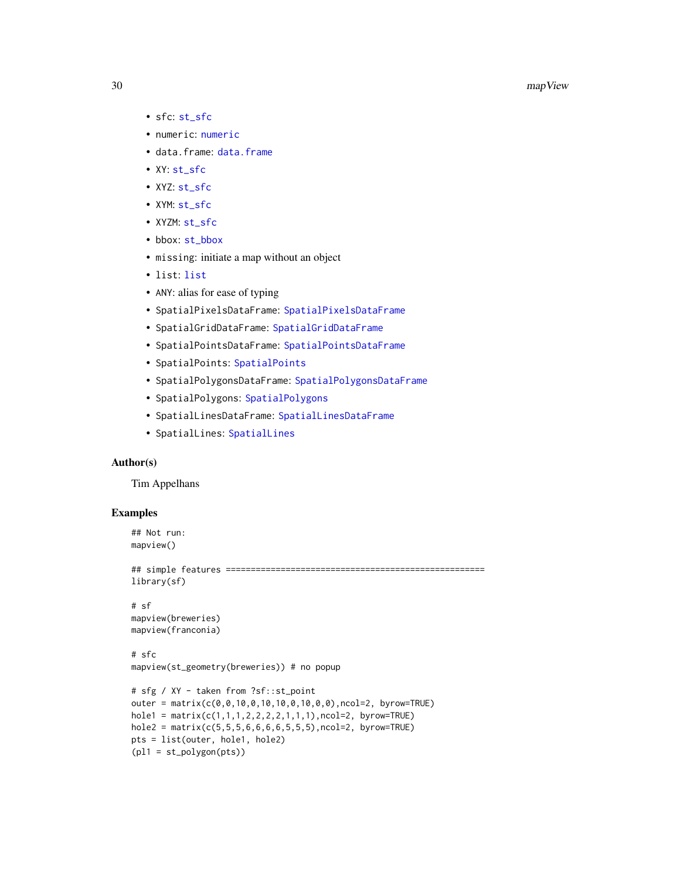- sfc: st_sfc
- numeric: numeric
- data.frame: data.frame
- XY: st_sfc
- XYZ: st_sfc
- XYM: st_sfc
- XYZM: st_sfc
- bbox: st_bbox
- missing: initiate a map without an object
- list: list
- ANY: alias for ease of typing
- SpatialPixelsDataFrame: SpatialPixelsDataFrame
- SpatialGridDataFrame: SpatialGridDataFrame
- SpatialPointsDataFrame: SpatialPointsDataFrame
- SpatialPoints: SpatialPoints
- SpatialPolygonsDataFrame: SpatialPolygonsDataFrame
- SpatialPolygons: SpatialPolygons
- SpatialLinesDataFrame: SpatialLinesDataFrame
- SpatialLines: SpatialLines

## Author(s)

Tim Appelhans

## Examples

```
## Not run:
mapview()

## simple features ====================================================
library(sf)

# sf
mapview(breweries)
mapview(franconia)

# sfc
mapview(st_geometry(breweries)) # no popup

# sfg / XY - taken from ?sf::st_point
outer = matrix(c(0,0,10,0,10,10,0,10,0,0),ncol=2, byrow=TRUE)
hole1 = matrix(c(1,1,1,2,2,2,2,1,1,1),ncol=2, byrow=TRUE)
hole2 = matrix(c(5,5,5,6,6,6,6,5,5,5),ncol=2, byrow=TRUE)
pts = list(outer, hole1, hole2)
(pl1 = st_polygon(pts))
```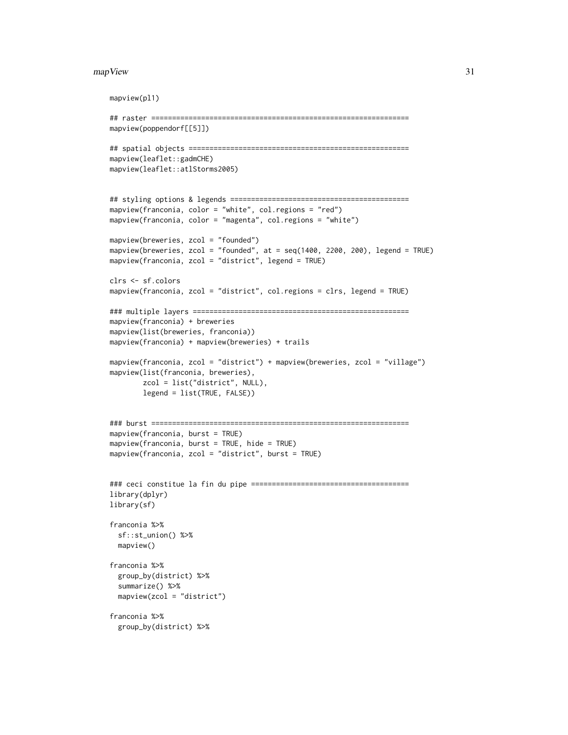```
mapview(pl1)

## raster ==============================================================
mapview(poppendorf[[5]])

## spatial objects =====================================================
mapview(leaflet::gadmCHE)
mapview(leaflet::atlStorms2005)


## styling options & legends ==========================================
mapview(franconia, color = "white", col.regions = "red")
mapview(franconia, color = "magenta", col.regions = "white")

mapview(breweries, zcol = "founded")
mapview(breweries, zcol = "founded", at = seq(1400, 2200, 200), legend = TRUE)
mapview(franconia, zcol = "district", legend = TRUE)

clrs <- sf.colors
mapview(franconia, zcol = "district", col.regions = clrs, legend = TRUE)

### multiple layers ====================================================
mapview(franconia) + breweries
mapview(list(breweries, franconia))
mapview(franconia) + mapview(breweries) + trails

mapview(franconia, zcol = "district") + mapview(breweries, zcol = "village")
mapview(list(franconia, breweries),
        zcol = list("district", NULL),
        legend = list(TRUE, FALSE))


### burst ==============================================================
mapview(franconia, burst = TRUE)
mapview(franconia, burst = TRUE, hide = TRUE)
mapview(franconia, zcol = "district", burst = TRUE)


### ceci constitue la fin du pipe ======================================
library(dplyr)
library(sf)

franconia %>%
  sf::st_union() %>%
  mapview()

franconia %>%
  group_by(district) %>%
  summarize() %>%
  mapview(zcol = "district")

franconia %>%
  group_by(district) %>%
```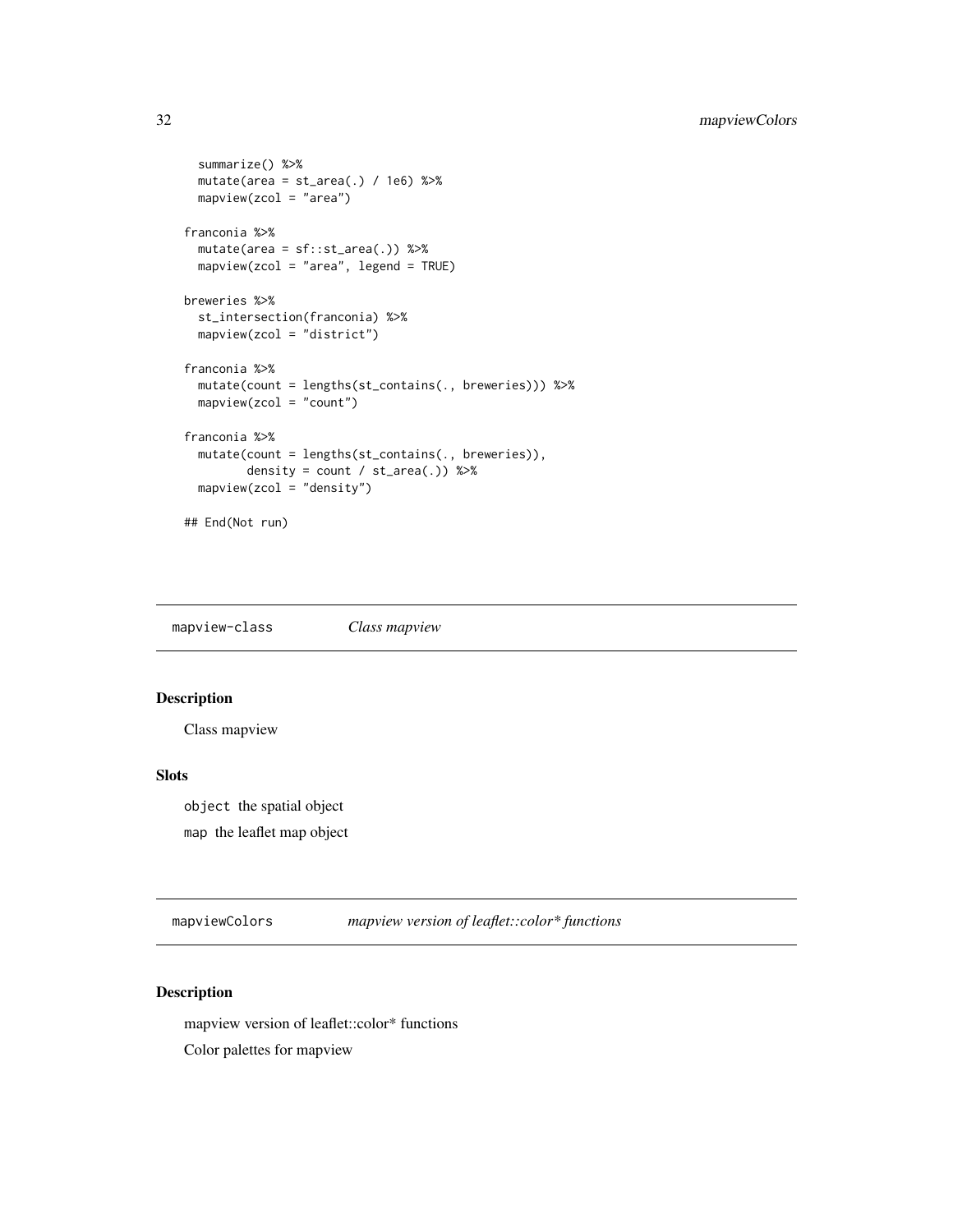```
  summarize() %>%
  mutate(area = st_area(.) / 1e6) %>%
  mapview(zcol = "area")

franconia %>%
  mutate(area = sf::st_area(.)) %>%
  mapview(zcol = "area", legend = TRUE)

breweries %>%
  st_intersection(franconia) %>%
  mapview(zcol = "district")

franconia %>%
  mutate(count = lengths(st_contains(., breweries))) %>%
  mapview(zcol = "count")

franconia %>%
  mutate(count = lengths(st_contains(., breweries)),
         density = count / st_area(.)) %>%
  mapview(zcol = "density")

## End(Not run)
```

## mapview-class — *Class mapview*

### Description

Class mapview

### Slots

`object` the spatial object

`map` the leaflet map object

## mapviewColors — *mapview version of leaflet::color* functions*

### Description

mapview version of leaflet::color* functions

Color palettes for mapview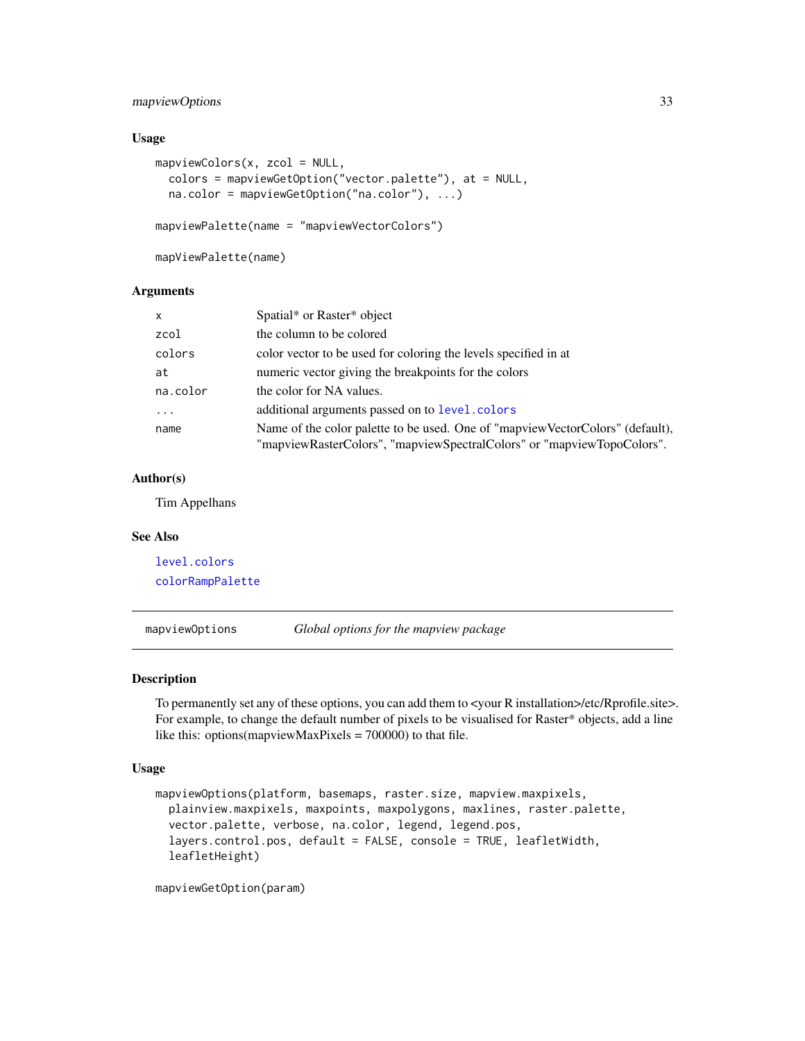## Usage

```
mapviewColors(x, zcol = NULL,
  colors = mapviewGetOption("vector.palette"), at = NULL,
  na.color = mapviewGetOption("na.color"), ...)

mapviewPalette(name = "mapviewVectorColors")

mapViewPalette(name)
```

## Arguments

| | |
|---|---|
| x | Spatial* or Raster* object |
| zcol | the column to be colored |
| colors | color vector to be used for coloring the levels specified in at |
| at | numeric vector giving the breakpoints for the colors |
| na.color | the color for NA values. |
| ... | additional arguments passed on to `level.colors` |
| name | Name of the color palette to be used. One of "mapviewVectorColors" (default), "mapviewRasterColors", "mapviewSpectralColors" or "mapviewTopoColors". |

## Author(s)

Tim Appelhans

## See Also

`level.colors`
`colorRampPalette`

---

# mapviewOptions — *Global options for the mapview package*

## Description

To permanently set any of these options, you can add them to <your R installation>/etc/Rprofile.site>. For example, to change the default number of pixels to be visualised for Raster* objects, add a line like this: options(mapviewMaxPixels = 700000) to that file.

## Usage

```
mapviewOptions(platform, basemaps, raster.size, mapview.maxpixels,
  plainview.maxpixels, maxpoints, maxpolygons, maxlines, raster.palette,
  vector.palette, verbose, na.color, legend, legend.pos,
  layers.control.pos, default = FALSE, console = TRUE, leafletWidth,
  leafletHeight)

mapviewGetOption(param)
```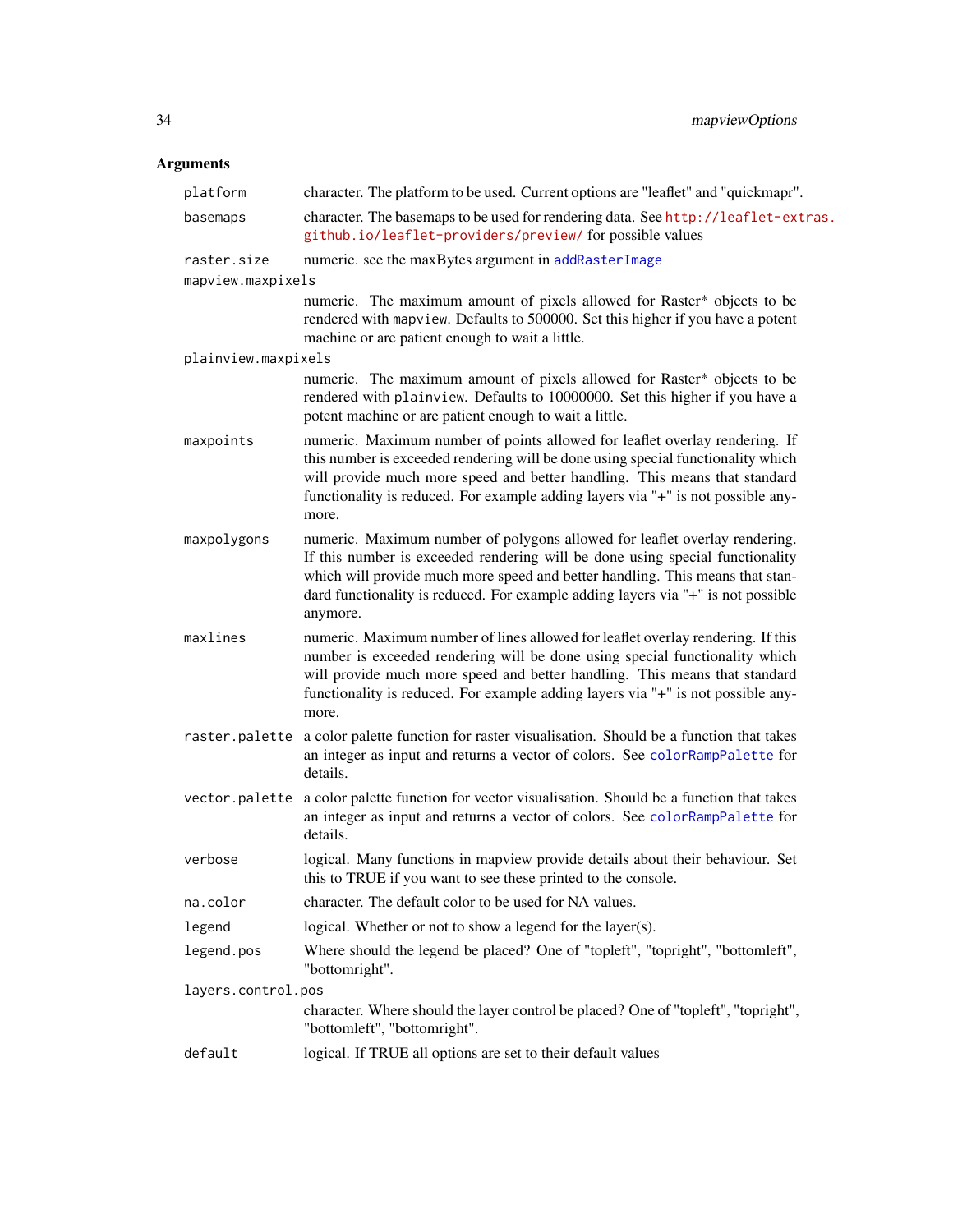### Arguments

| | |
|---|---|
| `platform` | character. The platform to be used. Current options are "leaflet" and "quickmapr". |
| `basemaps` | character. The basemaps to be used for rendering data. See http://leaflet-extras.github.io/leaflet-providers/preview/ for possible values |
| `raster.size` | numeric. see the maxBytes argument in `addRasterImage` |
| `mapview.maxpixels` | numeric. The maximum amount of pixels allowed for Raster* objects to be rendered with `mapview`. Defaults to 500000. Set this higher if you have a potent machine or are patient enough to wait a little. |
| `plainview.maxpixels` | numeric. The maximum amount of pixels allowed for Raster* objects to be rendered with `plainview`. Defaults to 10000000. Set this higher if you have a potent machine or are patient enough to wait a little. |
| `maxpoints` | numeric. Maximum number of points allowed for leaflet overlay rendering. If this number is exceeded rendering will be done using special functionality which will provide much more speed and better handling. This means that standard functionality is reduced. For example adding layers via "+" is not possible anymore. |
| `maxpolygons` | numeric. Maximum number of polygons allowed for leaflet overlay rendering. If this number is exceeded rendering will be done using special functionality which will provide much more speed and better handling. This means that standard functionality is reduced. For example adding layers via "+" is not possible anymore. |
| `maxlines` | numeric. Maximum number of lines allowed for leaflet overlay rendering. If this number is exceeded rendering will be done using special functionality which will provide much more speed and better handling. This means that standard functionality is reduced. For example adding layers via "+" is not possible anymore. |
| `raster.palette` | a color palette function for raster visualisation. Should be a function that takes an integer as input and returns a vector of colors. See `colorRampPalette` for details. |
| `vector.palette` | a color palette function for vector visualisation. Should be a function that takes an integer as input and returns a vector of colors. See `colorRampPalette` for details. |
| `verbose` | logical. Many functions in mapview provide details about their behaviour. Set this to TRUE if you want to see these printed to the console. |
| `na.color` | character. The default color to be used for NA values. |
| `legend` | logical. Whether or not to show a legend for the layer(s). |
| `legend.pos` | Where should the legend be placed? One of "topleft", "topright", "bottomleft", "bottomright". |
| `layers.control.pos` | character. Where should the layer control be placed? One of "topleft", "topright", "bottomleft", "bottomright". |
| `default` | logical. If TRUE all options are set to their default values |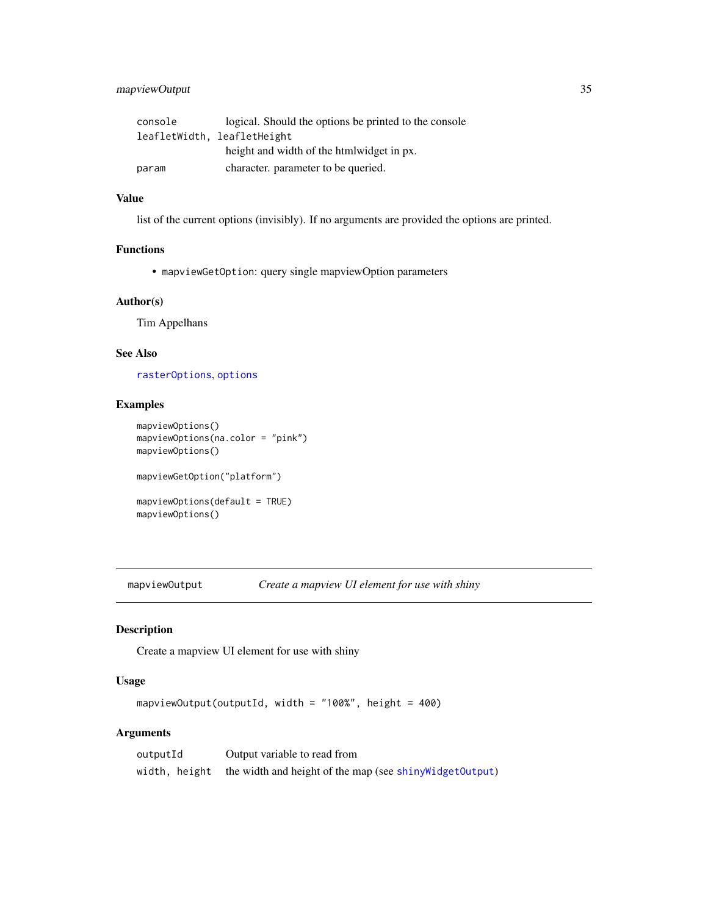| | |
|---|---|
| console | logical. Should the options be printed to the console |
| leafletWidth, leafletHeight | height and width of the htmlwidget in px. |
| param | character. parameter to be queried. |

### Value

list of the current options (invisibly). If no arguments are provided the options are printed.

### Functions

- `mapviewGetOption`: query single mapviewOption parameters

### Author(s)

Tim Appelhans

### See Also

`rasterOptions`, `options`

### Examples

```
mapviewOptions()
mapviewOptions(na.color = "pink")
mapviewOptions()

mapviewGetOption("platform")

mapviewOptions(default = TRUE)
mapviewOptions()
```

---

## mapviewOutput — *Create a mapview UI element for use with shiny*

### Description

Create a mapview UI element for use with shiny

### Usage

```
mapviewOutput(outputId, width = "100%", height = 400)
```

### Arguments

| | |
|---|---|
| outputId | Output variable to read from |
| width, height | the width and height of the map (see `shinyWidgetOutput`) |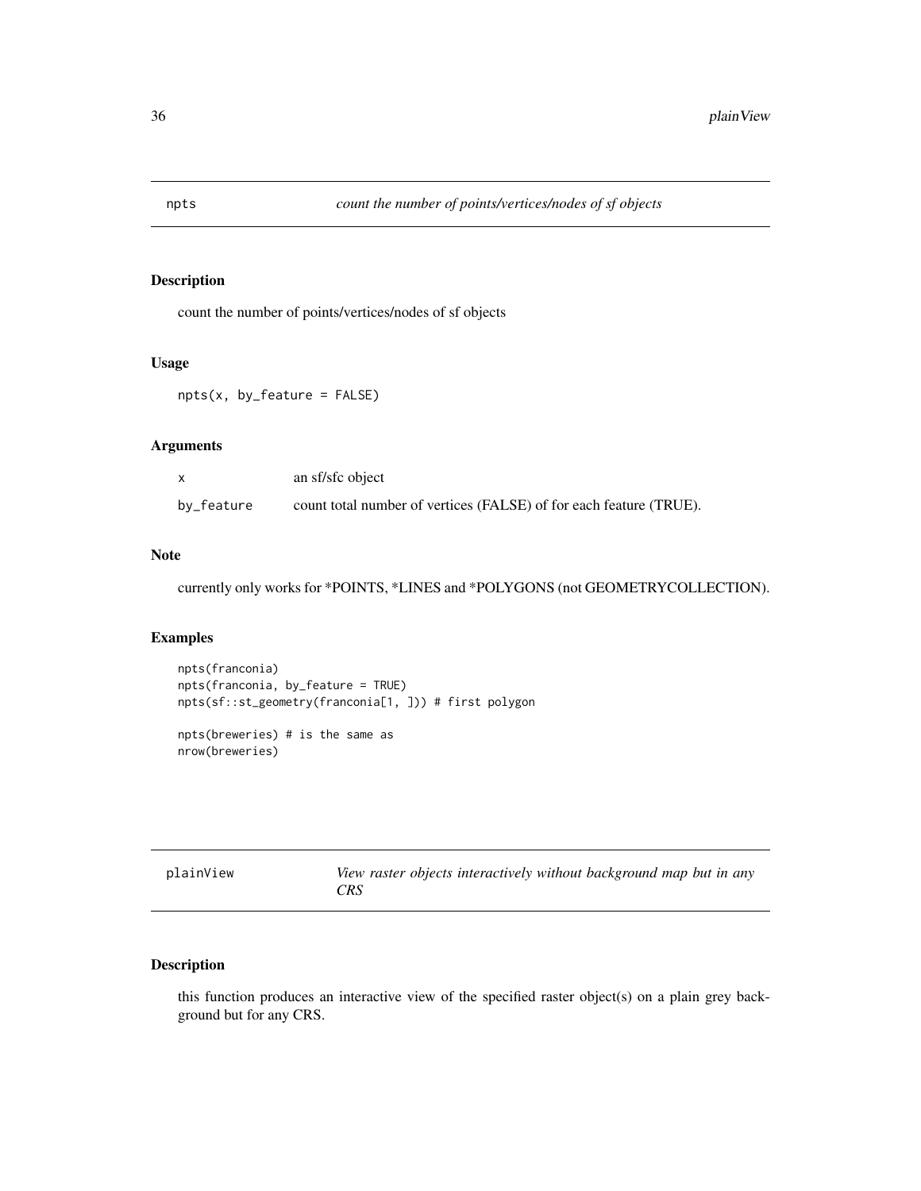## npts — *count the number of points/vertices/nodes of sf objects*

### Description

count the number of points/vertices/nodes of sf objects

### Usage

```
npts(x, by_feature = FALSE)
```

### Arguments

| | |
|---|---|
| x | an sf/sfc object |
| by_feature | count total number of vertices (FALSE) of for each feature (TRUE). |

### Note

currently only works for *POINTS, *LINES and *POLYGONS (not GEOMETRYCOLLECTION).

### Examples

```
npts(franconia)
npts(franconia, by_feature = TRUE)
npts(sf::st_geometry(franconia[1, ])) # first polygon

npts(breweries) # is the same as
nrow(breweries)
```

## plainView — *View raster objects interactively without background map but in any CRS*

### Description

this function produces an interactive view of the specified raster object(s) on a plain grey background but for any CRS.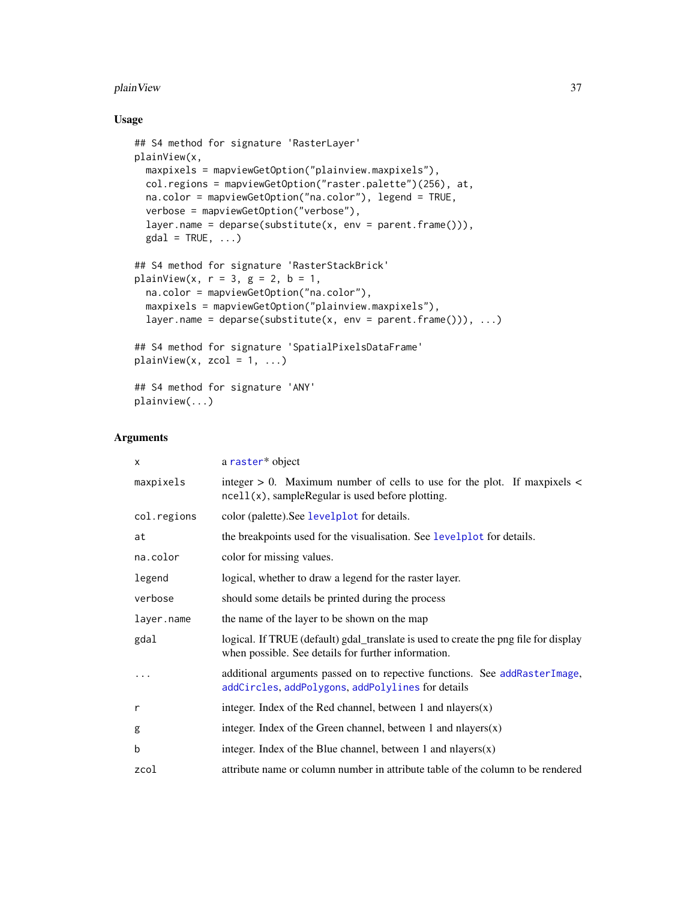## Usage

```
## S4 method for signature 'RasterLayer'
plainView(x,
  maxpixels = mapviewGetOption("plainview.maxpixels"),
  col.regions = mapviewGetOption("raster.palette")(256), at,
  na.color = mapviewGetOption("na.color"), legend = TRUE,
  verbose = mapviewGetOption("verbose"),
  layer.name = deparse(substitute(x, env = parent.frame())),
  gdal = TRUE, ...)

## S4 method for signature 'RasterStackBrick'
plainView(x, r = 3, g = 2, b = 1,
  na.color = mapviewGetOption("na.color"),
  maxpixels = mapviewGetOption("plainview.maxpixels"),
  layer.name = deparse(substitute(x, env = parent.frame())), ...)

## S4 method for signature 'SpatialPixelsDataFrame'
plainView(x, zcol = 1, ...)

## S4 method for signature 'ANY'
plainview(...)
```

## Arguments

| | |
|---|---|
| `x` | a raster* object |
| `maxpixels` | integer > 0. Maximum number of cells to use for the plot. If maxpixels < `ncell(x)`, sampleRegular is used before plotting. |
| `col.regions` | color (palette).See levelplot for details. |
| `at` | the breakpoints used for the visualisation. See levelplot for details. |
| `na.color` | color for missing values. |
| `legend` | logical, whether to draw a legend for the raster layer. |
| `verbose` | should some details be printed during the process |
| `layer.name` | the name of the layer to be shown on the map |
| `gdal` | logical. If TRUE (default) gdal_translate is used to create the png file for display when possible. See details for further information. |
| `...` | additional arguments passed on to repective functions. See addRasterImage, addCircles, addPolygons, addPolylines for details |
| `r` | integer. Index of the Red channel, between 1 and nlayers(x) |
| `g` | integer. Index of the Green channel, between 1 and nlayers(x) |
| `b` | integer. Index of the Blue channel, between 1 and nlayers(x) |
| `zcol` | attribute name or column number in attribute table of the column to be rendered |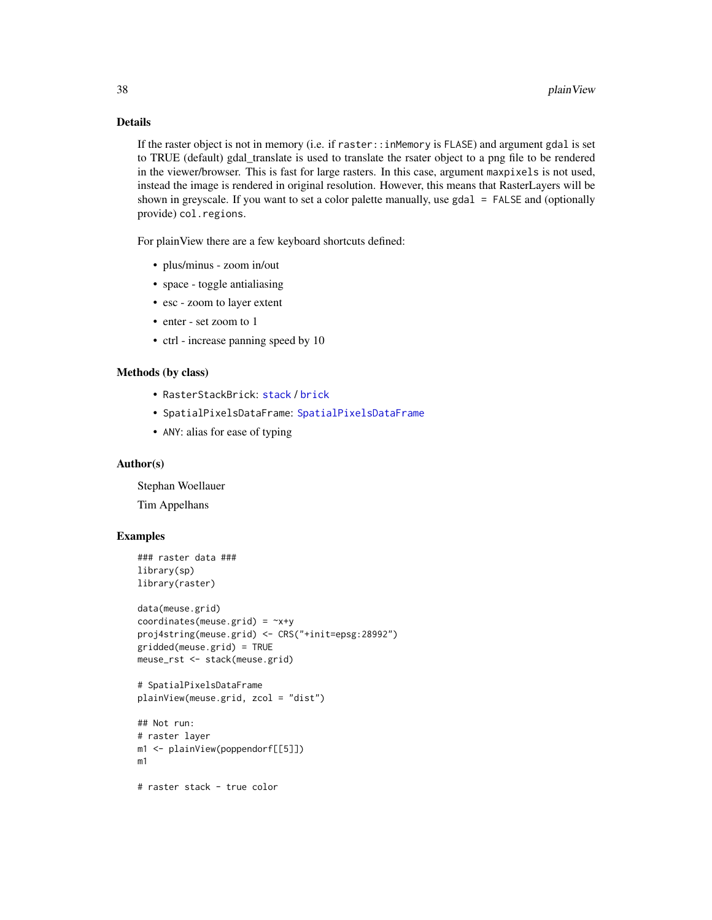## Details

If the raster object is not in memory (i.e. if `raster::inMemory` is `FLASE`) and argument `gdal` is set to TRUE (default) gdal_translate is used to translate the rsater object to a png file to be rendered in the viewer/browser. This is fast for large rasters. In this case, argument `maxpixels` is not used, instead the image is rendered in original resolution. However, this means that RasterLayers will be shown in greyscale. If you want to set a color palette manually, use `gdal = FALSE` and (optionally provide) `col.regions`.

For plainView there are a few keyboard shortcuts defined:

- plus/minus - zoom in/out
- space - toggle antialiasing
- esc - zoom to layer extent
- enter - set zoom to 1
- ctrl - increase panning speed by 10

## Methods (by class)

- `RasterStackBrick`: `stack` / `brick`
- `SpatialPixelsDataFrame`: `SpatialPixelsDataFrame`
- `ANY`: alias for ease of typing

## Author(s)

Stephan Woellauer

Tim Appelhans

## Examples

```
### raster data ###
library(sp)
library(raster)

data(meuse.grid)
coordinates(meuse.grid) = ~x+y
proj4string(meuse.grid) <- CRS("+init=epsg:28992")
gridded(meuse.grid) = TRUE
meuse_rst <- stack(meuse.grid)

# SpatialPixelsDataFrame
plainView(meuse.grid, zcol = "dist")

## Not run:
# raster layer
m1 <- plainView(poppendorf[[5]])
m1

# raster stack - true color
```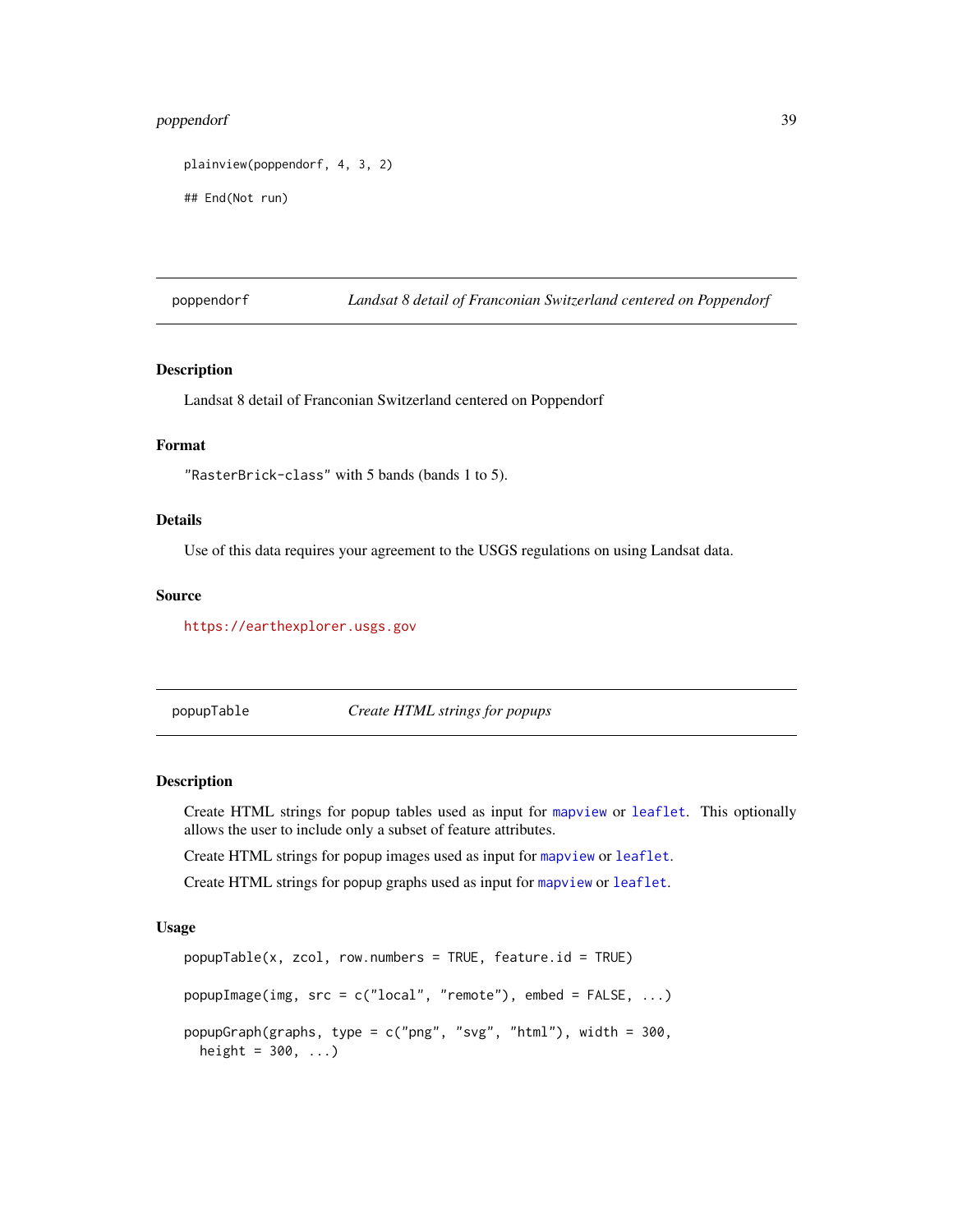```
plainview(poppendorf, 4, 3, 2)

## End(Not run)
```

---

## poppendorf — *Landsat 8 detail of Franconian Switzerland centered on Poppendorf*

### Description

Landsat 8 detail of Franconian Switzerland centered on Poppendorf

### Format

`"RasterBrick-class"` with 5 bands (bands 1 to 5).

### Details

Use of this data requires your agreement to the USGS regulations on using Landsat data.

### Source

https://earthexplorer.usgs.gov

---

## popupTable — *Create HTML strings for popups*

### Description

Create HTML strings for popup tables used as input for `mapview` or `leaflet`. This optionally allows the user to include only a subset of feature attributes.

Create HTML strings for popup images used as input for `mapview` or `leaflet`.

Create HTML strings for popup graphs used as input for `mapview` or `leaflet`.

### Usage

```
popupTable(x, zcol, row.numbers = TRUE, feature.id = TRUE)

popupImage(img, src = c("local", "remote"), embed = FALSE, ...)

popupGraph(graphs, type = c("png", "svg", "html"), width = 300,
  height = 300, ...)
```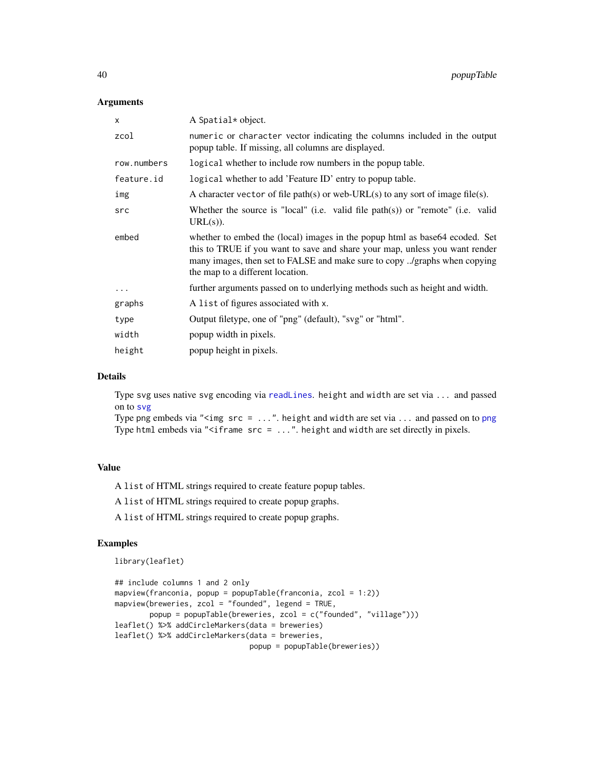### Arguments

| | |
|---|---|
| x | A Spatial* object. |
| zcol | numeric or character vector indicating the columns included in the output popup table. If missing, all columns are displayed. |
| row.numbers | logical whether to include row numbers in the popup table. |
| feature.id | logical whether to add 'Feature ID' entry to popup table. |
| img | A character vector of file path(s) or web-URL(s) to any sort of image file(s). |
| src | Whether the source is "local" (i.e. valid file path(s)) or "remote" (i.e. valid URL(s)). |
| embed | whether to embed the (local) images in the popup html as base64 ecoded. Set this to TRUE if you want to save and share your map, unless you want render many images, then set to FALSE and make sure to copy ../graphs when copying the map to a different location. |
| ... | further arguments passed on to underlying methods such as height and width. |
| graphs | A list of figures associated with x. |
| type | Output filetype, one of "png" (default), "svg" or "html". |
| width | popup width in pixels. |
| height | popup height in pixels. |

### Details

Type svg uses native svg encoding via readLines. height and width are set via ... and passed on to svg
Type png embeds via "<img src = ...". height and width are set via ... and passed on to png
Type html embeds via "<iframe src = ...". height and width are set directly in pixels.

### Value

A list of HTML strings required to create feature popup tables.

A list of HTML strings required to create popup graphs.

A list of HTML strings required to create popup graphs.

### Examples

```
library(leaflet)

## include columns 1 and 2 only
mapview(franconia, popup = popupTable(franconia, zcol = 1:2))
mapview(breweries, zcol = "founded", legend = TRUE,
        popup = popupTable(breweries, zcol = c("founded", "village")))
leaflet() %>% addCircleMarkers(data = breweries)
leaflet() %>% addCircleMarkers(data = breweries,
                               popup = popupTable(breweries))
```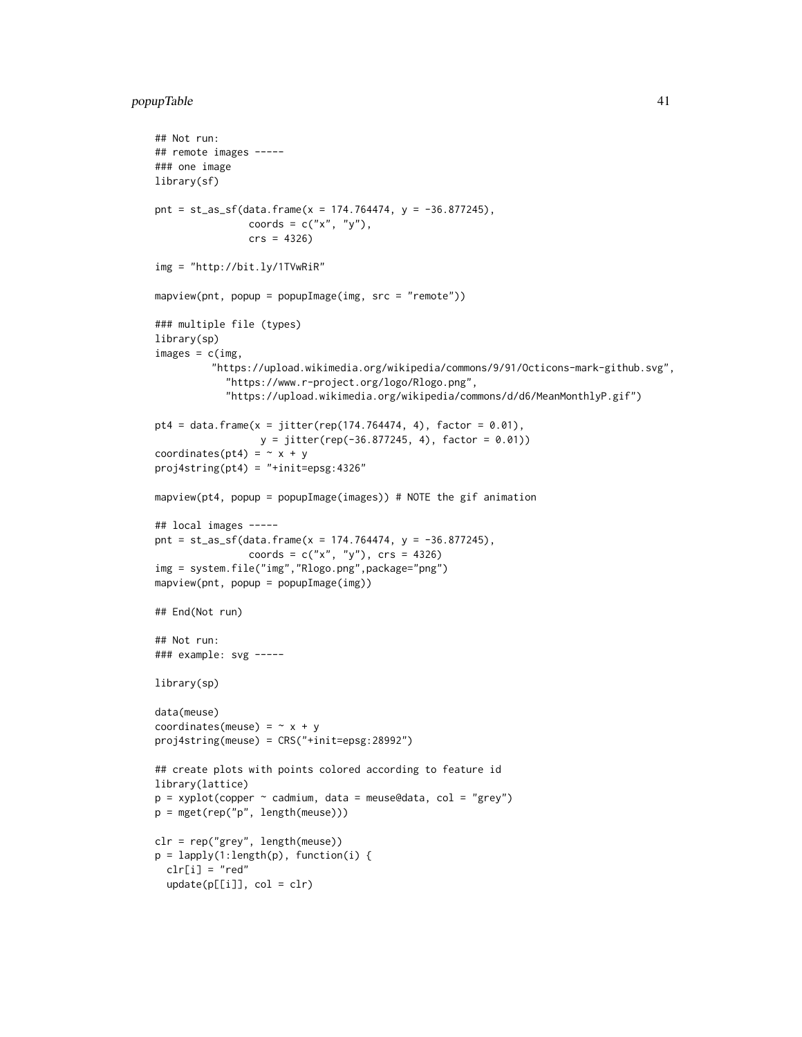```
## Not run:
## remote images -----
### one image
library(sf)

pnt = st_as_sf(data.frame(x = 174.764474, y = -36.877245),
               coords = c("x", "y"),
               crs = 4326)

img = "http://bit.ly/1TVwRiR"

mapview(pnt, popup = popupImage(img, src = "remote"))

### multiple file (types)
library(sp)
images = c(img,
         "https://upload.wikimedia.org/wikipedia/commons/9/91/Octicons-mark-github.svg",
           "https://www.r-project.org/logo/Rlogo.png",
           "https://upload.wikimedia.org/wikipedia/commons/d/d6/MeanMonthlyP.gif")

pt4 = data.frame(x = jitter(rep(174.764474, 4), factor = 0.01),
                 y = jitter(rep(-36.877245, 4), factor = 0.01))
coordinates(pt4) = ~ x + y
proj4string(pt4) = "+init=epsg:4326"

mapview(pt4, popup = popupImage(images)) # NOTE the gif animation

## local images -----
pnt = st_as_sf(data.frame(x = 174.764474, y = -36.877245),
               coords = c("x", "y"), crs = 4326)
img = system.file("img","Rlogo.png",package="png")
mapview(pnt, popup = popupImage(img))

## End(Not run)

## Not run:
### example: svg -----

library(sp)

data(meuse)
coordinates(meuse) = ~ x + y
proj4string(meuse) = CRS("+init=epsg:28992")

## create plots with points colored according to feature id
library(lattice)
p = xyplot(copper ~ cadmium, data = meuse@data, col = "grey")
p = mget(rep("p", length(meuse)))

clr = rep("grey", length(meuse))
p = lapply(1:length(p), function(i) {
  clr[i] = "red"
  update(p[[i]], col = clr)
```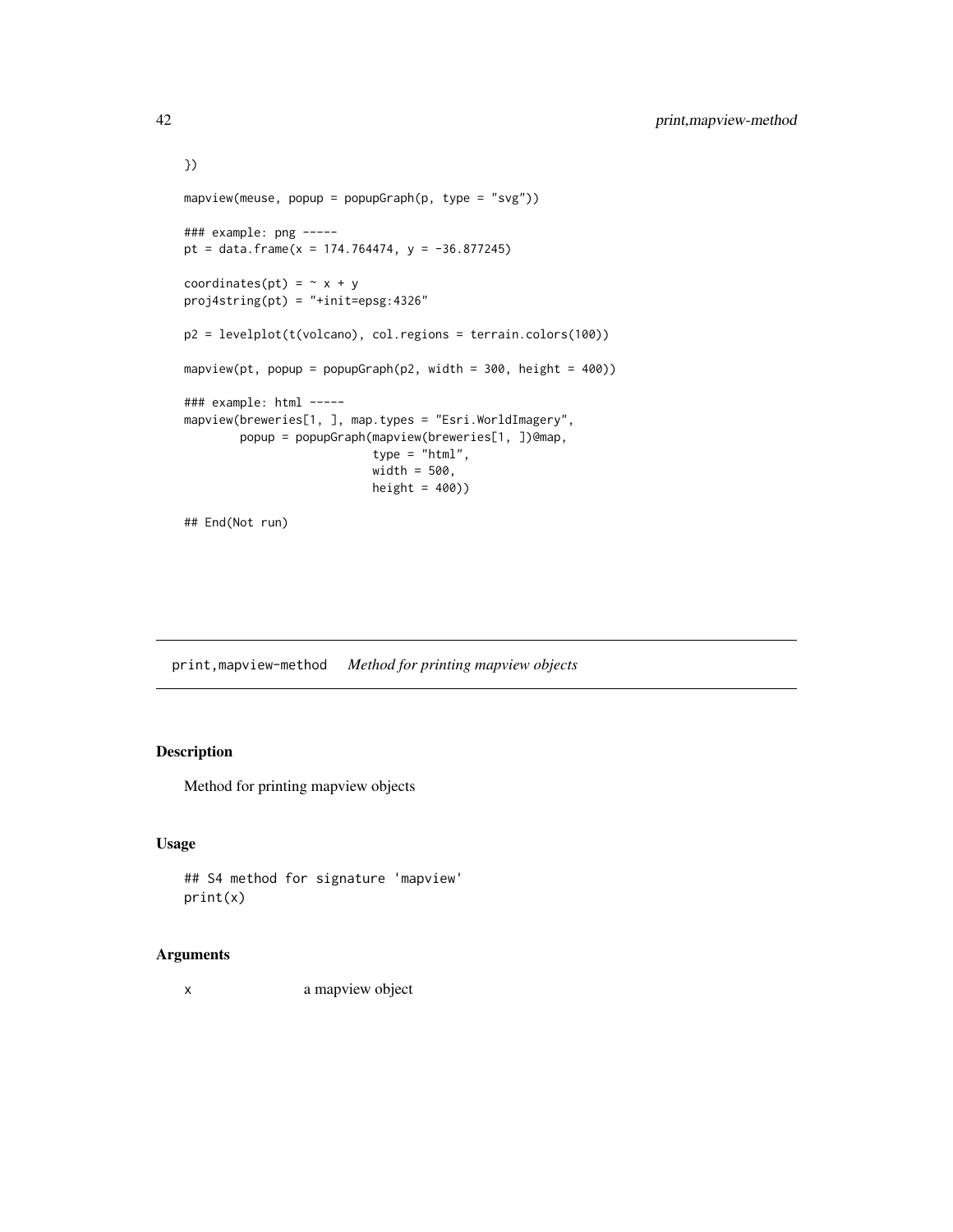```
})

mapview(meuse, popup = popupGraph(p, type = "svg"))

### example: png -----
pt = data.frame(x = 174.764474, y = -36.877245)

coordinates(pt) = ~ x + y
proj4string(pt) = "+init=epsg:4326"

p2 = levelplot(t(volcano), col.regions = terrain.colors(100))

mapview(pt, popup = popupGraph(p2, width = 300, height = 400))

### example: html -----
mapview(breweries[1, ], map.types = "Esri.WorldImagery",
        popup = popupGraph(mapview(breweries[1, ])@map,
                           type = "html",
                           width = 500,
                           height = 400))

## End(Not run)
```

## print,mapview-method *Method for printing mapview objects*

### Description

Method for printing mapview objects

### Usage

```
## S4 method for signature 'mapview'
print(x)
```

### Arguments

| | |
|---|---|
| x | a mapview object |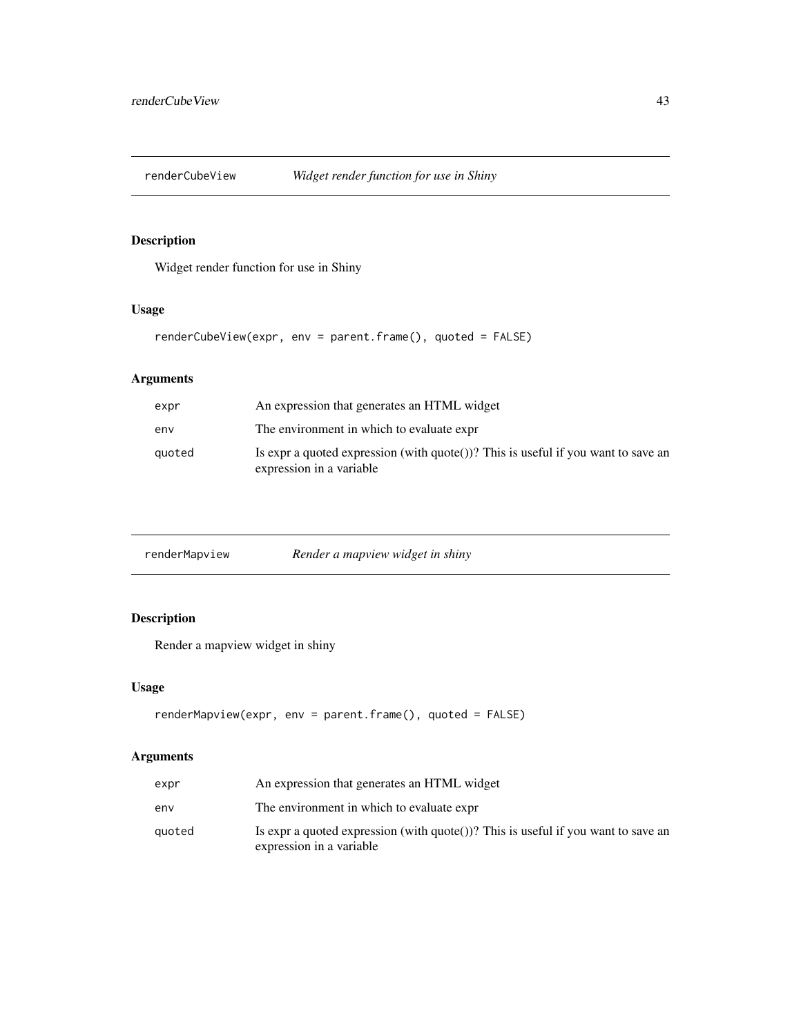## renderCubeView — *Widget render function for use in Shiny*

### Description

Widget render function for use in Shiny

### Usage

```
renderCubeView(expr, env = parent.frame(), quoted = FALSE)
```

### Arguments

| | |
|---|---|
| `expr` | An expression that generates an HTML widget |
| `env` | The environment in which to evaluate expr |
| `quoted` | Is expr a quoted expression (with quote())? This is useful if you want to save an expression in a variable |

## renderMapview — *Render a mapview widget in shiny*

### Description

Render a mapview widget in shiny

### Usage

```
renderMapview(expr, env = parent.frame(), quoted = FALSE)
```

### Arguments

| | |
|---|---|
| `expr` | An expression that generates an HTML widget |
| `env` | The environment in which to evaluate expr |
| `quoted` | Is expr a quoted expression (with quote())? This is useful if you want to save an expression in a variable |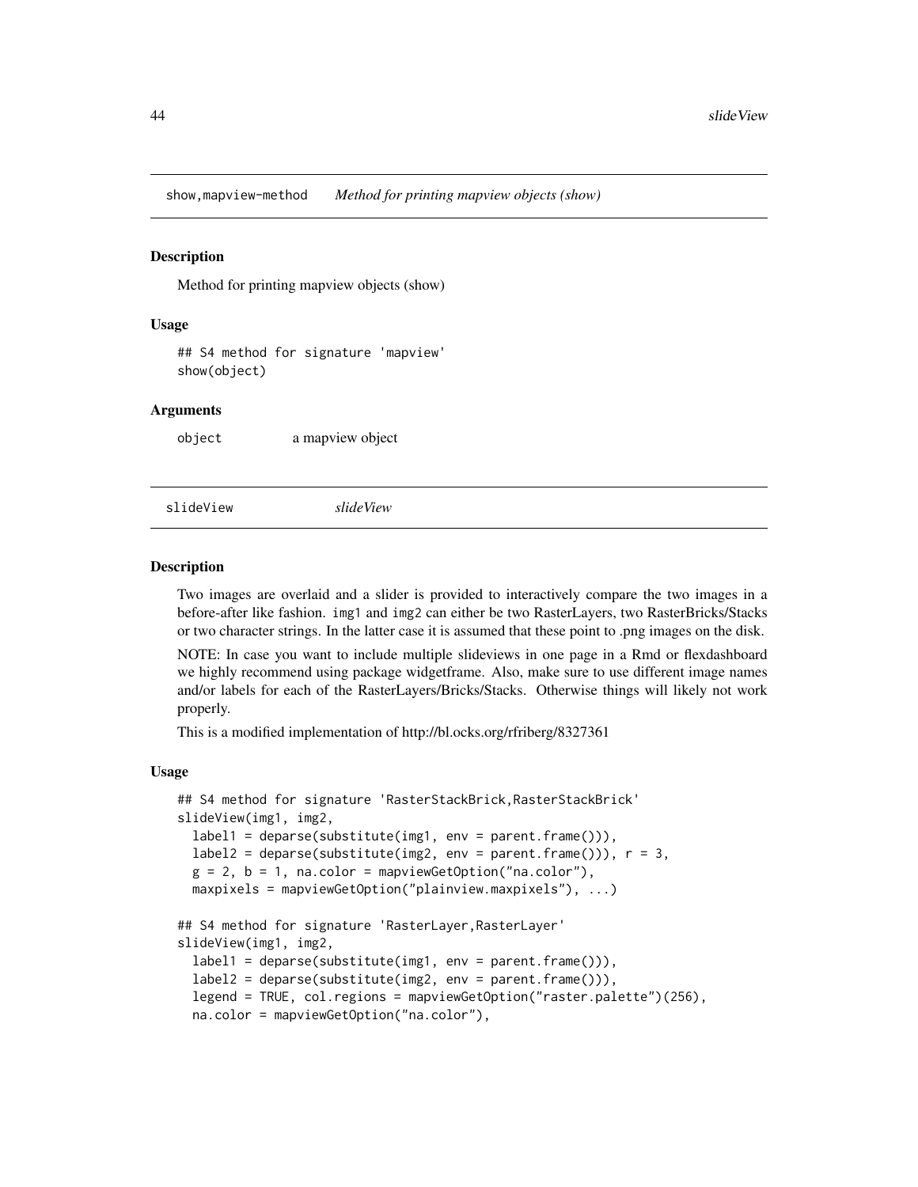## show,mapview-method *Method for printing mapview objects (show)*

### Description

Method for printing mapview objects (show)

### Usage

```
## S4 method for signature 'mapview'
show(object)
```

### Arguments

| | |
|---|---|
| object | a mapview object |

## slideView *slideView*

### Description

Two images are overlaid and a slider is provided to interactively compare the two images in a before-after like fashion. img1 and img2 can either be two RasterLayers, two RasterBricks/Stacks or two character strings. In the latter case it is assumed that these point to .png images on the disk.

NOTE: In case you want to include multiple slideviews in one page in a Rmd or flexdashboard we highly recommend using package widgetframe. Also, make sure to use different image names and/or labels for each of the RasterLayers/Bricks/Stacks. Otherwise things will likely not work properly.

This is a modified implementation of http://bl.ocks.org/rfriberg/8327361

### Usage

```
## S4 method for signature 'RasterStackBrick,RasterStackBrick'
slideView(img1, img2,
  label1 = deparse(substitute(img1, env = parent.frame())),
  label2 = deparse(substitute(img2, env = parent.frame())), r = 3,
  g = 2, b = 1, na.color = mapviewGetOption("na.color"),
  maxpixels = mapviewGetOption("plainview.maxpixels"), ...)

## S4 method for signature 'RasterLayer,RasterLayer'
slideView(img1, img2,
  label1 = deparse(substitute(img1, env = parent.frame())),
  label2 = deparse(substitute(img2, env = parent.frame())),
  legend = TRUE, col.regions = mapviewGetOption("raster.palette")(256),
  na.color = mapviewGetOption("na.color"),
```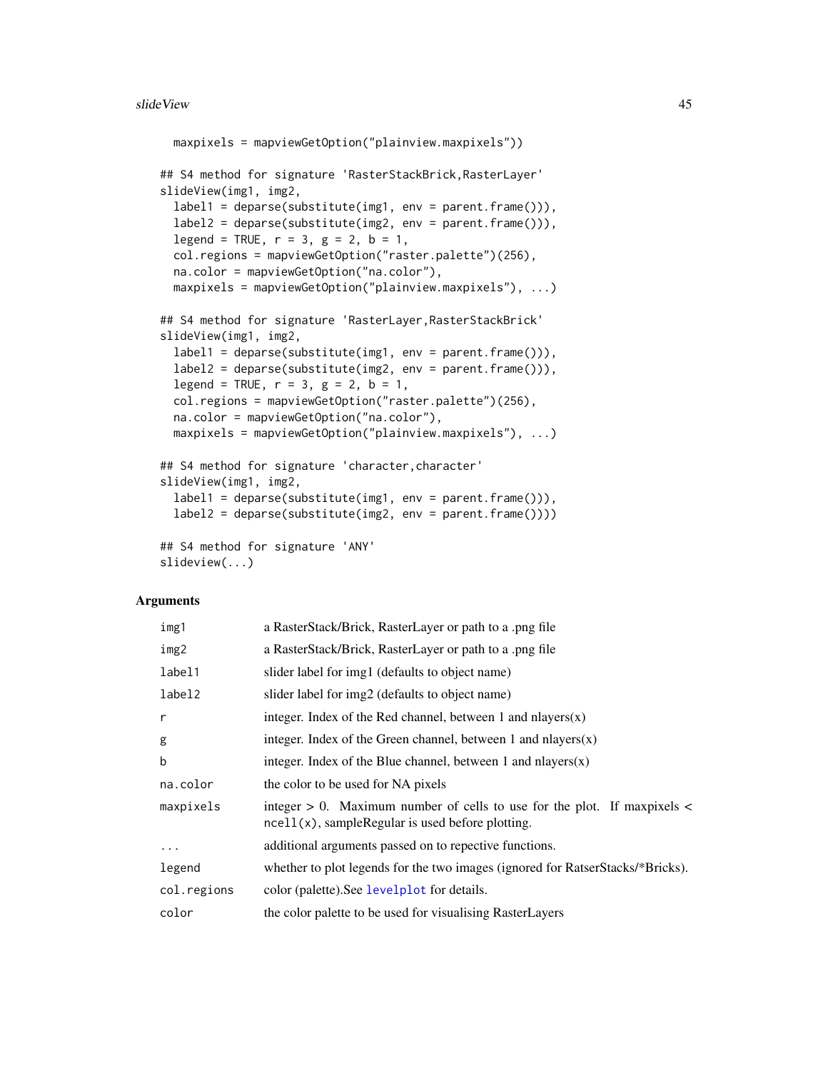```
  maxpixels = mapviewGetOption("plainview.maxpixels"))

## S4 method for signature 'RasterStackBrick,RasterLayer'
slideView(img1, img2,
  label1 = deparse(substitute(img1, env = parent.frame())),
  label2 = deparse(substitute(img2, env = parent.frame())),
  legend = TRUE, r = 3, g = 2, b = 1,
  col.regions = mapviewGetOption("raster.palette")(256),
  na.color = mapviewGetOption("na.color"),
  maxpixels = mapviewGetOption("plainview.maxpixels"), ...)

## S4 method for signature 'RasterLayer,RasterStackBrick'
slideView(img1, img2,
  label1 = deparse(substitute(img1, env = parent.frame())),
  label2 = deparse(substitute(img2, env = parent.frame())),
  legend = TRUE, r = 3, g = 2, b = 1,
  col.regions = mapviewGetOption("raster.palette")(256),
  na.color = mapviewGetOption("na.color"),
  maxpixels = mapviewGetOption("plainview.maxpixels"), ...)

## S4 method for signature 'character,character'
slideView(img1, img2,
  label1 = deparse(substitute(img1, env = parent.frame())),
  label2 = deparse(substitute(img2, env = parent.frame())))

## S4 method for signature 'ANY'
slideview(...)
```

## Arguments

| | |
|---|---|
| `img1` | a RasterStack/Brick, RasterLayer or path to a .png file |
| `img2` | a RasterStack/Brick, RasterLayer or path to a .png file |
| `label1` | slider label for img1 (defaults to object name) |
| `label2` | slider label for img2 (defaults to object name) |
| `r` | integer. Index of the Red channel, between 1 and nlayers(x) |
| `g` | integer. Index of the Green channel, between 1 and nlayers(x) |
| `b` | integer. Index of the Blue channel, between 1 and nlayers(x) |
| `na.color` | the color to be used for NA pixels |
| `maxpixels` | integer > 0. Maximum number of cells to use for the plot. If maxpixels < `ncell(x)`, sampleRegular is used before plotting. |
| `...` | additional arguments passed on to repective functions. |
| `legend` | whether to plot legends for the two images (ignored for RatserStacks/*Bricks). |
| `col.regions` | color (palette).See `levelplot` for details. |
| `color` | the color palette to be used for visualising RasterLayers |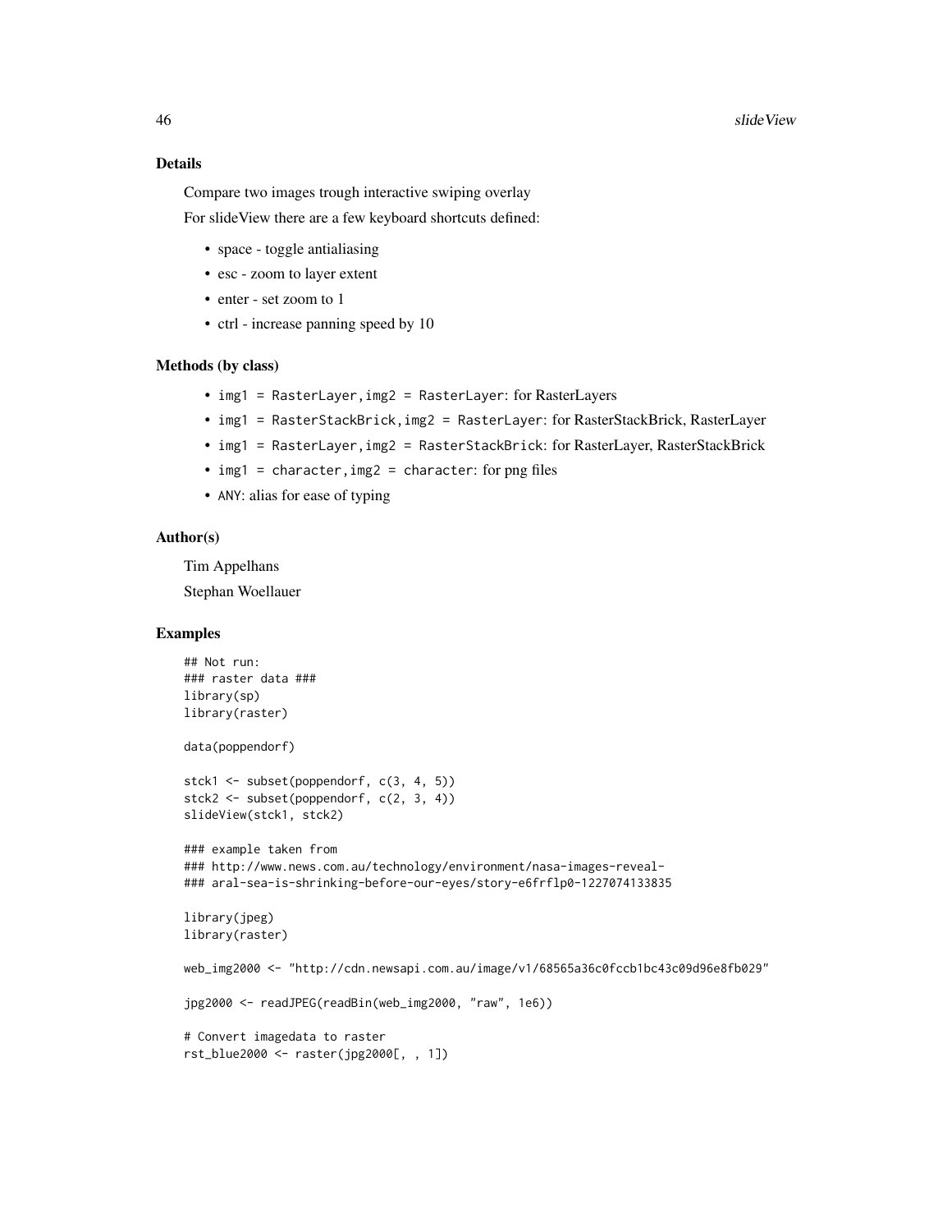## Details

Compare two images trough interactive swiping overlay

For slideView there are a few keyboard shortcuts defined:

- space - toggle antialiasing
- esc - zoom to layer extent
- enter - set zoom to 1
- ctrl - increase panning speed by 10

## Methods (by class)

- `img1 = RasterLayer,img2 = RasterLayer`: for RasterLayers
- `img1 = RasterStackBrick,img2 = RasterLayer`: for RasterStackBrick, RasterLayer
- `img1 = RasterLayer,img2 = RasterStackBrick`: for RasterLayer, RasterStackBrick
- `img1 = character,img2 = character`: for png files
- `ANY`: alias for ease of typing

## Author(s)

Tim Appelhans

Stephan Woellauer

## Examples

```
## Not run:
### raster data ###
library(sp)
library(raster)

data(poppendorf)

stck1 <- subset(poppendorf, c(3, 4, 5))
stck2 <- subset(poppendorf, c(2, 3, 4))
slideView(stck1, stck2)

### example taken from
### http://www.news.com.au/technology/environment/nasa-images-reveal-
### aral-sea-is-shrinking-before-our-eyes/story-e6frflp0-1227074133835

library(jpeg)
library(raster)

web_img2000 <- "http://cdn.newsapi.com.au/image/v1/68565a36c0fccb1bc43c09d96e8fb029"

jpg2000 <- readJPEG(readBin(web_img2000, "raw", 1e6))

# Convert imagedata to raster
rst_blue2000 <- raster(jpg2000[, , 1])
```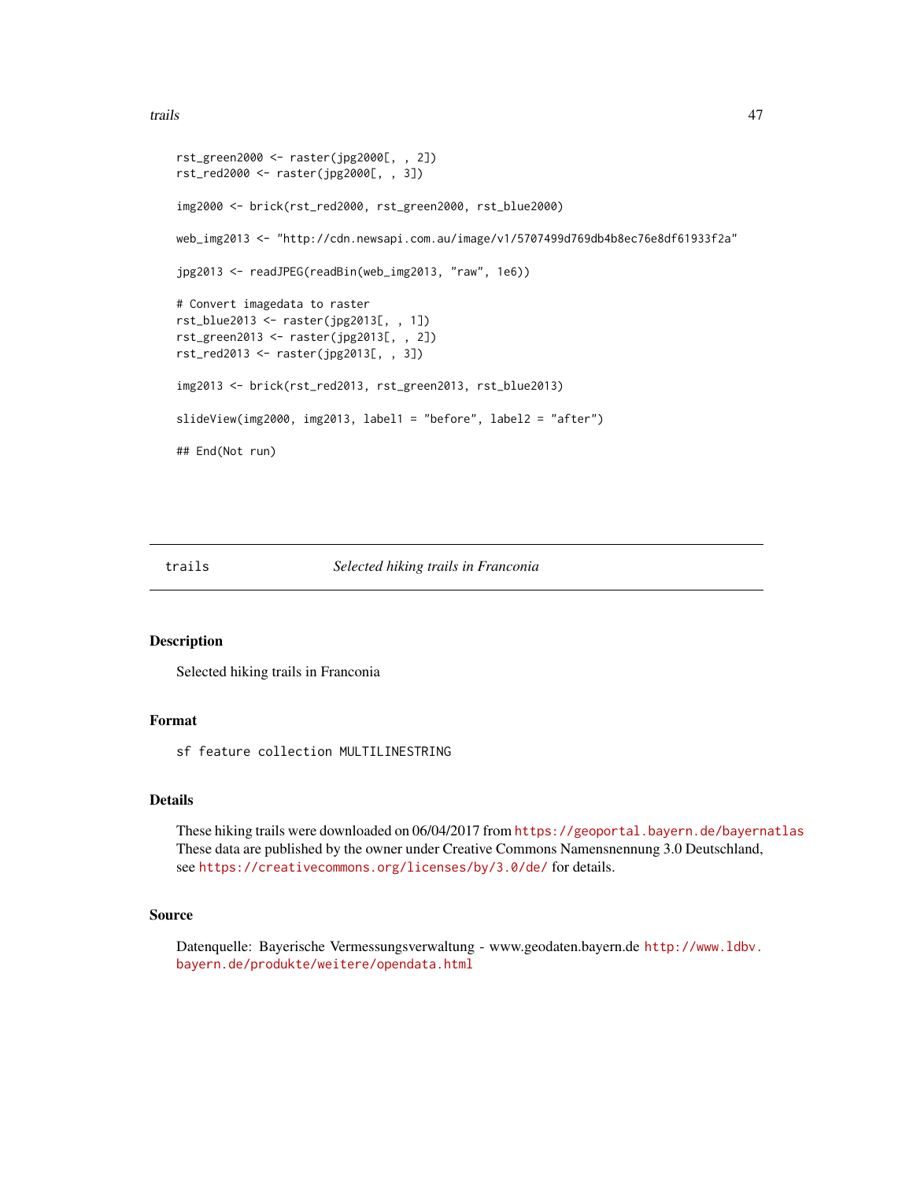```
rst_green2000 <- raster(jpg2000[, , 2])
rst_red2000 <- raster(jpg2000[, , 3])

img2000 <- brick(rst_red2000, rst_green2000, rst_blue2000)

web_img2013 <- "http://cdn.newsapi.com.au/image/v1/5707499d769db4b8ec76e8df61933f2a"

jpg2013 <- readJPEG(readBin(web_img2013, "raw", 1e6))

# Convert imagedata to raster
rst_blue2013 <- raster(jpg2013[, , 1])
rst_green2013 <- raster(jpg2013[, , 2])
rst_red2013 <- raster(jpg2013[, , 3])

img2013 <- brick(rst_red2013, rst_green2013, rst_blue2013)

slideView(img2000, img2013, label1 = "before", label2 = "after")

## End(Not run)
```

---

## trails — *Selected hiking trails in Franconia*

### Description

Selected hiking trails in Franconia

### Format

sf feature collection MULTILINESTRING

### Details

These hiking trails were downloaded on 06/04/2017 from https://geoportal.bayern.de/bayernatlas These data are published by the owner under Creative Commons Namensnennung 3.0 Deutschland, see https://creativecommons.org/licenses/by/3.0/de/ for details.

### Source

Datenquelle: Bayerische Vermessungsverwaltung - www.geodaten.bayern.de http://www.ldbv.bayern.de/produkte/weitere/opendata.html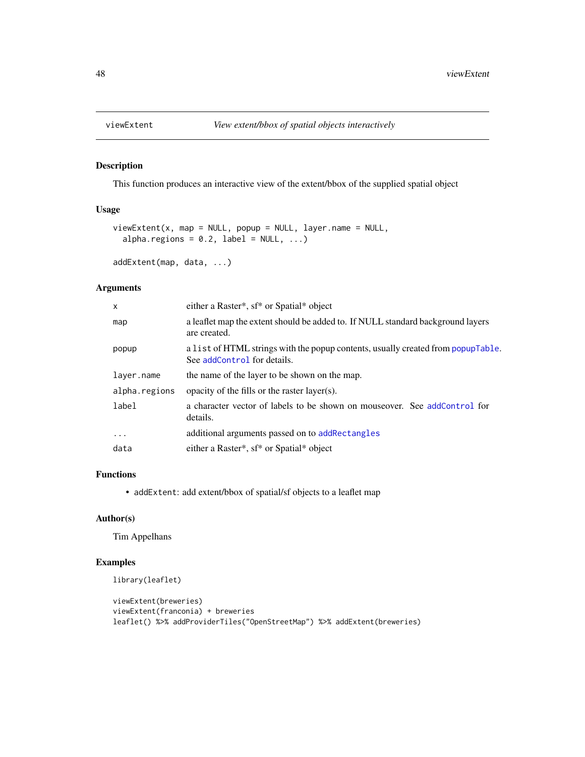## viewExtent — *View extent/bbox of spatial objects interactively*

### Description

This function produces an interactive view of the extent/bbox of the supplied spatial object

### Usage

```
viewExtent(x, map = NULL, popup = NULL, layer.name = NULL,
  alpha.regions = 0.2, label = NULL, ...)

addExtent(map, data, ...)
```

### Arguments

| | |
|---|---|
| x | either a Raster*, sf* or Spatial* object |
| map | a leaflet map the extent should be added to. If NULL standard background layers are created. |
| popup | a `list` of HTML strings with the popup contents, usually created from `popupTable`. See `addControl` for details. |
| layer.name | the name of the layer to be shown on the map. |
| alpha.regions | opacity of the fills or the raster layer(s). |
| label | a character vector of labels to be shown on mouseover. See `addControl` for details. |
| ... | additional arguments passed on to `addRectangles` |
| data | either a Raster*, sf* or Spatial* object |

### Functions

- `addExtent`: add extent/bbox of spatial/sf objects to a leaflet map

### Author(s)

Tim Appelhans

### Examples

```
library(leaflet)

viewExtent(breweries)
viewExtent(franconia) + breweries
leaflet() %>% addProviderTiles("OpenStreetMap") %>% addExtent(breweries)
```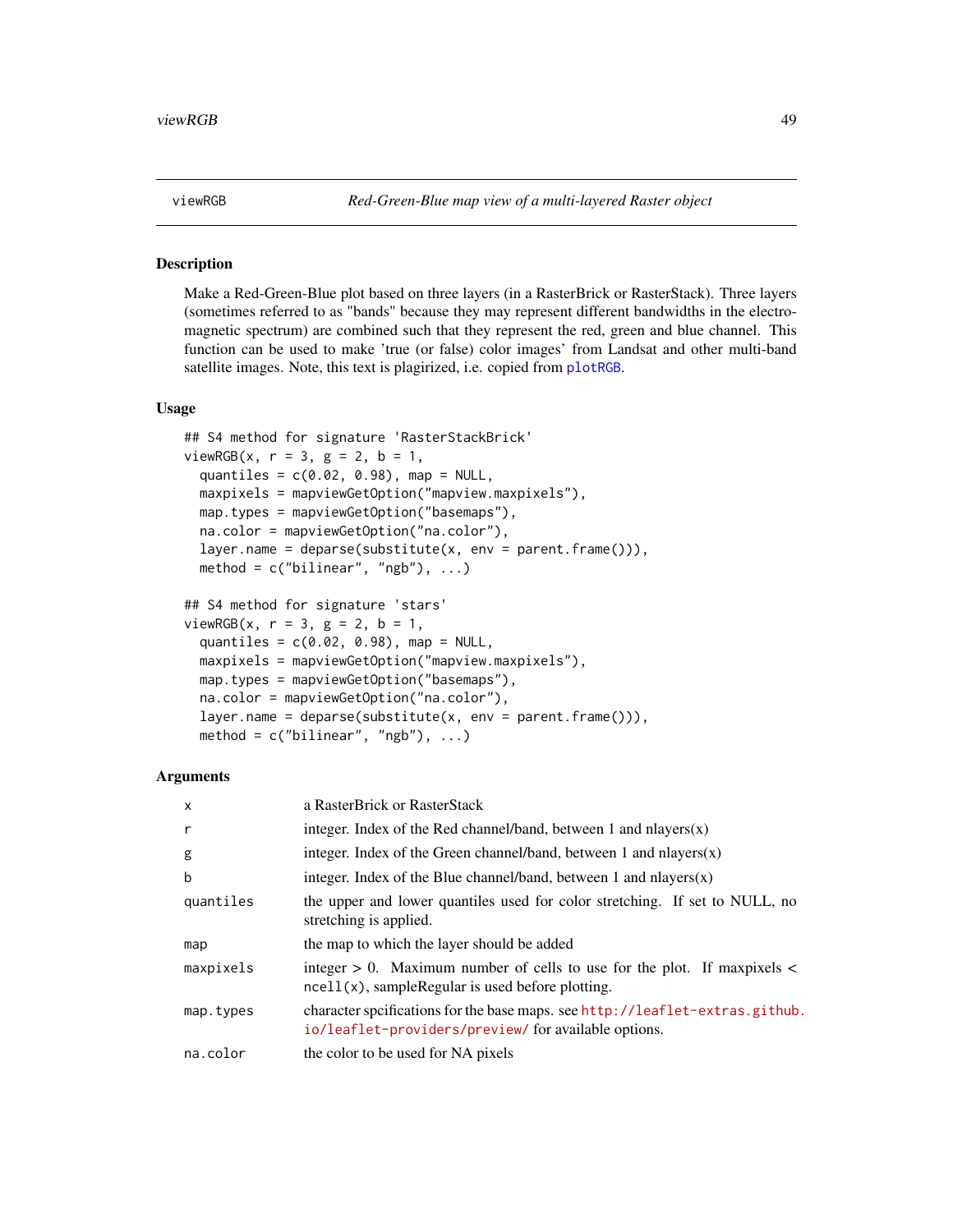viewRGB — *Red-Green-Blue map view of a multi-layered Raster object*

## Description

Make a Red-Green-Blue plot based on three layers (in a RasterBrick or RasterStack). Three layers (sometimes referred to as "bands" because they may represent different bandwidths in the electromagnetic spectrum) are combined such that they represent the red, green and blue channel. This function can be used to make 'true (or false) color images' from Landsat and other multi-band satellite images. Note, this text is plagirized, i.e. copied from plotRGB.

## Usage

```
## S4 method for signature 'RasterStackBrick'
viewRGB(x, r = 3, g = 2, b = 1,
  quantiles = c(0.02, 0.98), map = NULL,
  maxpixels = mapviewGetOption("mapview.maxpixels"),
  map.types = mapviewGetOption("basemaps"),
  na.color = mapviewGetOption("na.color"),
  layer.name = deparse(substitute(x, env = parent.frame())),
  method = c("bilinear", "ngb"), ...)

## S4 method for signature 'stars'
viewRGB(x, r = 3, g = 2, b = 1,
  quantiles = c(0.02, 0.98), map = NULL,
  maxpixels = mapviewGetOption("mapview.maxpixels"),
  map.types = mapviewGetOption("basemaps"),
  na.color = mapviewGetOption("na.color"),
  layer.name = deparse(substitute(x, env = parent.frame())),
  method = c("bilinear", "ngb"), ...)
```

## Arguments

| | |
|---|---|
| x | a RasterBrick or RasterStack |
| r | integer. Index of the Red channel/band, between 1 and nlayers(x) |
| g | integer. Index of the Green channel/band, between 1 and nlayers(x) |
| b | integer. Index of the Blue channel/band, between 1 and nlayers(x) |
| quantiles | the upper and lower quantiles used for color stretching. If set to NULL, no stretching is applied. |
| map | the map to which the layer should be added |
| maxpixels | integer > 0. Maximum number of cells to use for the plot. If maxpixels < ncell(x), sampleRegular is used before plotting. |
| map.types | character spcifications for the base maps. see http://leaflet-extras.github.io/leaflet-providers/preview/ for available options. |
| na.color | the color to be used for NA pixels |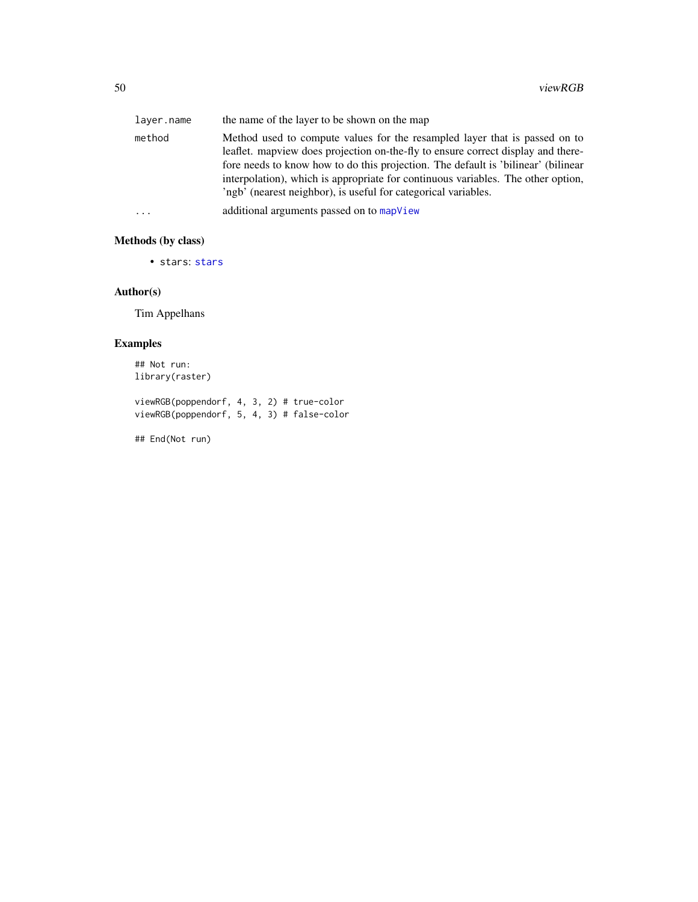| | |
|---|---|
| `layer.name` | the name of the layer to be shown on the map |
| `method` | Method used to compute values for the resampled layer that is passed on to leaflet. mapview does projection on-the-fly to ensure correct display and therefore needs to know how to do this projection. The default is 'bilinear' (bilinear interpolation), which is appropriate for continuous variables. The other option, 'ngb' (nearest neighbor), is useful for categorical variables. |
| `...` | additional arguments passed on to `mapView` |

## Methods (by class)

- `stars`: `stars`

## Author(s)

Tim Appelhans

## Examples

```
## Not run:
library(raster)

viewRGB(poppendorf, 4, 3, 2) # true-color
viewRGB(poppendorf, 5, 4, 3) # false-color

## End(Not run)
```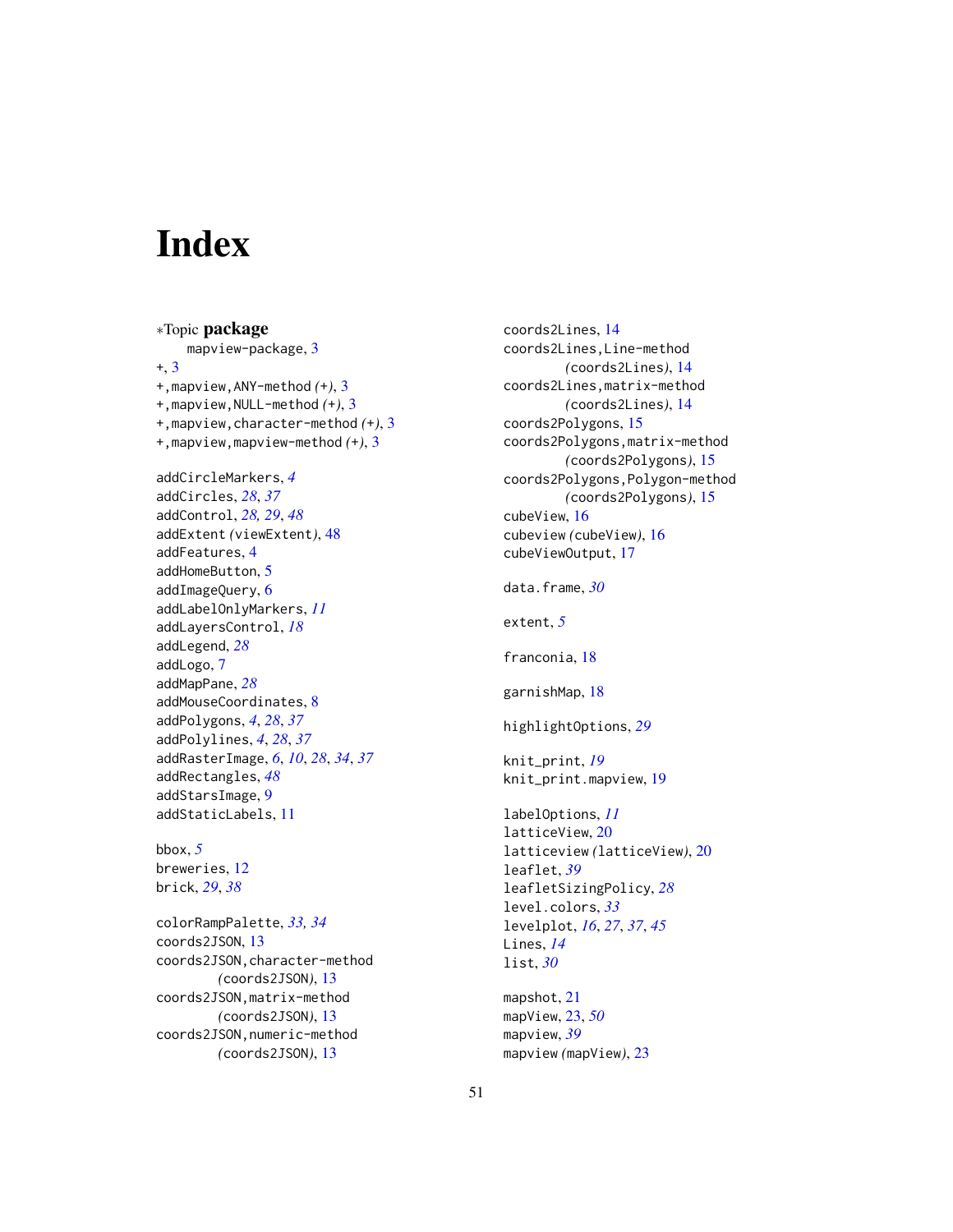# Index

∗Topic **package**

mapview-package, 3

+, 3
+,mapview,ANY-method *(+)*, 3
+,mapview,NULL-method *(+)*, 3
+,mapview,character-method *(+)*, 3
+,mapview,mapview-method *(+)*, 3

addCircleMarkers, *4*
addCircles, *28*, *37*
addControl, *28, 29*, *48*
addExtent *(viewExtent)*, 48
addFeatures, 4
addHomeButton, 5
addImageQuery, 6
addLabelOnlyMarkers, *11*
addLayersControl, *18*
addLegend, *28*
addLogo, 7
addMapPane, *28*
addMouseCoordinates, 8
addPolygons, *4*, *28*, *37*
addPolylines, *4*, *28*, *37*
addRasterImage, *6*, *10*, *28*, *34*, *37*
addRectangles, *48*
addStarsImage, 9
addStaticLabels, 11

bbox, *5*
breweries, 12
brick, *29*, *38*

colorRampPalette, *33, 34*
coords2JSON, 13
coords2JSON,character-method *(coords2JSON)*, 13
coords2JSON,matrix-method *(coords2JSON)*, 13
coords2JSON,numeric-method *(coords2JSON)*, 13

coords2Lines, 14
coords2Lines,Line-method *(coords2Lines)*, 14
coords2Lines,matrix-method *(coords2Lines)*, 14
coords2Polygons, 15
coords2Polygons,matrix-method *(coords2Polygons)*, 15
coords2Polygons,Polygon-method *(coords2Polygons)*, 15
cubeView, 16
cubeview *(cubeView)*, 16
cubeViewOutput, 17

data.frame, *30*

extent, *5*

franconia, 18

garnishMap, 18

highlightOptions, *29*

knit_print, *19*
knit_print.mapview, 19

labelOptions, *11*
latticeView, 20
latticeview *(latticeView)*, 20
leaflet, *39*
leafletSizingPolicy, *28*
level.colors, *33*
levelplot, *16*, *27*, *37*, *45*
Lines, *14*
list, *30*

mapshot, 21
mapView, 23, *50*
mapview, *39*
mapview *(mapView)*, 23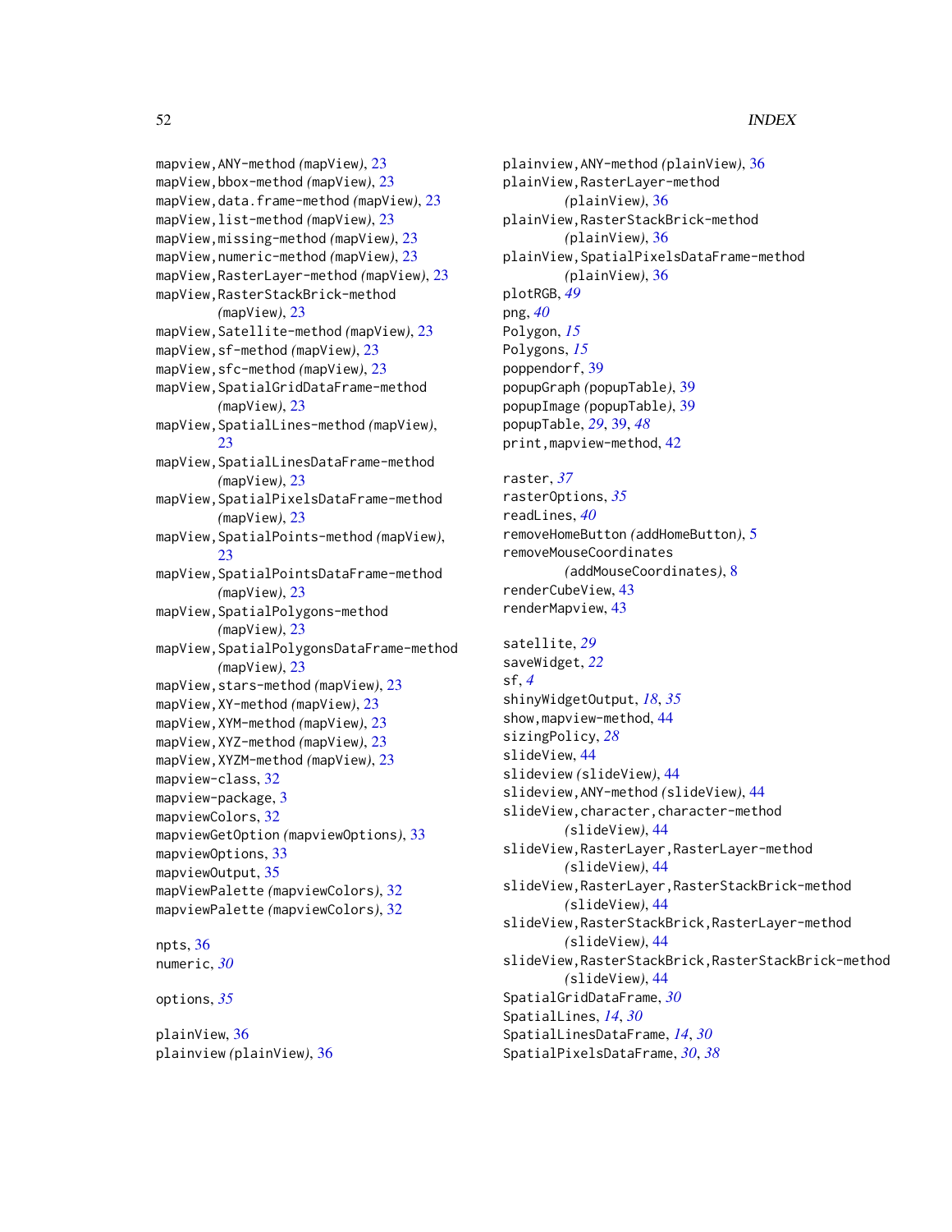mapview,ANY-method *(mapView)*, 23
mapView,bbox-method *(mapView)*, 23
mapView,data.frame-method *(mapView)*, 23
mapView,list-method *(mapView)*, 23
mapView,missing-method *(mapView)*, 23
mapView,numeric-method *(mapView)*, 23
mapView,RasterLayer-method *(mapView)*, 23
mapView,RasterStackBrick-method *(mapView)*, 23
mapView,Satellite-method *(mapView)*, 23
mapView,sf-method *(mapView)*, 23
mapView,sfc-method *(mapView)*, 23
mapView,SpatialGridDataFrame-method *(mapView)*, 23
mapView,SpatialLines-method *(mapView)*, 23
mapView,SpatialLinesDataFrame-method *(mapView)*, 23
mapView,SpatialPixelsDataFrame-method *(mapView)*, 23
mapView,SpatialPoints-method *(mapView)*, 23
mapView,SpatialPointsDataFrame-method *(mapView)*, 23
mapView,SpatialPolygons-method *(mapView)*, 23
mapView,SpatialPolygonsDataFrame-method *(mapView)*, 23
mapView,stars-method *(mapView)*, 23
mapView,XY-method *(mapView)*, 23
mapView,XYM-method *(mapView)*, 23
mapView,XYZ-method *(mapView)*, 23
mapView,XYZM-method *(mapView)*, 23
mapview-class, 32
mapview-package, 3
mapviewColors, 32
mapviewGetOption *(mapviewOptions)*, 33
mapviewOptions, 33
mapviewOutput, 35
mapViewPalette *(mapviewColors)*, 32
mapviewPalette *(mapviewColors)*, 32

npts, 36
numeric, *30*

options, *35*

plainView, 36
plainview *(plainView)*, 36
plainview,ANY-method *(plainView)*, 36
plainView,RasterLayer-method *(plainView)*, 36
plainView,RasterStackBrick-method *(plainView)*, 36
plainView,SpatialPixelsDataFrame-method *(plainView)*, 36
plotRGB, *49*
png, *40*
Polygon, *15*
Polygons, *15*
poppendorf, 39
popupGraph *(popupTable)*, 39
popupImage *(popupTable)*, 39
popupTable, *29*, 39, *48*
print,mapview-method, 42

raster, *37*
rasterOptions, *35*
readLines, *40*
removeHomeButton *(addHomeButton)*, 5
removeMouseCoordinates *(addMouseCoordinates)*, 8
renderCubeView, 43
renderMapview, 43

satellite, *29*
saveWidget, *22*
sf, *4*
shinyWidgetOutput, *18*, *35*
show,mapview-method, 44
sizingPolicy, *28*
slideView, 44
slideview *(slideView)*, 44
slideview,ANY-method *(slideView)*, 44
slideView,character,character-method *(slideView)*, 44
slideView,RasterLayer,RasterLayer-method *(slideView)*, 44
slideView,RasterLayer,RasterStackBrick-method *(slideView)*, 44
slideView,RasterStackBrick,RasterLayer-method *(slideView)*, 44
slideView,RasterStackBrick,RasterStackBrick-method *(slideView)*, 44
SpatialGridDataFrame, *30*
SpatialLines, *14*, *30*
SpatialLinesDataFrame, *14*, *30*
SpatialPixelsDataFrame, *30*, *38*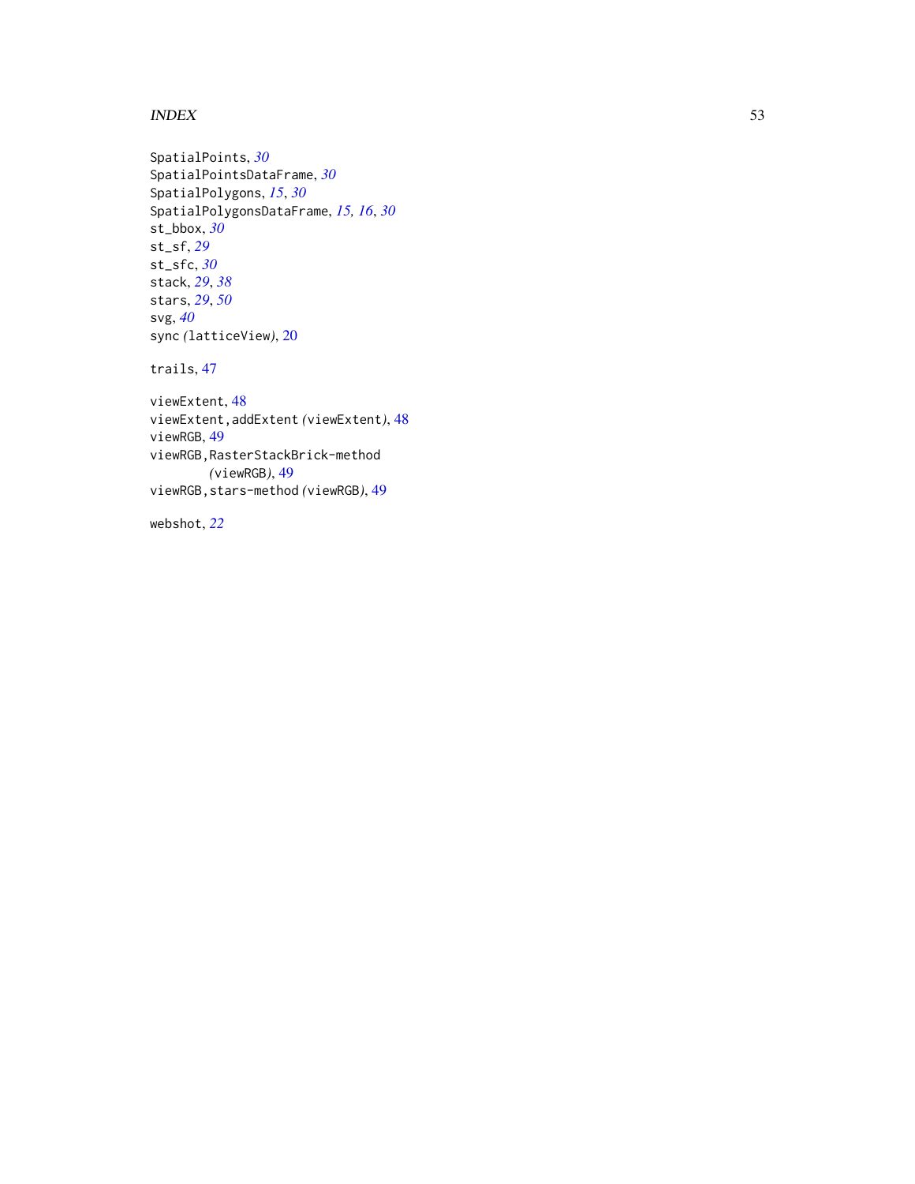SpatialPoints, *30*
SpatialPointsDataFrame, *30*
SpatialPolygons, *15*, *30*
SpatialPolygonsDataFrame, *15, 16*, *30*
st_bbox, *30*
st_sf, *29*
st_sfc, *30*
stack, *29*, *38*
stars, *29*, *50*
svg, *40*
sync *(*latticeView*)*, 20

trails, 47

viewExtent, 48
viewExtent,addExtent *(*viewExtent*)*, 48
viewRGB, 49
viewRGB,RasterStackBrick-method
        *(*viewRGB*)*, 49
viewRGB,stars-method *(*viewRGB*)*, 49

webshot, *22*